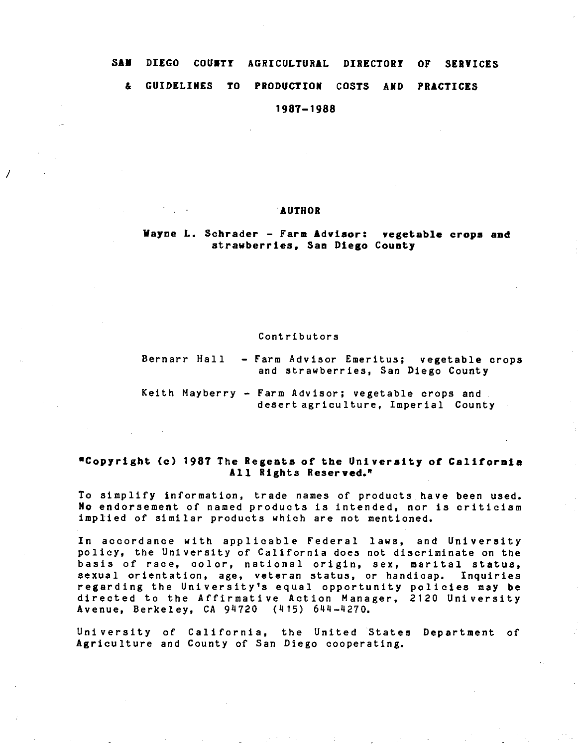# SAN DIEGO COUNTY AGRICULTURAL DIRECTORY OF SERVICES & GUIDELINES TO PRODUCTION COSTS AND PRACTICES

## 1987-1988

### AUTHOR

**Wayne L. Schrader - Farm Advisor: vegetable crops and strawberries, San Diego County**

### Contributors

Bernarr Hall - Farm Advisor Emeritus; vegetable crops and strawberries, San Diego County

Keith Mayberry - Farm Advisor; vegetable crops and desert agriculture, Imperial County

**"Copyright (c) 1987 The Regents of the University of California All Rights Reserved."**

To simplify information, trade names of products have been used. No endorsement of named products is intended, nor is criticism implied of similar products which are not mentioned.

In accordance with applicable Federal laws, and University policy, the University of California does not discriminate on the basis of race, color, national origin, sex, marital status, sexual orientation, age, veteran status, or handicap. Inquiries regarding the University's equal opportunity policies may be directed to the Affirmative Action Manager, 2120 University Avenue, Berkeley, CA 94720 (415) 644-4270.

University of California, the United States Department of Agriculture and County of San Diego cooperating.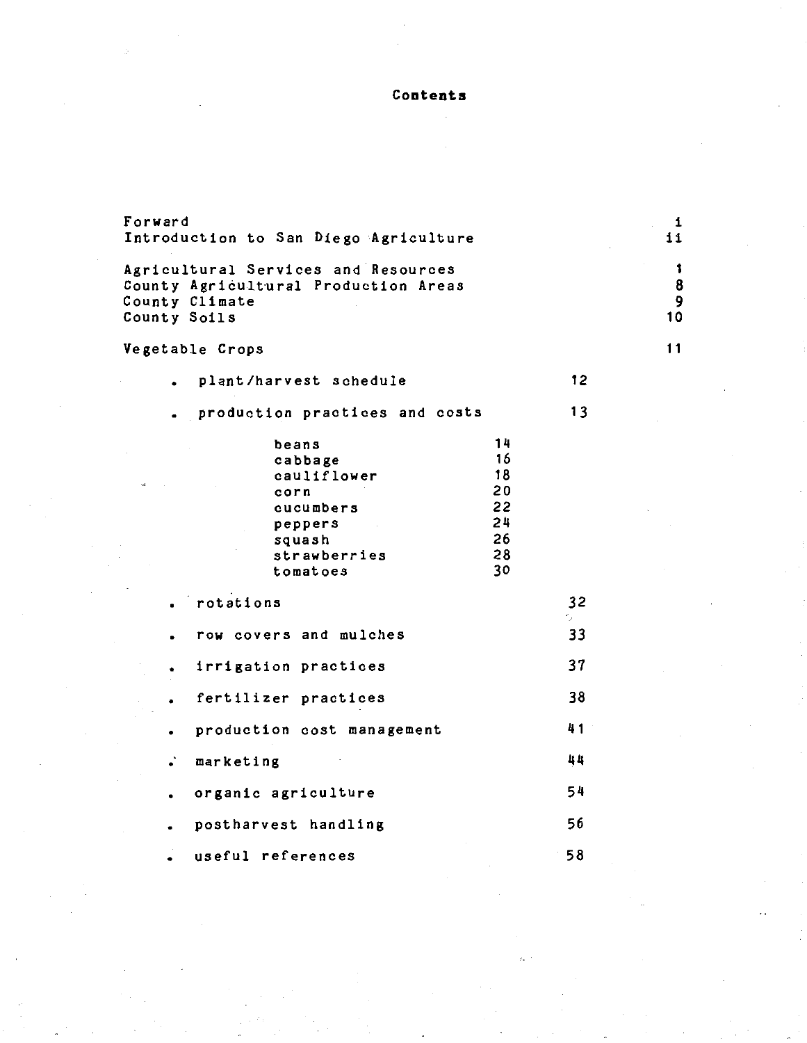# Contents

| | | | |
|---|---|---|---|
| Forward | | | i |
| Introduction to San Diego Agriculture | | | ii |
| Agricultural Services and Resources | | | 1 |
| County Agricultural Production Areas | | | 8 |
| County Climate | | | 9 |
| County Soils | | | 10 |
| Vegetable Crops | | | 11 |
| • plant/harvest schedule | | 12 | |
| • production practices and costs | | 13 | |
| beans | 14 | | |
| cabbage | 16 | | |
| cauliflower | 18 | | |
| corn | 20 | | |
| cucumbers | 22 | | |
| peppers | 24 | | |
| squash | 26 | | |
| strawberries | 28 | | |
| tomatoes | 30 | | |
| • rotations | | 32 | |
| • row covers and mulches | | 33 | |
| • irrigation practices | | 37 | |
| • fertilizer practices | | 38 | |
| • production cost management | | 41 | |
| • marketing | | 44 | |
| • organic agriculture | | 54 | |
| • postharvest handling | | 56 | |
| • useful references | | 58 | |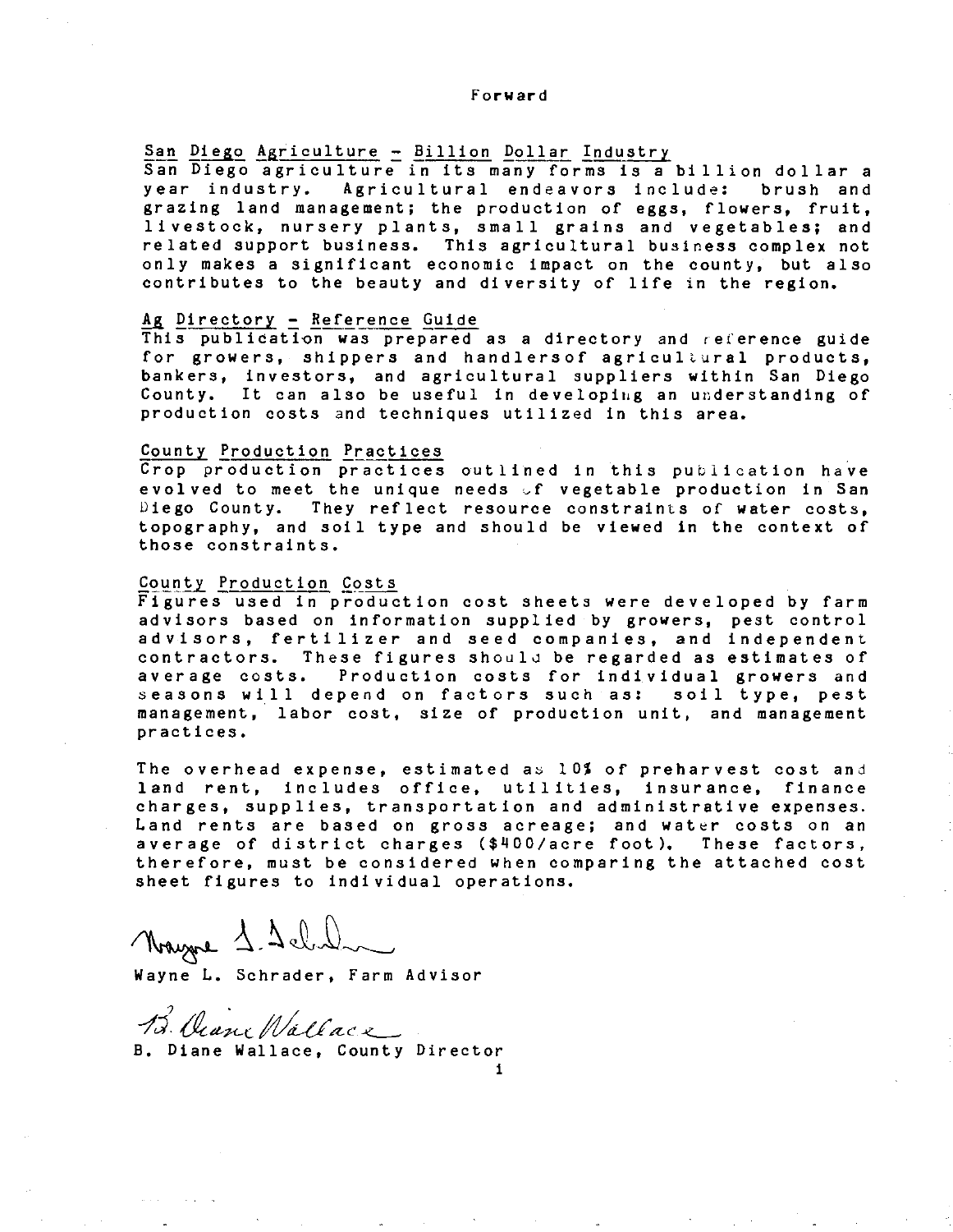# Forward

## San Diego Agriculture - Billion Dollar Industry

San Diego agriculture in its many forms is a billion dollar a year industry. Agricultural endeavors include: brush and grazing land management; the production of eggs, flowers, fruit, livestock, nursery plants, small grains and vegetables; and related support business. This agricultural business complex not only makes a significant economic impact on the county, but also contributes to the beauty and diversity of life in the region.

## Ag Directory - Reference Guide

This publication was prepared as a directory and reference guide for growers, shippers and handlersof agricultural products, bankers, investors, and agricultural suppliers within San Diego County. It can also be useful in developing an understanding of production costs and techniques utilized in this area.

## County Production Practices

Crop production practices outlined in this publication have evolved to meet the unique needs of vegetable production in San Diego County. They reflect resource constraints of water costs, topography, and soil type and should be viewed in the context of those constraints.

## County Production Costs

Figures used in production cost sheets were developed by farm advisors based on information supplied by growers, pest control advisors, fertilizer and seed companies, and independent contractors. These figures should be regarded as estimates of average costs. Production costs for individual growers and seasons will depend on factors such as: soil type, pest management, labor cost, size of production unit, and management practices.

The overhead expense, estimated as 10% of preharvest cost and land rent, includes office, utilities, insurance, finance charges, supplies, transportation and administrative expenses. Land rents are based on gross acreage; and water costs on an average of district charges ($400/acre foot). These factors, therefore, must be considered when comparing the attached cost sheet figures to individual operations.

Wayne L. Schrader, Farm Advisor

B. Diane Wallace, County Director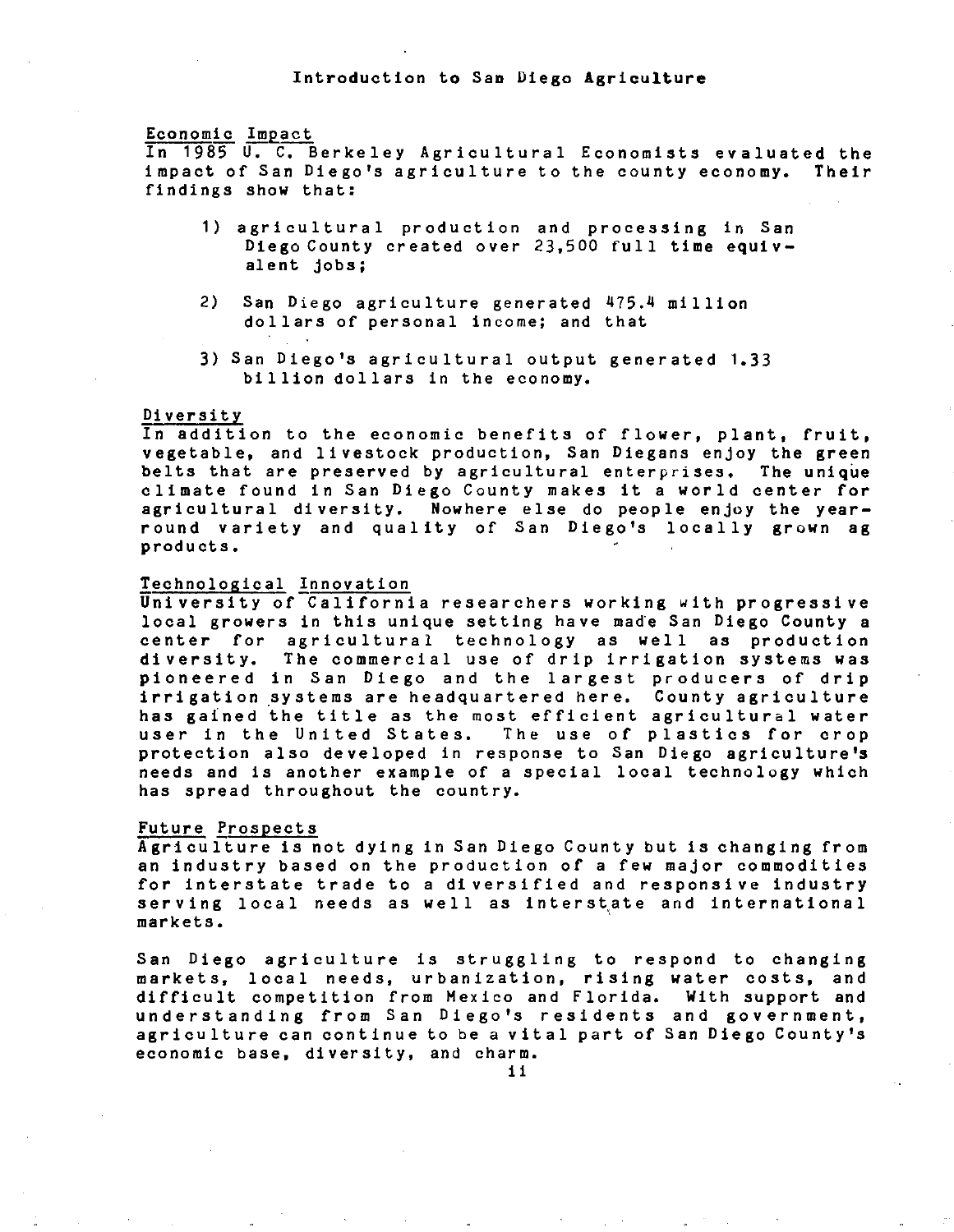# Introduction to San Diego Agriculture

## Economic Impact

In 1985 U. C. Berkeley Agricultural Economists evaluated the impact of San Diego's agriculture to the county economy. Their findings show that:

1) agricultural production and processing in San Diego County created over 23,500 full time equivalent jobs;

2) San Diego agriculture generated 475.4 million dollars of personal income; and that

3) San Diego's agricultural output generated 1.33 billion dollars in the economy.

## Diversity

In addition to the economic benefits of flower, plant, fruit, vegetable, and livestock production, San Diegans enjoy the green belts that are preserved by agricultural enterprises. The unique climate found in San Diego County makes it a world center for agricultural diversity. Nowhere else do people enjoy the year-round variety and quality of San Diego's locally grown ag products.

## Technological Innovation

University of California researchers working with progressive local growers in this unique setting have made San Diego County a center for agricultural technology as well as production diversity. The commercial use of drip irrigation systems was pioneered in San Diego and the largest producers of drip irrigation systems are headquartered here. County agriculture has gained the title as the most efficient agricultural water user in the United States. The use of plastics for crop protection also developed in response to San Diego agriculture's needs and is another example of a special local technology which has spread throughout the country.

## Future Prospects

Agriculture is not dying in San Diego County but is changing from an industry based on the production of a few major commodities for interstate trade to a diversified and responsive industry serving local needs as well as interstate and international markets.

San Diego agriculture is struggling to respond to changing markets, local needs, urbanization, rising water costs, and difficult competition from Mexico and Florida. With support and understanding from San Diego's residents and government, agriculture can continue to be a vital part of San Diego County's economic base, diversity, and charm.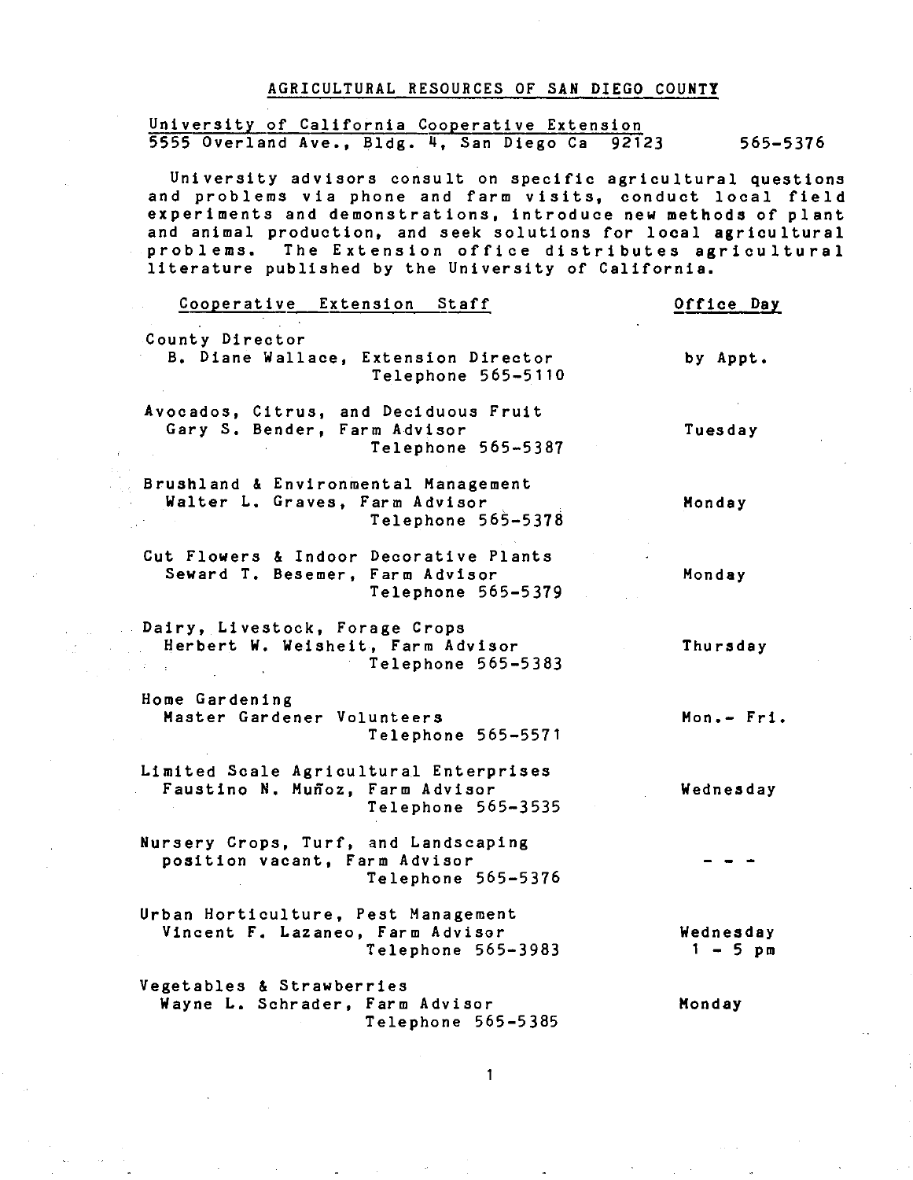# AGRICULTURAL RESOURCES OF SAN DIEGO COUNTY

## University of California Cooperative Extension

5555 Overland Ave., Bldg. 4, San Diego Ca 92123 — 565-5376

University advisors consult on specific agricultural questions and problems via phone and farm visits, conduct local field experiments and demonstrations, introduce new methods of plant and animal production, and seek solutions for local agricultural problems. The Extension office distributes agricultural literature published by the University of California.

| Cooperative Extension Staff | Office Day |
|---|---|
| **County Director**<br>B. Diane Wallace, Extension Director<br>Telephone 565-5110 | by Appt. |
| **Avocados, Citrus, and Deciduous Fruit**<br>Gary S. Bender, Farm Advisor<br>Telephone 565-5387 | Tuesday |
| **Brushland & Environmental Management**<br>Walter L. Graves, Farm Advisor<br>Telephone 565-5378 | Monday |
| **Cut Flowers & Indoor Decorative Plants**<br>Seward T. Besemer, Farm Advisor<br>Telephone 565-5379 | Monday |
| **Dairy, Livestock, Forage Crops**<br>Herbert W. Weisheit, Farm Advisor<br>Telephone 565-5383 | Thursday |
| **Home Gardening**<br>Master Gardener Volunteers<br>Telephone 565-5571 | Mon.- Fri. |
| **Limited Scale Agricultural Enterprises**<br>Faustino N. Muñoz, Farm Advisor<br>Telephone 565-3535 | Wednesday |
| **Nursery Crops, Turf, and Landscaping**<br>position vacant, Farm Advisor<br>Telephone 565-5376 | - - - |
| **Urban Horticulture, Pest Management**<br>Vincent F. Lazaneo, Farm Advisor<br>Telephone 565-3983 | Wednesday<br>1 - 5 pm |
| **Vegetables & Strawberries**<br>Wayne L. Schrader, Farm Advisor<br>Telephone 565-5385 | Monday |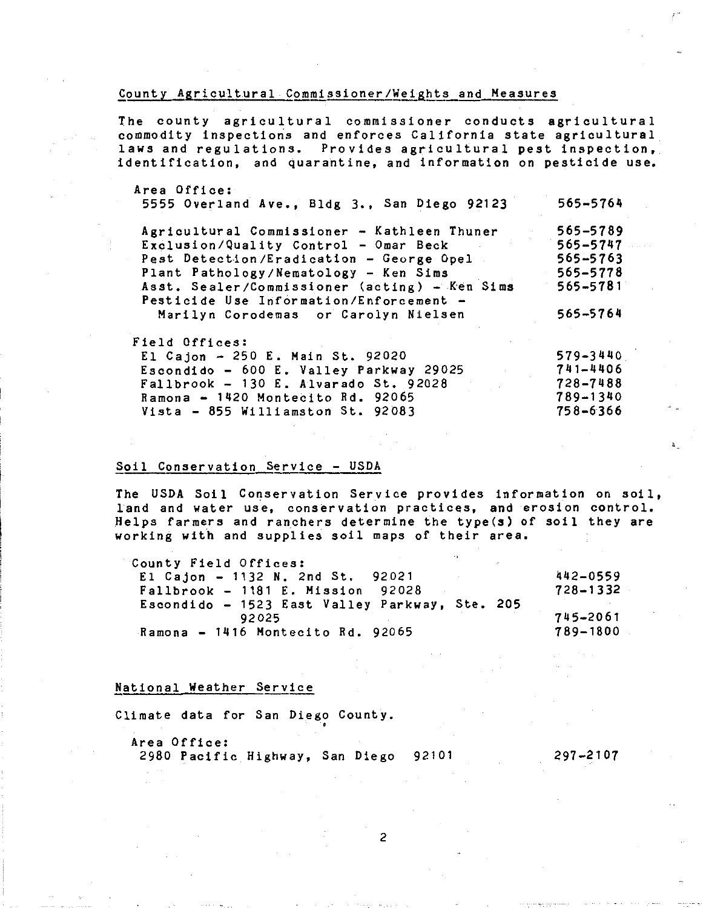## County Agricultural Commissioner/Weights and Measures

The county agricultural commissioner conducts agricultural commodity inspections and enforces California state agricultural laws and regulations. Provides agricultural pest inspection, identification, and quarantine, and information on pesticide use.

Area Office:

| | |
|---|---|
| 5555 Overland Ave., Bldg 3., San Diego 92123 | 565-5764 |
| Agricultural Commissioner - Kathleen Thuner | 565-5789 |
| Exclusion/Quality Control - Omar Beck | 565-5747 |
| Pest Detection/Eradication - George Opel | 565-5763 |
| Plant Pathology/Nematology - Ken Sims | 565-5778 |
| Asst. Sealer/Commissioner (acting) - Ken Sims | 565-5781 |
| Pesticide Use Information/Enforcement - Marilyn Corodemas or Carolyn Nielsen | 565-5764 |

Field Offices:

| | |
|---|---|
| El Cajon - 250 E. Main St. 92020 | 579-3440 |
| Escondido - 600 E. Valley Parkway 29025 | 741-4406 |
| Fallbrook - 130 E. Alvarado St. 92028 | 728-7488 |
| Ramona - 1420 Montecito Rd. 92065 | 789-1340 |
| Vista - 855 Williamston St. 92083 | 758-6366 |

## Soil Conservation Service - USDA

The USDA Soil Conservation Service provides information on soil, land and water use, conservation practices, and erosion control. Helps farmers and ranchers determine the type(s) of soil they are working with and supplies soil maps of their area.

County Field Offices:

| | |
|---|---|
| El Cajon - 1132 N. 2nd St. 92021 | 442-0559 |
| Fallbrook - 1181 E. Mission 92028 | 728-1332 |
| Escondido - 1523 East Valley Parkway, Ste. 205 92025 | 745-2061 |
| Ramona - 1416 Montecito Rd. 92065 | 789-1800 |

## National Weather Service

Climate data for San Diego County.

Area Office:

| | |
|---|---|
| 2980 Pacific Highway, San Diego 92101 | 297-2107 |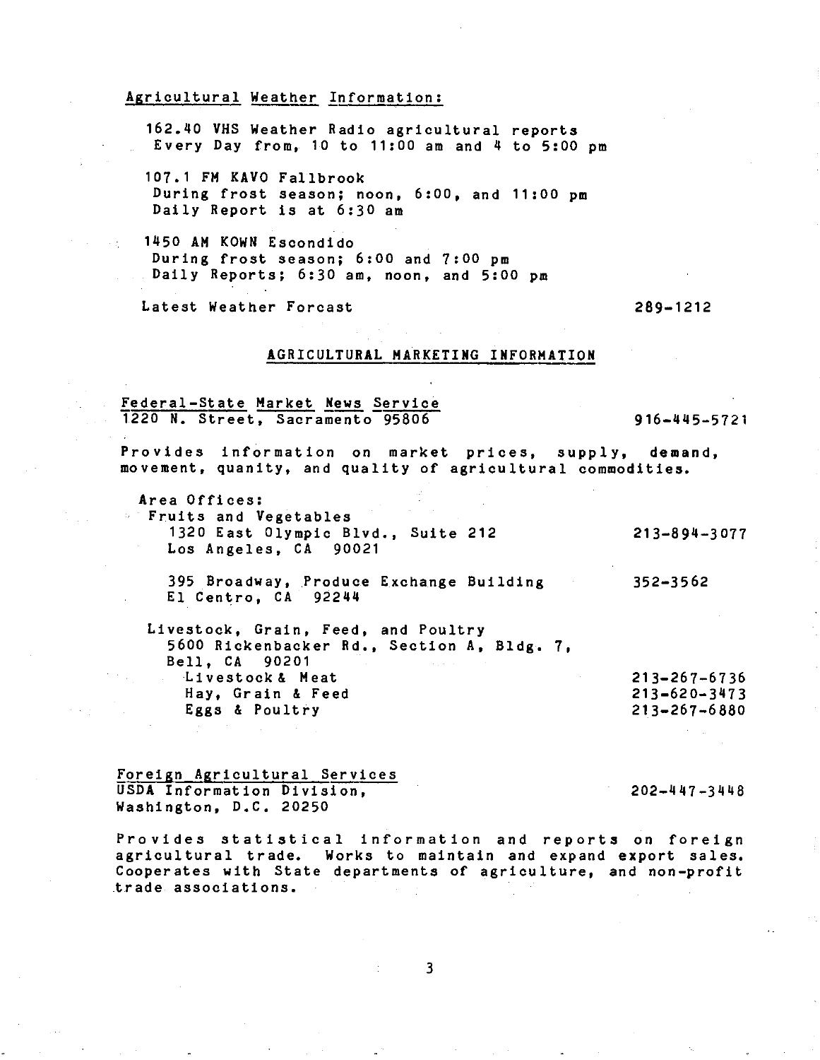Agricultural Weather Information:

162.40 VHS Weather Radio agricultural reports
Every Day from, 10 to 11:00 am and 4 to 5:00 pm

107.1 FM KAVO Fallbrook
During frost season; noon, 6:00, and 11:00 pm
Daily Report is at 6:30 am

1450 AM KOWN Escondido
During frost season; 6:00 and 7:00 pm
Daily Reports; 6:30 am, noon, and 5:00 pm

Latest Weather Forcast 289-1212

## AGRICULTURAL MARKETING INFORMATION

Federal-State Market News Service
1220 N. Street, Sacramento 95806 916-445-5721

Provides information on market prices, supply, demand, movement, quanity, and quality of agricultural commodities.

Area Offices:

Fruits and Vegetables

1320 East Olympic Blvd., Suite 212
Los Angeles, CA 90021 213-894-3077

395 Broadway, Produce Exchange Building
El Centro, CA 92244 352-3562

Livestock, Grain, Feed, and Poultry
5600 Rickenbacker Rd., Section A, Bldg. 7,
Bell, CA 90201

- Livestock & Meat 213-267-6736
- Hay, Grain & Feed 213-620-3473
- Eggs & Poultry 213-267-6880

Foreign Agricultural Services
USDA Information Division,
Washington, D.C. 20250 202-447-3448

Provides statistical information and reports on foreign agricultural trade. Works to maintain and expand export sales. Cooperates with State departments of agriculture, and non-profit trade associations.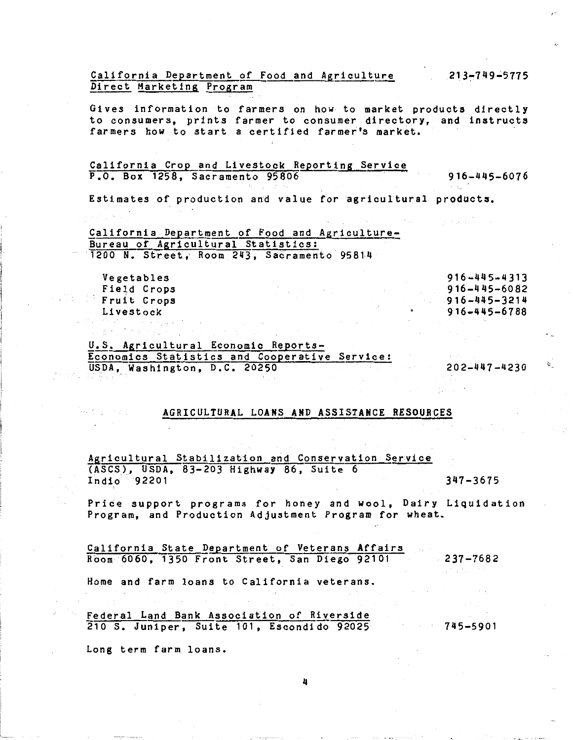California Department of Food and Agriculture Direct Marketing Program — 213-749-5775

Gives information to farmers on how to market products directly to consumers, prints farmer to consumer directory, and instructs farmers how to start a certified farmer's market.

California Crop and Livestock Reporting Service
P.O. Box 1258, Sacramento 95806 — 916-445-6076

Estimates of production and value for agricultural products.

California Department of Food and Agriculture-Bureau of Agricultural Statistics:
1200 N. Street, Room 243, Sacramento 95814

| | |
|---|---|
| Vegetables | 916-445-4313 |
| Field Crops | 916-445-6082 |
| Fruit Crops | 916-445-3214 |
| Livestock | 916-445-6788 |

U.S. Agricultural Economic Reports-Economics Statistics and Cooperative Service:
USDA, Washington, D.C. 20250 — 202-447-4230

## AGRICULTURAL LOANS AND ASSISTANCE RESOURCES

Agricultural Stabilization and Conservation Service (ASCS), USDA, 83-203 Highway 86, Suite 6
Indio 92201 — 347-3675

Price support programs for honey and wool, Dairy Liquidation Program, and Production Adjustment Program for wheat.

California State Department of Veterans Affairs
Room 6060, 1350 Front Street, San Diego 92101 — 237-7682

Home and farm loans to California veterans.

Federal Land Bank Association of Riverside
210 S. Juniper, Suite 101, Escondido 92025 — 745-5901

Long term farm loans.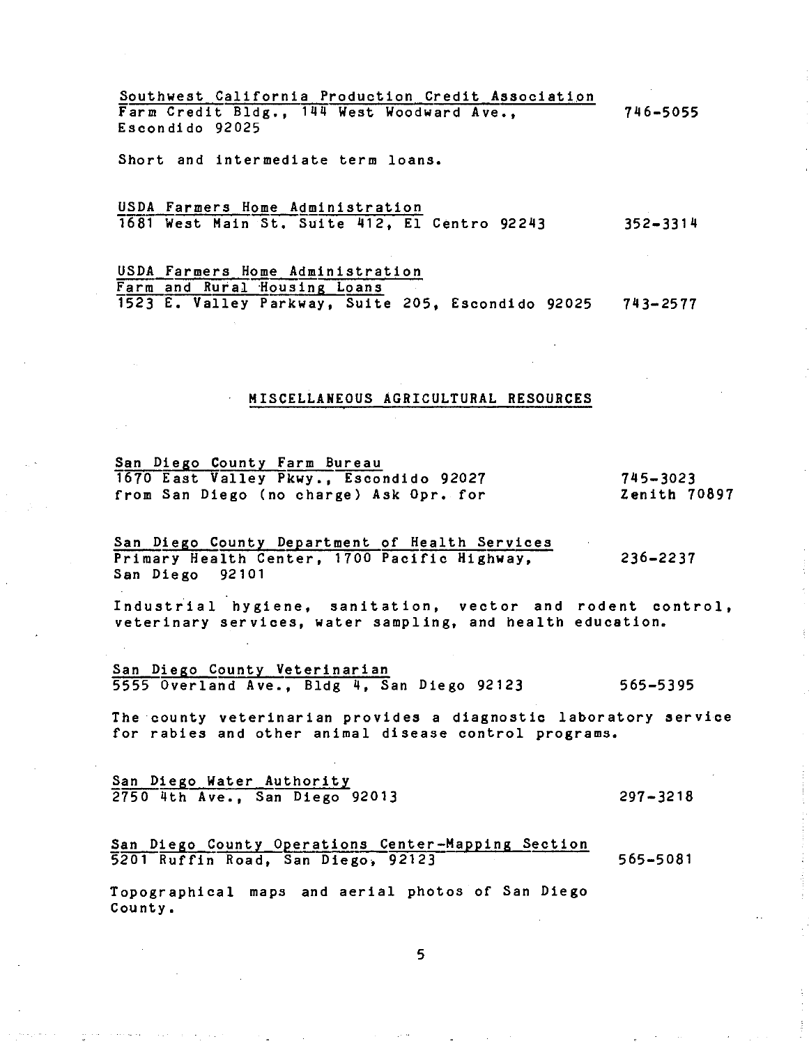Southwest California Production Credit Association
Farm Credit Bldg., 144 West Woodward Ave., Escondido 92025 — 746-5055

Short and intermediate term loans.

USDA Farmers Home Administration
1681 West Main St. Suite 412, El Centro 92243 — 352-3314

USDA Farmers Home Administration
Farm and Rural Housing Loans
1523 E. Valley Parkway, Suite 205, Escondido 92025 — 743-2577

## MISCELLANEOUS AGRICULTURAL RESOURCES

San Diego County Farm Bureau
1670 East Valley Pkwy., Escondido 92027 — 745-3023
from San Diego (no charge) Ask Opr. for — Zenith 70897

San Diego County Department of Health Services
Primary Health Center, 1700 Pacific Highway, San Diego 92101 — 236-2237

Industrial hygiene, sanitation, vector and rodent control, veterinary services, water sampling, and health education.

San Diego County Veterinarian
5555 Overland Ave., Bldg 4, San Diego 92123 — 565-5395

The county veterinarian provides a diagnostic laboratory service for rabies and other animal disease control programs.

San Diego Water Authority
2750 4th Ave., San Diego 92013 — 297-3218

San Diego County Operations Center-Mapping Section
5201 Ruffin Road, San Diego, 92123 — 565-5081

Topographical maps and aerial photos of San Diego County.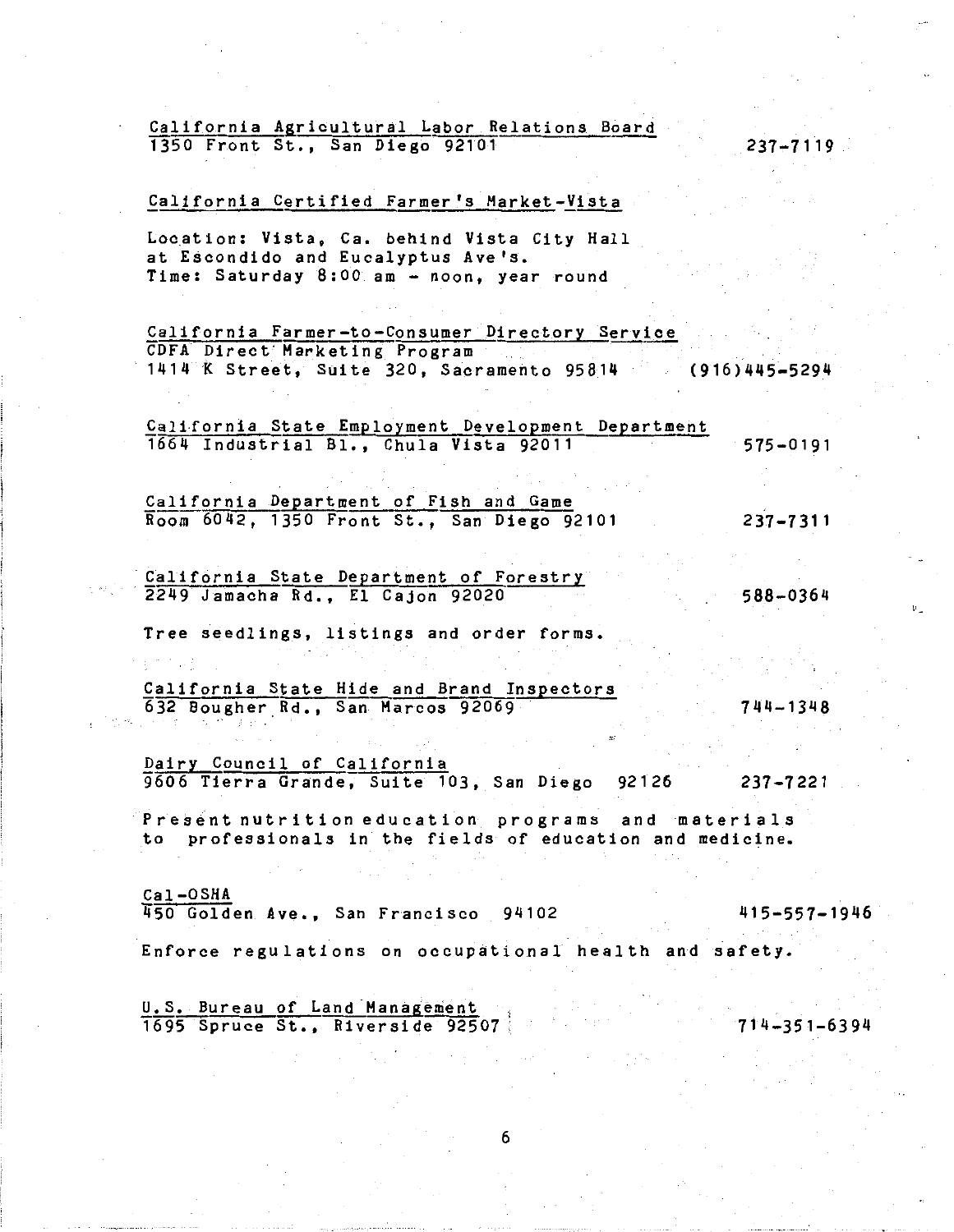California Agricultural Labor Relations Board
1350 Front St., San Diego 92101 237-7119

California Certified Farmer's Market-Vista

Location: Vista, Ca. behind Vista City Hall
at Escondido and Eucalyptus Ave's.
Time: Saturday 8:00 am - noon, year round

California Farmer-to-Consumer Directory Service
CDFA Direct Marketing Program
1414 K Street, Suite 320, Sacramento 95814 (916)445-5294

California State Employment Development Department
1664 Industrial Bl., Chula Vista 92011 575-0191

California Department of Fish and Game
Room 6042, 1350 Front St., San Diego 92101 237-7311

California State Department of Forestry
2249 Jamacha Rd., El Cajon 92020 588-0364

Tree seedlings, listings and order forms.

California State Hide and Brand Inspectors
632 Bougher Rd., San Marcos 92069 744-1348

Dairy Council of California
9606 Tierra Grande, Suite 103, San Diego 92126 237-7221

Present nutrition education programs and materials to professionals in the fields of education and medicine.

Cal-OSHA
450 Golden Ave., San Francisco 94102 415-557-1946

Enforce regulations on occupational health and safety.

U.S. Bureau of Land Management
1695 Spruce St., Riverside 92507 714-351-6394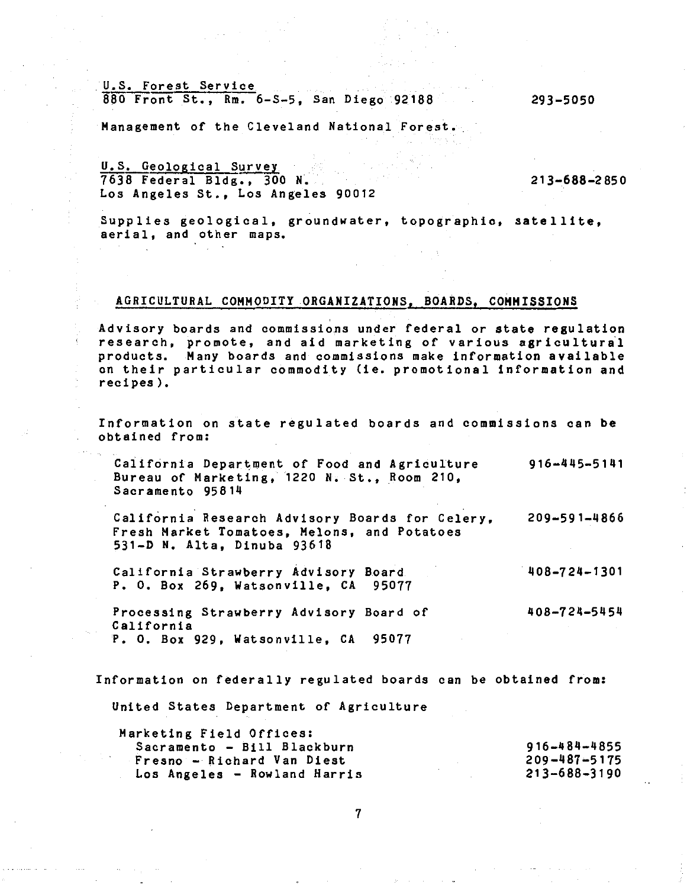U.S. Forest Service
880 Front St., Rm. 6-S-5, San Diego 92188 — 293-5050

Management of the Cleveland National Forest.

U.S. Geological Survey
7638 Federal Bldg., 300 N. Los Angeles St., Los Angeles 90012 — 213-688-2850

Supplies geological, groundwater, topographic, satellite, aerial, and other maps.

## AGRICULTURAL COMMODITY ORGANIZATIONS, BOARDS, COMMISSIONS

Advisory boards and commissions under federal or state regulation research, promote, and aid marketing of various agricultural products. Many boards and commissions make information available on their particular commodity (ie. promotional information and recipes).

Information on state regulated boards and commissions can be obtained from:

California Department of Food and Agriculture
Bureau of Marketing, 1220 N. St., Room 210, Sacramento 95814 — 916-445-5141

California Research Advisory Boards for Celery, Fresh Market Tomatoes, Melons, and Potatoes
531-D N. Alta, Dinuba 93618 — 209-591-4866

California Strawberry Advisory Board
P. O. Box 269, Watsonville, CA 95077 — 408-724-1301

Processing Strawberry Advisory Board of California
P. O. Box 929, Watsonville, CA 95077 — 408-724-5454

Information on federally regulated boards can be obtained from:

United States Department of Agriculture

Marketing Field Offices:

- Sacramento - Bill Blackburn — 916-484-4855
- Fresno - Richard Van Diest — 209-487-5175
- Los Angeles - Rowland Harris — 213-688-3190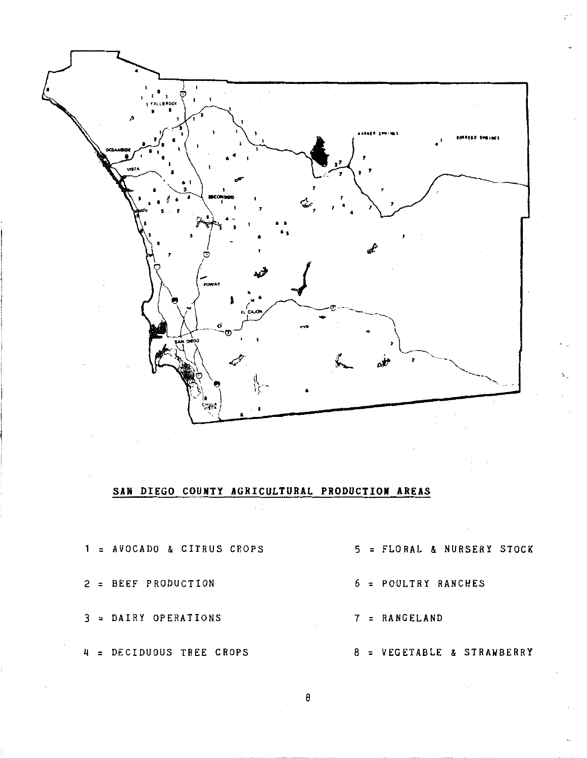## SAN DIEGO COUNTY AGRICULTURAL PRODUCTION AREAS

1 = AVOCADO & CITRUS CROPS

2 = BEEF PRODUCTION

3 = DAIRY OPERATIONS

4 = DECIDUOUS TREE CROPS

5 = FLORAL & NURSERY STOCK

6 = POULTRY RANCHES

7 = RANGELAND

8 = VEGETABLE & STRAWBERRY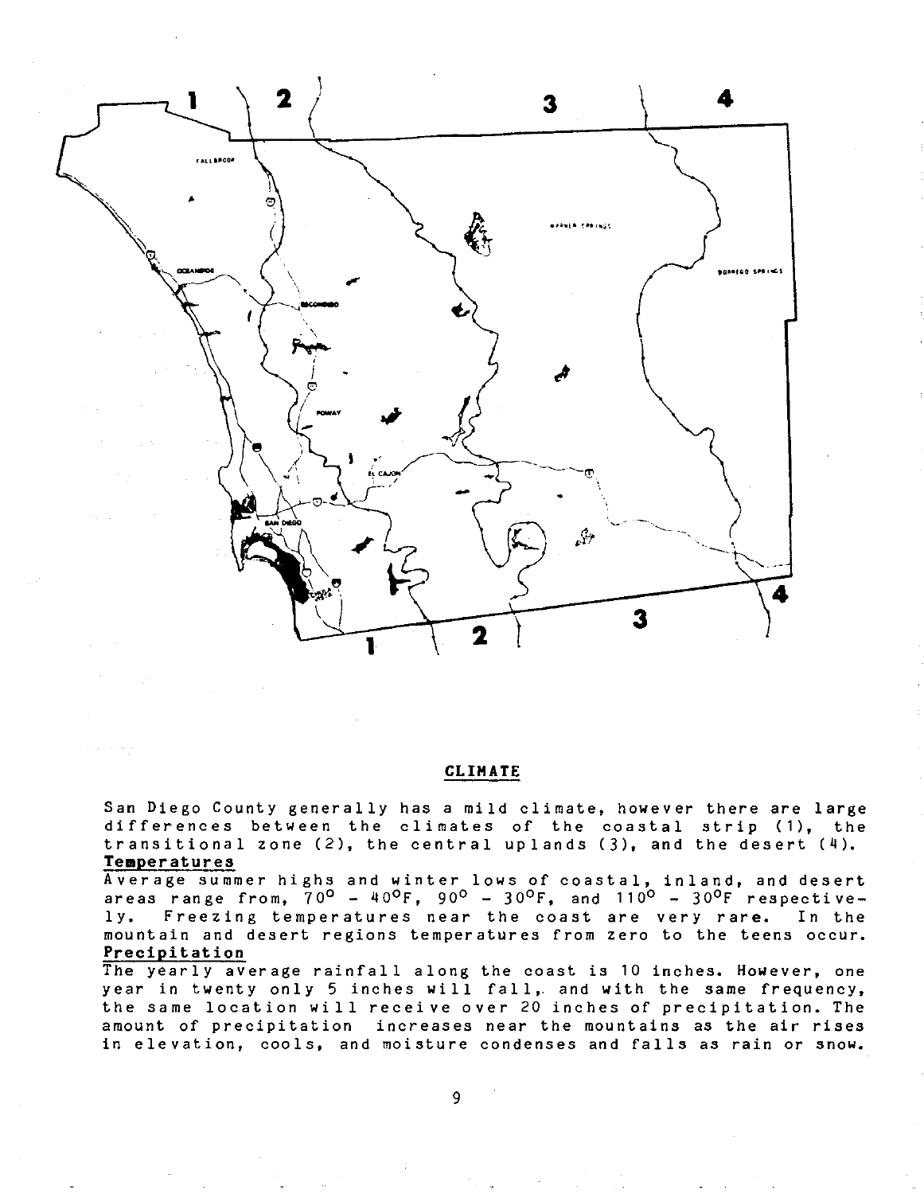## CLIMATE

San Diego County generally has a mild climate, however there are large differences between the climates of the coastal strip (1), the transitional zone (2), the central uplands (3), and the desert (4).

**Temperatures**

Average summer highs and winter lows of coastal, inland, and desert areas range from, 70° - 40°F, 90° - 30°F, and 110° - 30°F respectively. Freezing temperatures near the coast are very rare. In the mountain and desert regions temperatures from zero to the teens occur.

**Precipitation**

The yearly average rainfall along the coast is 10 inches. However, one year in twenty only 5 inches will fall, and with the same frequency, the same location will receive over 20 inches of precipitation. The amount of precipitation increases near the mountains as the air rises in elevation, cools, and moisture condenses and falls as rain or snow.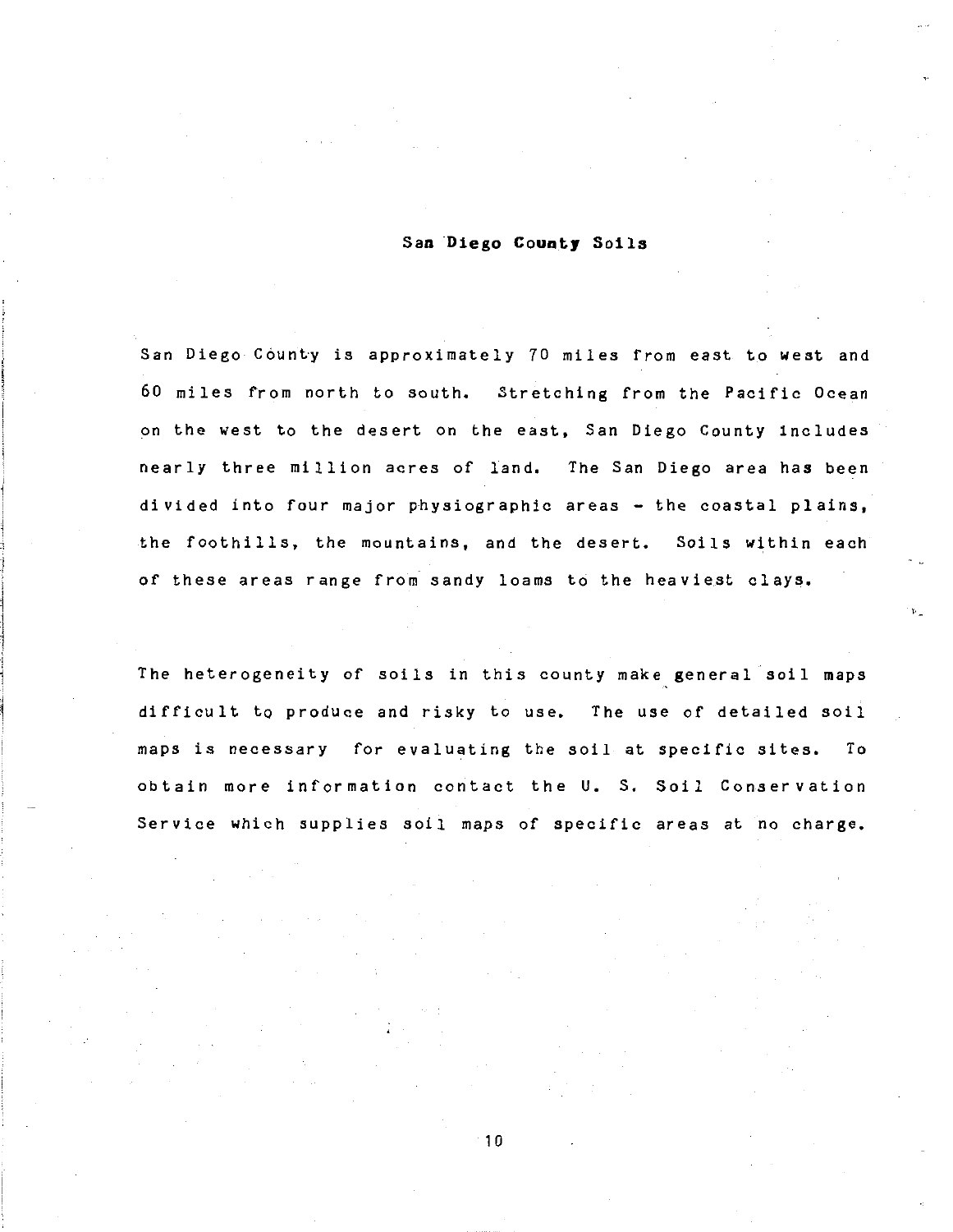## San Diego County Soils

San Diego County is approximately 70 miles from east to west and 60 miles from north to south. Stretching from the Pacific Ocean on the west to the desert on the east, San Diego County includes nearly three million acres of land. The San Diego area has been divided into four major physiographic areas - the coastal plains, the foothills, the mountains, and the desert. Soils within each of these areas range from sandy loams to the heaviest clays.

The heterogeneity of soils in this county make general soil maps difficult to produce and risky to use. The use of detailed soil maps is necessary for evaluating the soil at specific sites. To obtain more information contact the U. S. Soil Conservation Service which supplies soil maps of specific areas at no charge.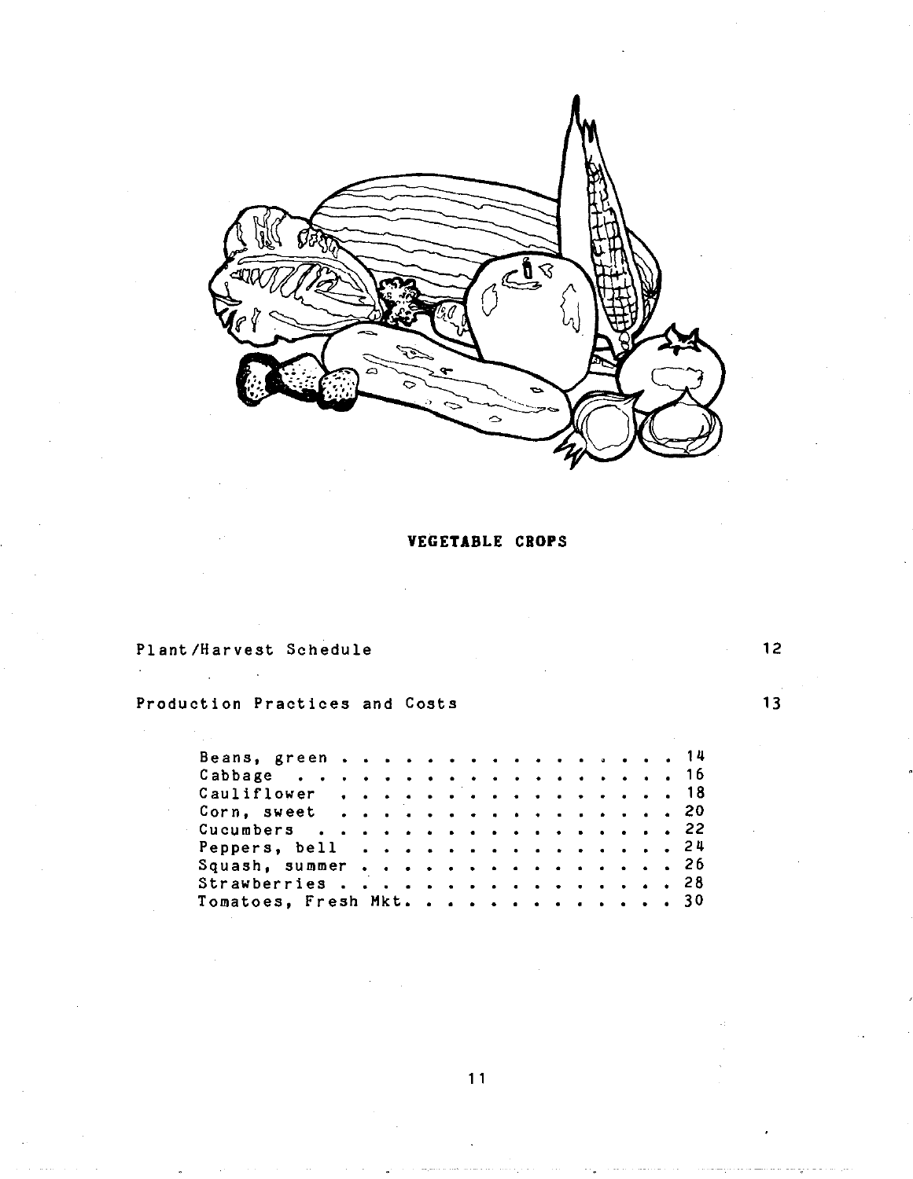# VEGETABLE CROPS

Plant/Harvest Schedule 12

Production Practices and Costs 13

- Beans, green . . . . . . . . . . . . . . . . . 14
- Cabbage . . . . . . . . . . . . . . . . . 16
- Cauliflower . . . . . . . . . . . . . . . . 18
- Corn, sweet . . . . . . . . . . . . . . . . 20
- Cucumbers . . . . . . . . . . . . . . . . 22
- Peppers, bell . . . . . . . . . . . . . . . 24
- Squash, summer . . . . . . . . . . . . . . . 26
- Strawberries . . . . . . . . . . . . . . . . 28
- Tomatoes, Fresh Mkt. . . . . . . . . . . . . . 30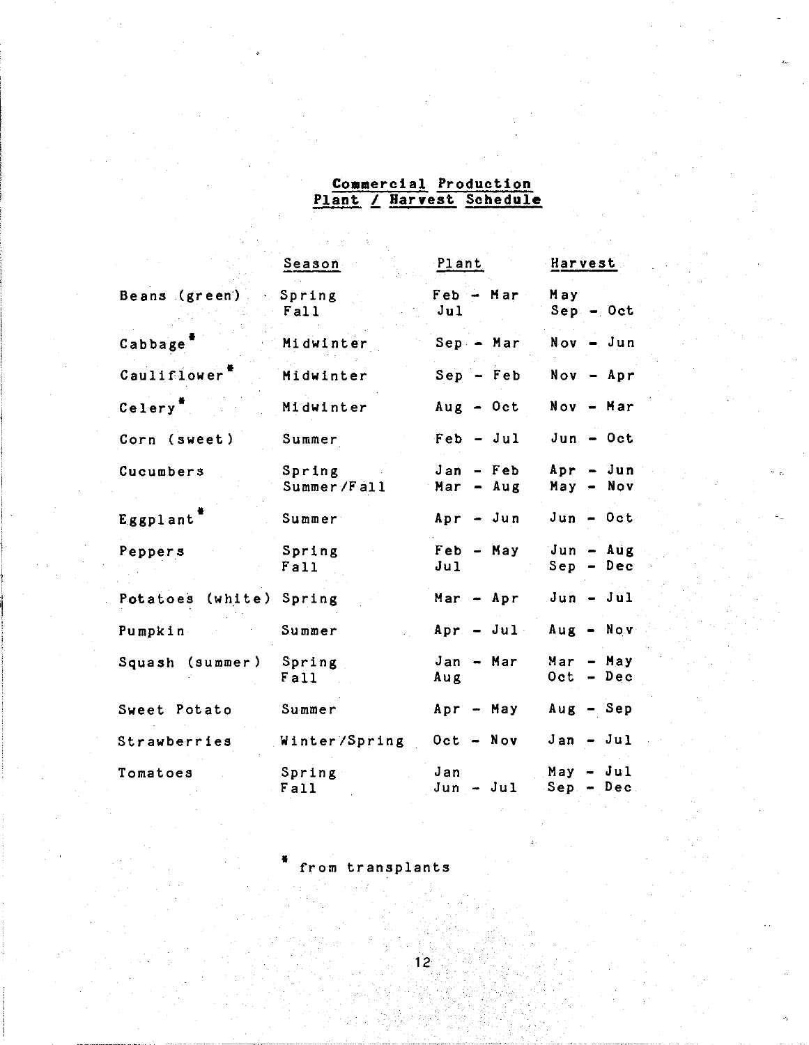## Commercial Production
## Plant / Harvest Schedule

| | Season | Plant | Harvest |
|---|---|---|---|
| Beans (green) | Spring | Feb - Mar | May |
| | Fall | Jul | Sep - Oct |
| Cabbage* | Midwinter | Sep - Mar | Nov - Jun |
| Cauliflower* | Midwinter | Sep - Feb | Nov - Apr |
| Celery* | Midwinter | Aug - Oct | Nov - Mar |
| Corn (sweet) | Summer | Feb - Jul | Jun - Oct |
| Cucumbers | Spring | Jan - Feb | Apr - Jun |
| | Summer/Fall | Mar - Aug | May - Nov |
| Eggplant* | Summer | Apr - Jun | Jun - Oct |
| Peppers | Spring | Feb - May | Jun - Aug |
| | Fall | Jul | Sep - Dec |
| Potatoes (white) | Spring | Mar - Apr | Jun - Jul |
| Pumpkin | Summer | Apr - Jul | Aug - Nov |
| Squash (summer) | Spring | Jan - Mar | Mar - May |
| | Fall | Aug | Oct - Dec |
| Sweet Potato | Summer | Apr - May | Aug - Sep |
| Strawberries | Winter/Spring | Oct - Nov | Jan - Jul |
| Tomatoes | Spring | Jan | May - Jul |
| | Fall | Jun - Jul | Sep - Dec |

\* from transplants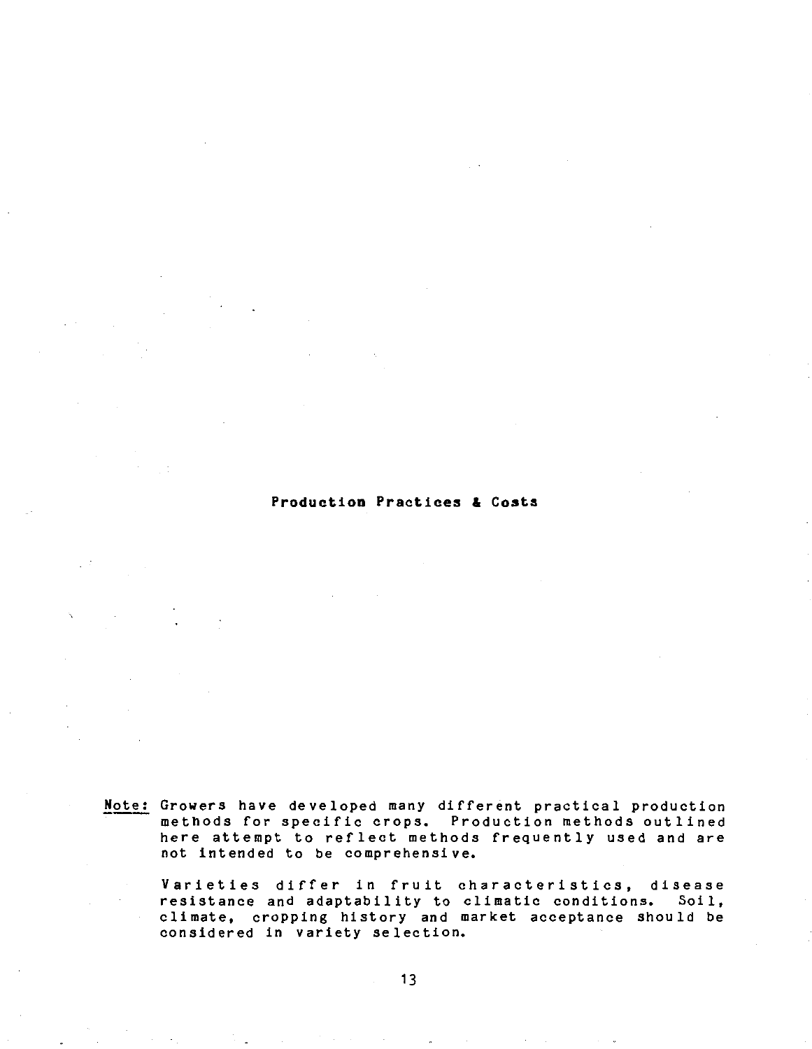# Production Practices & Costs

<u>Note:</u> Growers have developed many different practical production methods for specific crops. Production methods outlined here attempt to reflect methods frequently used and are not intended to be comprehensive.

Varieties differ in fruit characteristics, disease resistance and adaptability to climatic conditions. Soil, climate, cropping history and market acceptance should be considered in variety selection.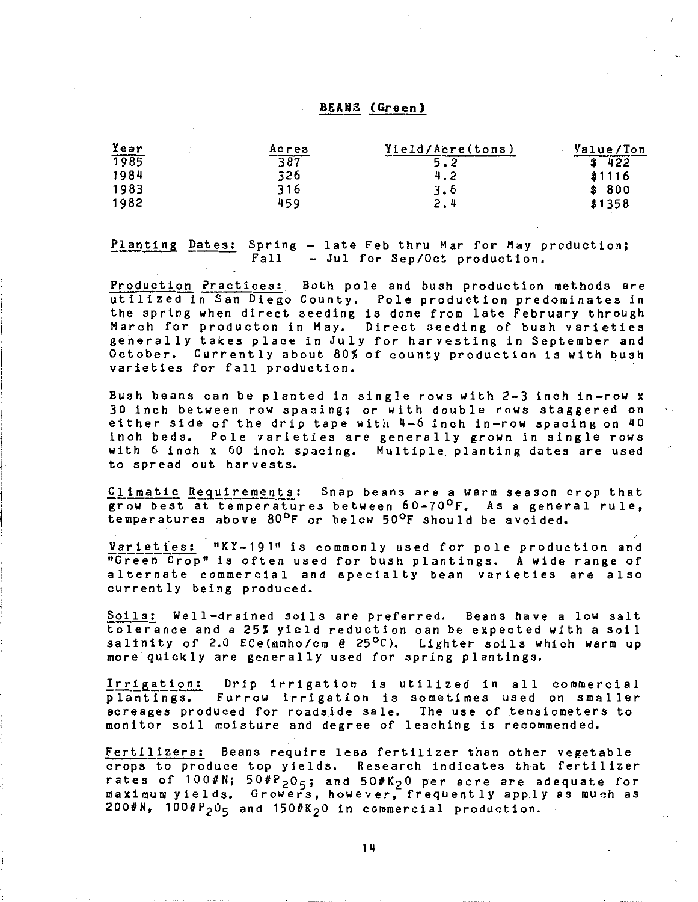## BEANS (Green)

| Year | Acres | Yield/Acre(tons) | Value/Ton |
|---|---|---|---|
| 1985 | 387 | 5.2 | $ 422 |
| 1984 | 326 | 4.2 | $1116 |
| 1983 | 316 | 3.6 | $ 800 |
| 1982 | 459 | 2.4 | $1358 |

Planting Dates: Spring - late Feb thru Mar for May production;
Fall - Jul for Sep/Oct production.

Production Practices: Both pole and bush production methods are utilized in San Diego County. Pole production predominates in the spring when direct seeding is done from late February through March for producton in May. Direct seeding of bush varieties generally takes place in July for harvesting in September and October. Currently about 80% of county production is with bush varieties for fall production.

Bush beans can be planted in single rows with 2-3 inch in-row x 30 inch between row spacing; or with double rows staggered on either side of the drip tape with 4-6 inch in-row spacing on 40 inch beds. Pole varieties are generally grown in single rows with 6 inch x 60 inch spacing. Multiple planting dates are used to spread out harvests.

Climatic Requirements: Snap beans are a warm season crop that grow best at temperatures between 60-70°F. As a general rule, temperatures above 80°F or below 50°F should be avoided.

Varieties: "KY-191" is commonly used for pole production and "Green Crop" is often used for bush plantings. A wide range of alternate commercial and specialty bean varieties are also currently being produced.

Soils: Well-drained soils are preferred. Beans have a low salt tolerance and a 25% yield reduction can be expected with a soil salinity of 2.0 ECe(mmho/cm @ 25°C). Lighter soils which warm up more quickly are generally used for spring plantings.

Irrigation: Drip irrigation is utilized in all commercial plantings. Furrow irrigation is sometimes used on smaller acreages produced for roadside sale. The use of tensiometers to monitor soil moisture and degree of leaching is recommended.

Fertilizers: Beans require less fertilizer than other vegetable crops to produce top yields. Research indicates that fertilizer rates of 100#N; 50#$P_2O_5$; and 50#$K_2O$ per acre are adequate for maximum yields. Growers, however, frequently apply as much as 200#N, 100#$P_2O_5$ and 150#$K_2O$ in commercial production.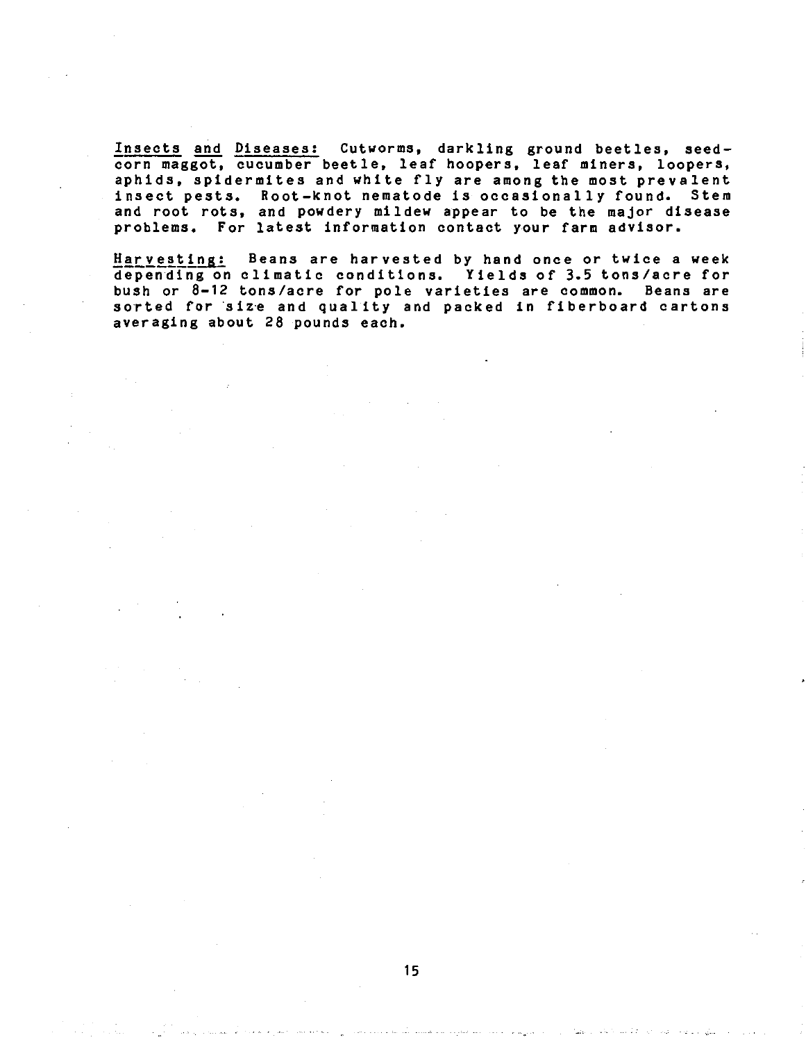Insects and Diseases: Cutworms, darkling ground beetles, seed-corn maggot, cucumber beetle, leaf hoopers, leaf miners, loopers, aphids, spidermites and white fly are among the most prevalent insect pests. Root-knot nematode is occasionally found. Stem and root rots, and powdery mildew appear to be the major disease problems. For latest information contact your farm advisor.

Harvesting: Beans are harvested by hand once or twice a week depending on climatic conditions. Yields of 3.5 tons/acre for bush or 8-12 tons/acre for pole varieties are common. Beans are sorted for size and quality and packed in fiberboard cartons averaging about 28 pounds each.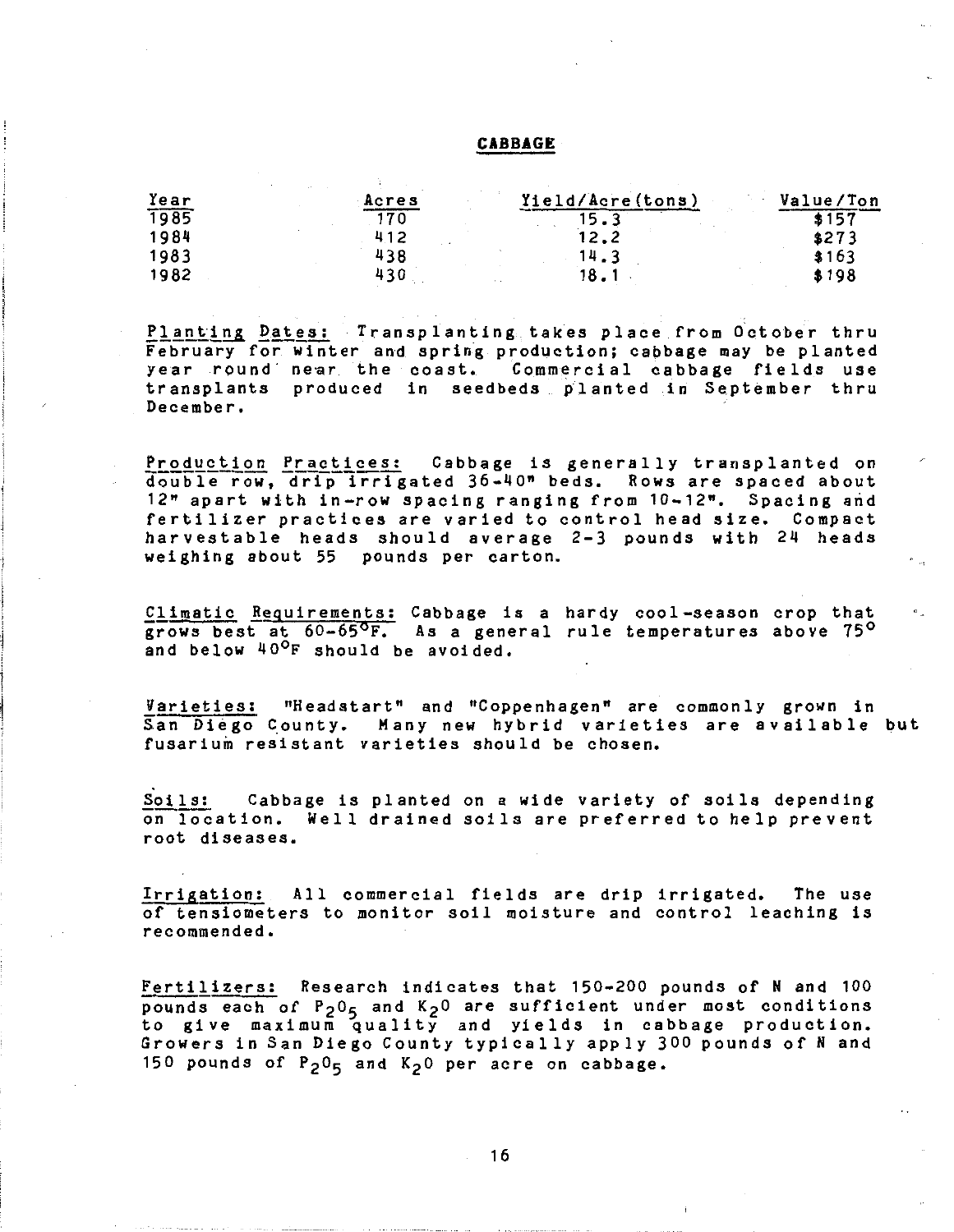## CABBAGE

| Year | Acres | Yield/Acre(tons) | Value/Ton |
|---|---|---|---|
| 1985 | 170 | 15.3 | $157 |
| 1984 | 412 | 12.2 | $273 |
| 1983 | 438 | 14.3 | $163 |
| 1982 | 430 | 18.1 | $198 |

Planting Dates: Transplanting takes place from October thru February for winter and spring production; cabbage may be planted year round near the coast. Commercial cabbage fields use transplants produced in seedbeds planted in September thru December.

Production Practices: Cabbage is generally transplanted on double row, drip irrigated 36-40" beds. Rows are spaced about 12" apart with in-row spacing ranging from 10-12". Spacing and fertilizer practices are varied to control head size. Compact harvestable heads should average 2-3 pounds with 24 heads weighing about 55 pounds per carton.

Climatic Requirements: Cabbage is a hardy cool-season crop that grows best at 60-65°F. As a general rule temperatures above 75° and below 40°F should be avoided.

Varieties: "Headstart" and "Coppenhagen" are commonly grown in San Diego County. Many new hybrid varieties are available but fusarium resistant varieties should be chosen.

Soils: Cabbage is planted on a wide variety of soils depending on location. Well drained soils are preferred to help prevent root diseases.

Irrigation: All commercial fields are drip irrigated. The use of tensiometers to monitor soil moisture and control leaching is recommended.

Fertilizers: Research indicates that 150-200 pounds of N and 100 pounds each of $P_2O_5$ and $K_2O$ are sufficient under most conditions to give maximum quality and yields in cabbage production. Growers in San Diego County typically apply 300 pounds of N and 150 pounds of $P_2O_5$ and $K_2O$ per acre on cabbage.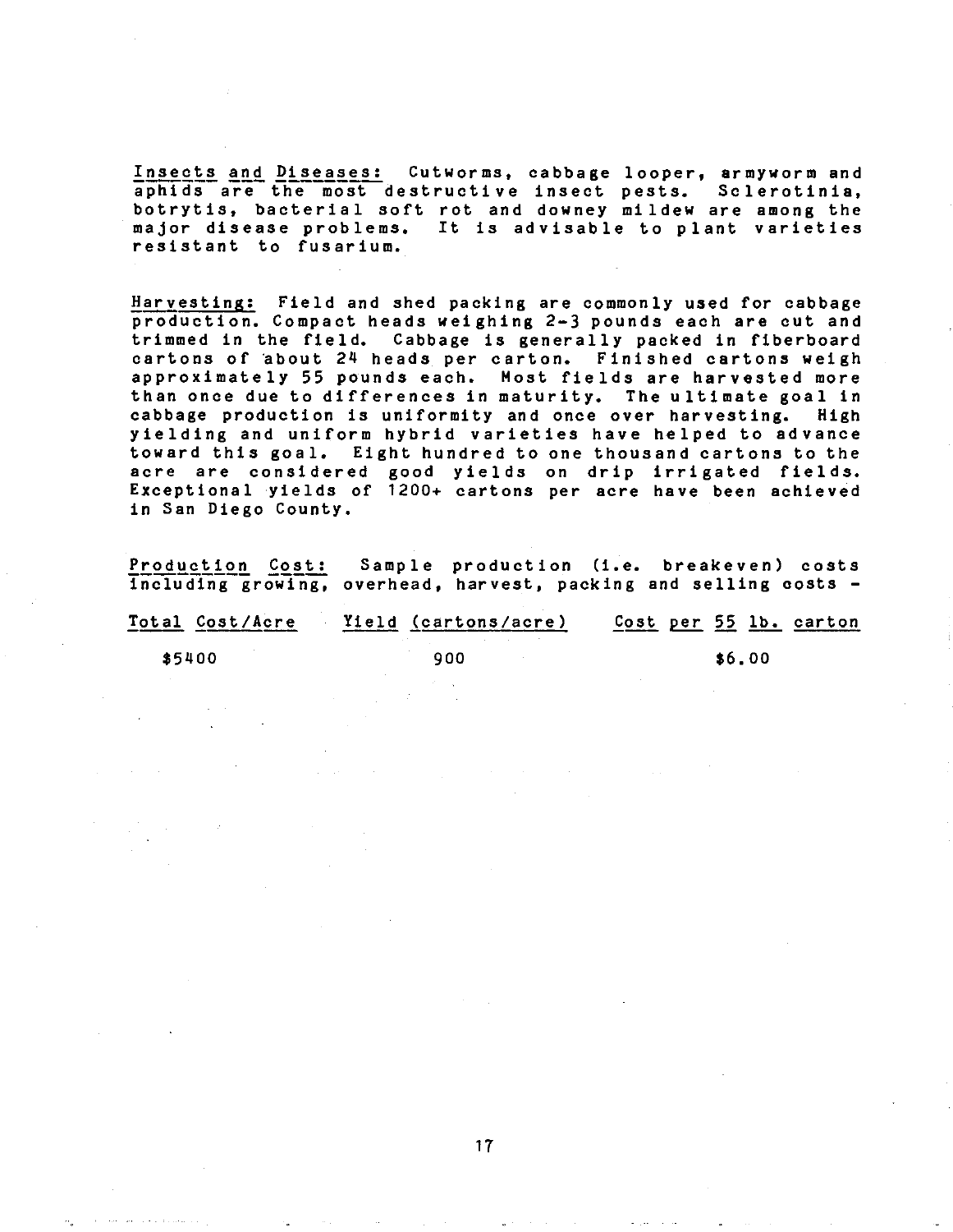<u>Insects and Diseases:</u> Cutworms, cabbage looper, armyworm and aphids are the most destructive insect pests. Sclerotinia, botrytis, bacterial soft rot and downey mildew are among the major disease problems. It is advisable to plant varieties resistant to fusarium.

<u>Harvesting:</u> Field and shed packing are commonly used for cabbage production. Compact heads weighing 2-3 pounds each are cut and trimmed in the field. Cabbage is generally packed in fiberboard cartons of about 24 heads per carton. Finished cartons weigh approximately 55 pounds each. Most fields are harvested more than once due to differences in maturity. The ultimate goal in cabbage production is uniformity and once over harvesting. High yielding and uniform hybrid varieties have helped to advance toward this goal. Eight hundred to one thousand cartons to the acre are considered good yields on drip irrigated fields. Exceptional yields of 1200+ cartons per acre have been achieved in San Diego County.

<u>Production Cost:</u> Sample production (i.e. breakeven) costs including growing, overhead, harvest, packing and selling costs -

| Total Cost/Acre | Yield (cartons/acre) | Cost per 55 lb. carton |
|---|---|---|
| $5400 | 900 | $6.00 |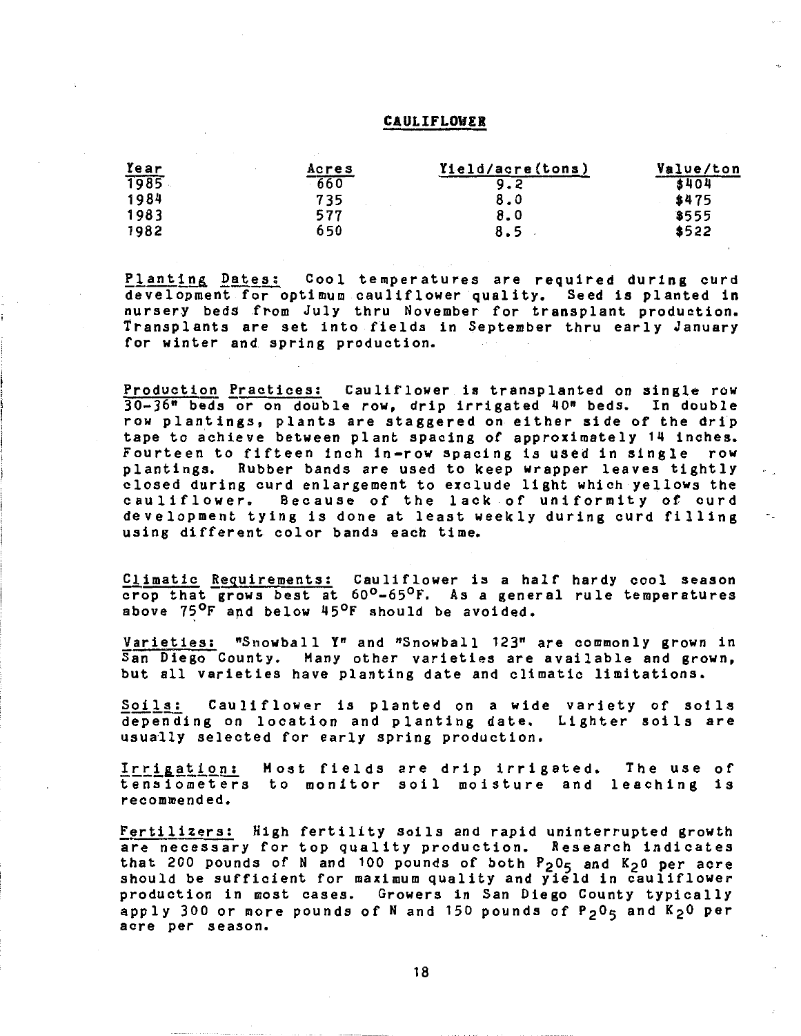# CAULIFLOWER

| Year | Acres | Yield/acre(tons) | Value/ton |
|---|---|---|---|
| 1985 | 660 | 9.2 | $404 |
| 1984 | 735 | 8.0 | $475 |
| 1983 | 577 | 8.0 | $555 |
| 1982 | 650 | 8.5 | $522 |

Planting Dates: Cool temperatures are required during curd development for optimum cauliflower quality. Seed is planted in nursery beds from July thru November for transplant production. Transplants are set into fields in September thru early January for winter and spring production.

Production Practices: Cauliflower is transplanted on single row 30-36" beds or on double row, drip irrigated 40" beds. In double row plantings, plants are staggered on either side of the drip tape to achieve between plant spacing of approximately 14 inches. Fourteen to fifteen inch in-row spacing is used in single row plantings. Rubber bands are used to keep wrapper leaves tightly closed during curd enlargement to exclude light which yellows the cauliflower. Because of the lack of uniformity of curd development tying is done at least weekly during curd filling using different color bands each time.

Climatic Requirements: Cauliflower is a half hardy cool season crop that grows best at 60°-65°F. As a general rule temperatures above 75°F and below 45°F should be avoided.

Varieties: "Snowball Y" and "Snowball 123" are commonly grown in San Diego County. Many other varieties are available and grown, but all varieties have planting date and climatic limitations.

Soils: Cauliflower is planted on a wide variety of soils depending on location and planting date. Lighter soils are usually selected for early spring production.

Irrigation: Most fields are drip irrigated. The use of tensiometers to monitor soil moisture and leaching is recommended.

Fertilizers: High fertility soils and rapid uninterrupted growth are necessary for top quality production. Research indicates that 200 pounds of N and 100 pounds of both $P_2O_5$ and $K_2O$ per acre should be sufficient for maximum quality and yield in cauliflower production in most cases. Growers in San Diego County typically apply 300 or more pounds of N and 150 pounds of $P_2O_5$ and $K_2O$ per acre per season.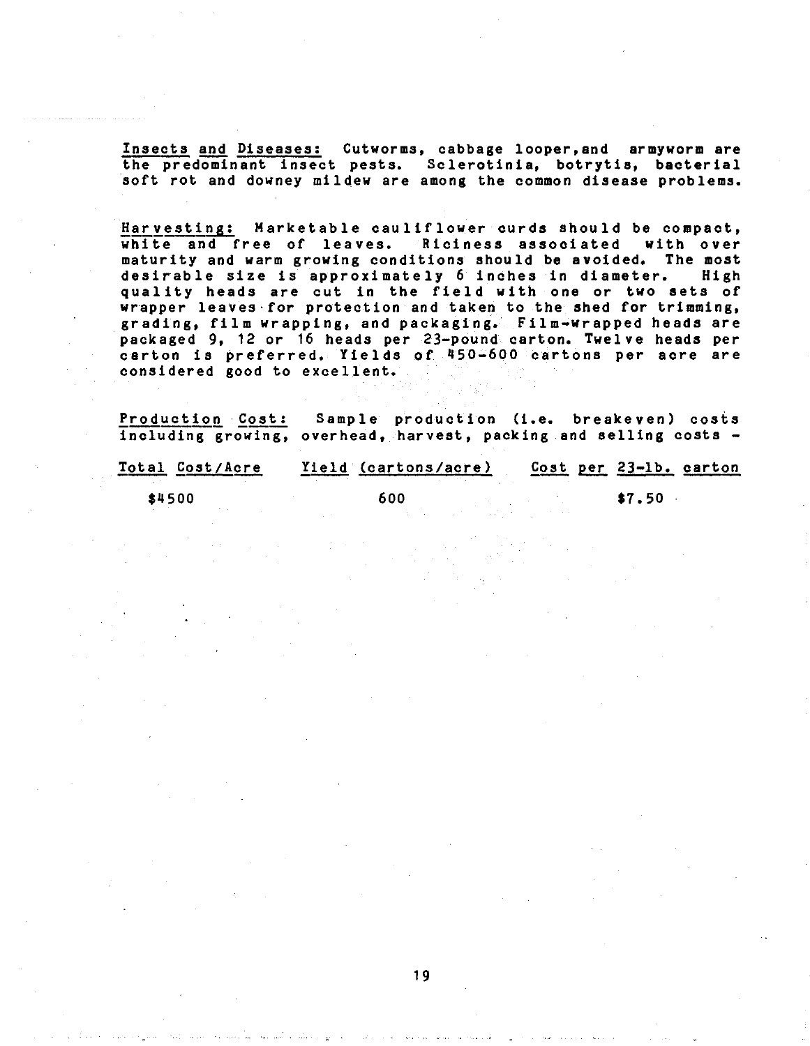Insects and Diseases: Cutworms, cabbage looper,and armyworm are the predominant insect pests. Sclerotinia, botrytis, bacterial soft rot and downey mildew are among the common disease problems.

Harvesting: Marketable cauliflower curds should be compact, white and free of leaves. Riciness associated with over maturity and warm growing conditions should be avoided. The most desirable size is approximately 6 inches in diameter. High quality heads are cut in the field with one or two sets of wrapper leaves for protection and taken to the shed for trimming, grading, film wrapping, and packaging. Film-wrapped heads are packaged 9, 12 or 16 heads per 23-pound carton. Twelve heads per carton is preferred. Yields of 450-600 cartons per acre are considered good to excellent.

Production Cost: Sample production (i.e. breakeven) costs including growing, overhead, harvest, packing and selling costs -

| Total Cost/Acre | Yield (cartons/acre) | Cost per 23-lb. carton |
|---|---|---|
| $4500 | 600 | $7.50 |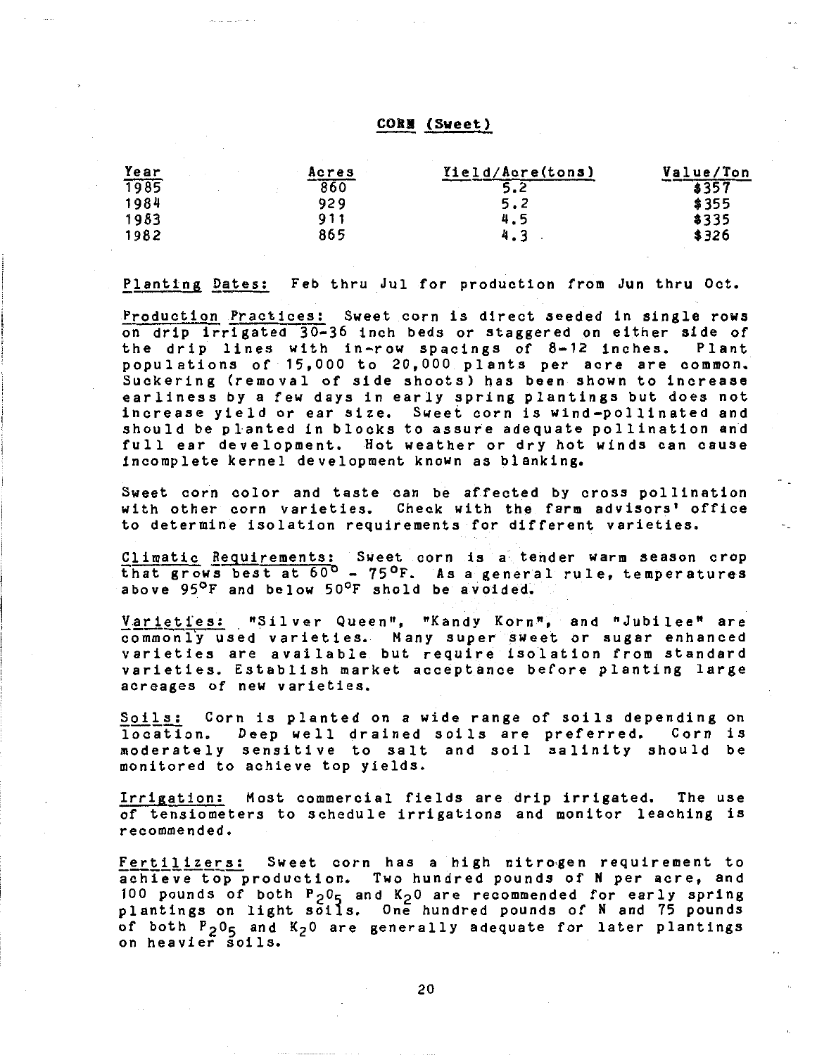## CORN (Sweet)

| Year | Acres | Yield/Acre(tons) | Value/Ton |
|---|---|---|---|
| 1985 | 860 | 5.2 | $357 |
| 1984 | 929 | 5.2 | $355 |
| 1983 | 911 | 4.5 | $335 |
| 1982 | 865 | 4.3 | $326 |

Planting Dates: Feb thru Jul for production from Jun thru Oct.

Production Practices: Sweet corn is direct seeded in single rows on drip irrigated 30-36 inch beds or staggered on either side of the drip lines with in-row spacings of 8-12 inches. Plant populations of 15,000 to 20,000 plants per acre are common. Suckering (removal of side shoots) has been shown to increase earliness by a few days in early spring plantings but does not increase yield or ear size. Sweet corn is wind-pollinated and should be planted in blocks to assure adequate pollination and full ear development. Hot weather or dry hot winds can cause incomplete kernel development known as blanking.

Sweet corn color and taste can be affected by cross pollination with other corn varieties. Check with the farm advisors' office to determine isolation requirements for different varieties.

Climatic Requirements: Sweet corn is a tender warm season crop that grows best at 60° - 75°F. As a general rule, temperatures above 95°F and below 50°F shold be avoided.

Varieties: "Silver Queen", "Kandy Korn", and "Jubilee" are commonly used varieties. Many super sweet or sugar enhanced varieties are available but require isolation from standard varieties. Establish market acceptance before planting large acreages of new varieties.

Soils: Corn is planted on a wide range of soils depending on location. Deep well drained soils are preferred. Corn is moderately sensitive to salt and soil salinity should be monitored to achieve top yields.

Irrigation: Most commercial fields are drip irrigated. The use of tensiometers to schedule irrigations and monitor leaching is recommended.

Fertilizers: Sweet corn has a high nitrogen requirement to achieve top production. Two hundred pounds of N per acre, and 100 pounds of both $P_2O_5$ and $K_2O$ are recommended for early spring plantings on light soils. One hundred pounds of N and 75 pounds of both $P_2O_5$ and $K_2O$ are generally adequate for later plantings on heavier soils.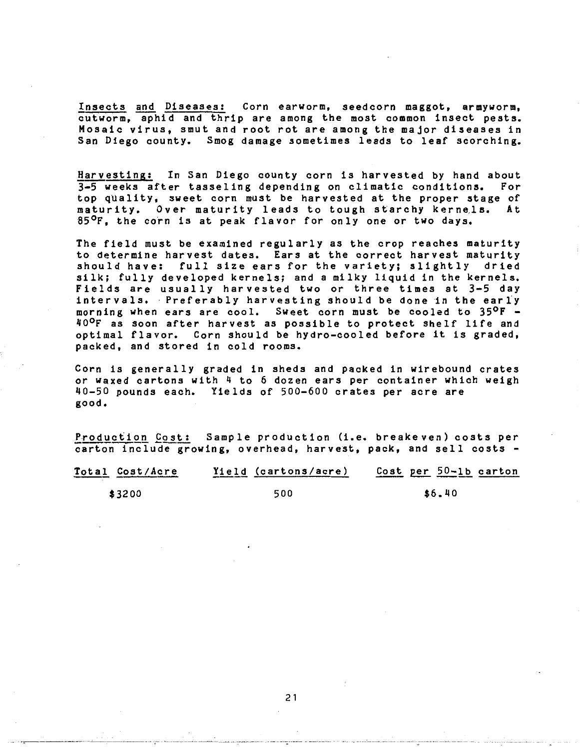<u>Insects and Diseases:</u> Corn earworm, seedcorn maggot, armyworm, cutworm, aphid and thrip are among the most common insect pests. Mosaic virus, smut and root rot are among the major diseases in San Diego county. Smog damage sometimes leads to leaf scorching.

<u>Harvesting:</u> In San Diego county corn is harvested by hand about 3-5 weeks after tasseling depending on climatic conditions. For top quality, sweet corn must be harvested at the proper stage of maturity. Over maturity leads to tough starchy kernels. At 85°F, the corn is at peak flavor for only one or two days.

The field must be examined regularly as the crop reaches maturity to determine harvest dates. Ears at the correct harvest maturity should have: full size ears for the variety; slightly dried silk; fully developed kernels; and a milky liquid in the kernels. Fields are usually harvested two or three times at 3-5 day intervals. Preferably harvesting should be done in the early morning when ears are cool. Sweet corn must be cooled to 35°F - 40°F as soon after harvest as possible to protect shelf life and optimal flavor. Corn should be hydro-cooled before it is graded, packed, and stored in cold rooms.

Corn is generally graded in sheds and packed in wirebound crates or waxed cartons with 4 to 6 dozen ears per container which weigh 40-50 pounds each. Yields of 500-600 crates per acre are good.

<u>Production Cost:</u> Sample production (i.e. breakeven) costs per carton include growing, overhead, harvest, pack, and sell costs -

| Total Cost/Acre | Yield (cartons/acre) | Cost per 50-lb carton |
|---|---|---|
| $3200 | 500 | $6.40 |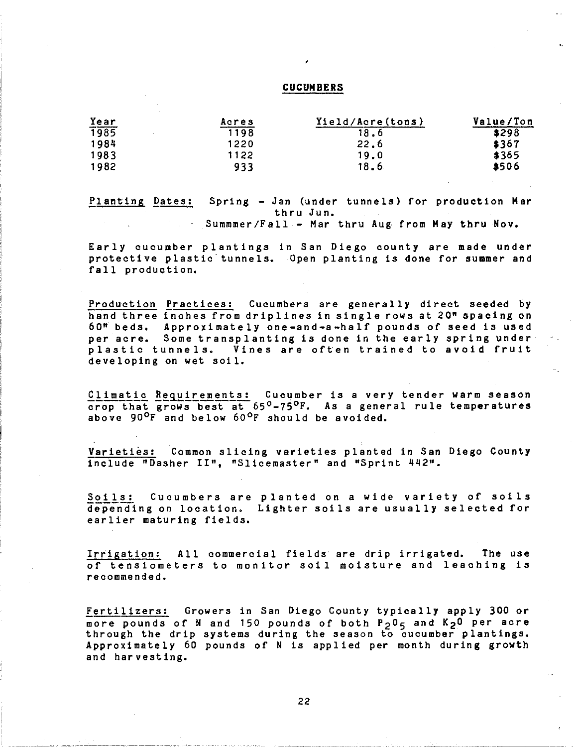# CUCUMBERS

| Year | Acres | Yield/Acre(tons) | Value/Ton |
|---|---|---|---|
| 1985 | 1198 | 18.6 | $298 |
| 1984 | 1220 | 22.6 | $367 |
| 1983 | 1122 | 19.0 | $365 |
| 1982 | 933 | 18.6 | $506 |

Planting Dates: Spring - Jan (under tunnels) for production Mar thru Jun.
Summmer/Fall - Mar thru Aug from May thru Nov.

Early cucumber plantings in San Diego county are made under protective plastic tunnels. Open planting is done for summer and fall production.

Production Practices: Cucumbers are generally direct seeded by hand three inches from driplines in single rows at 20" spacing on 60" beds. Approximately one-and-a-half pounds of seed is used per acre. Some transplanting is done in the early spring under plastic tunnels. Vines are often trained to avoid fruit developing on wet soil.

Climatic Requirements: Cucumber is a very tender warm season crop that grows best at 65°-75°F. As a general rule temperatures above 90°F and below 60°F should be avoided.

Varieties: Common slicing varieties planted in San Diego County include "Dasher II", "Slicemaster" and "Sprint 442".

Soils: Cucumbers are planted on a wide variety of soils depending on location. Lighter soils are usually selected for earlier maturing fields.

Irrigation: All commercial fields are drip irrigated. The use of tensiometers to monitor soil moisture and leaching is recommended.

Fertilizers: Growers in San Diego County typically apply 300 or more pounds of N and 150 pounds of both $P_2O_5$ and $K_2O$ per acre through the drip systems during the season to cucumber plantings. Approximately 60 pounds of N is applied per month during growth and harvesting.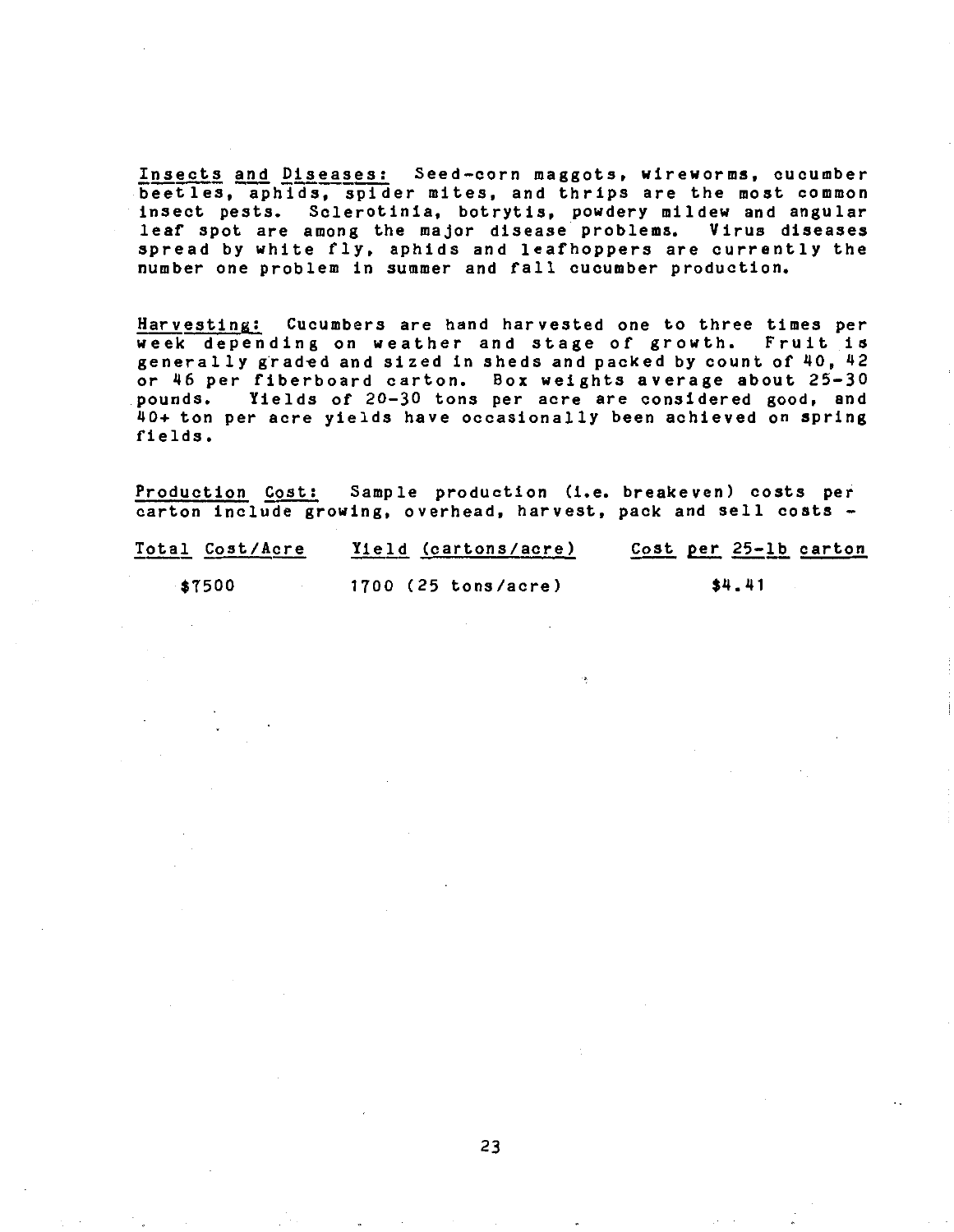Insects and Diseases: Seed-corn maggots, wireworms, cucumber beetles, aphids, spider mites, and thrips are the most common insect pests. Sclerotinia, botrytis, powdery mildew and angular leaf spot are among the major disease problems. Virus diseases spread by white fly, aphids and leafhoppers are currently the number one problem in summer and fall cucumber production.

Harvesting: Cucumbers are hand harvested one to three times per week depending on weather and stage of growth. Fruit is generally graded and sized in sheds and packed by count of 40, 42 or 46 per fiberboard carton. Box weights average about 25-30 pounds. Yields of 20-30 tons per acre are considered good, and 40+ ton per acre yields have occasionally been achieved on spring fields.

Production Cost: Sample production (i.e. breakeven) costs per carton include growing, overhead, harvest, pack and sell costs -

| Total Cost/Acre | Yield (cartons/acre) | Cost per 25-lb carton |
|---|---|---|
| $7500 | 1700 (25 tons/acre) | $4.41 |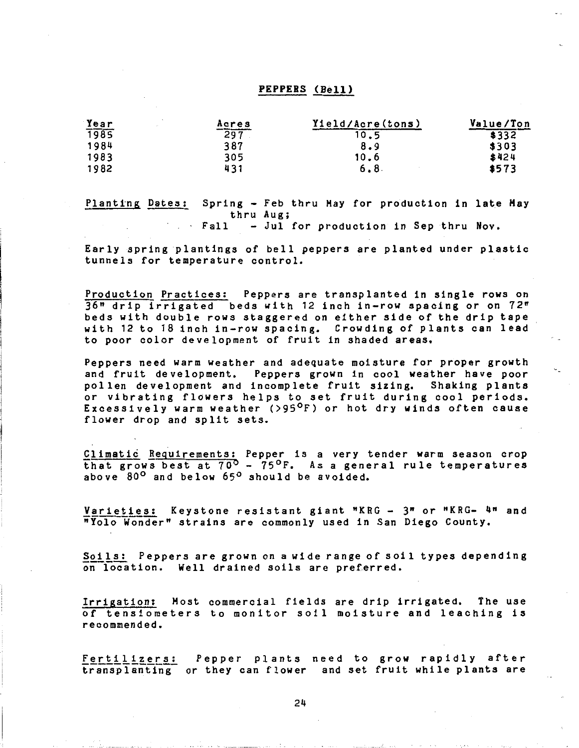## PEPPERS (Bell)

| Year | Acres | Yield/Acre(tons) | Value/Ton |
|---|---|---|---|
| 1985 | 297 | 10.5 | $332 |
| 1984 | 387 | 8.9 | $303 |
| 1983 | 305 | 10.6 | $424 |
| 1982 | 431 | 6.8 | $573 |

Planting Dates: Spring - Feb thru May for production in late May thru Aug;
Fall - Jul for production in Sep thru Nov.

Early spring plantings of bell peppers are planted under plastic tunnels for temperature control.

Production Practices: Peppers are transplanted in single rows on 36" drip irrigated beds with 12 inch in-row spacing or on 72" beds with double rows staggered on either side of the drip tape with 12 to 18 inch in-row spacing. Crowding of plants can lead to poor color development of fruit in shaded areas.

Peppers need warm weather and adequate moisture for proper growth and fruit development. Peppers grown in cool weather have poor pollen development and incomplete fruit sizing. Shaking plants or vibrating flowers helps to set fruit during cool periods. Excessively warm weather (>95°F) or hot dry winds often cause flower drop and split sets.

Climatic Requirements: Pepper is a very tender warm season crop that grows best at 70° - 75°F. As a general rule temperatures above 80° and below 65° should be avoided.

Varieties: Keystone resistant giant "KRG - 3" or "KRG- 4" and "Yolo Wonder" strains are commonly used in San Diego County.

Soils: Peppers are grown on a wide range of soil types depending on location. Well drained soils are preferred.

Irrigation: Most commercial fields are drip irrigated. The use of tensiometers to monitor soil moisture and leaching is recommended.

Fertilizers: Pepper plants need to grow rapidly after transplanting or they can flower and set fruit while plants are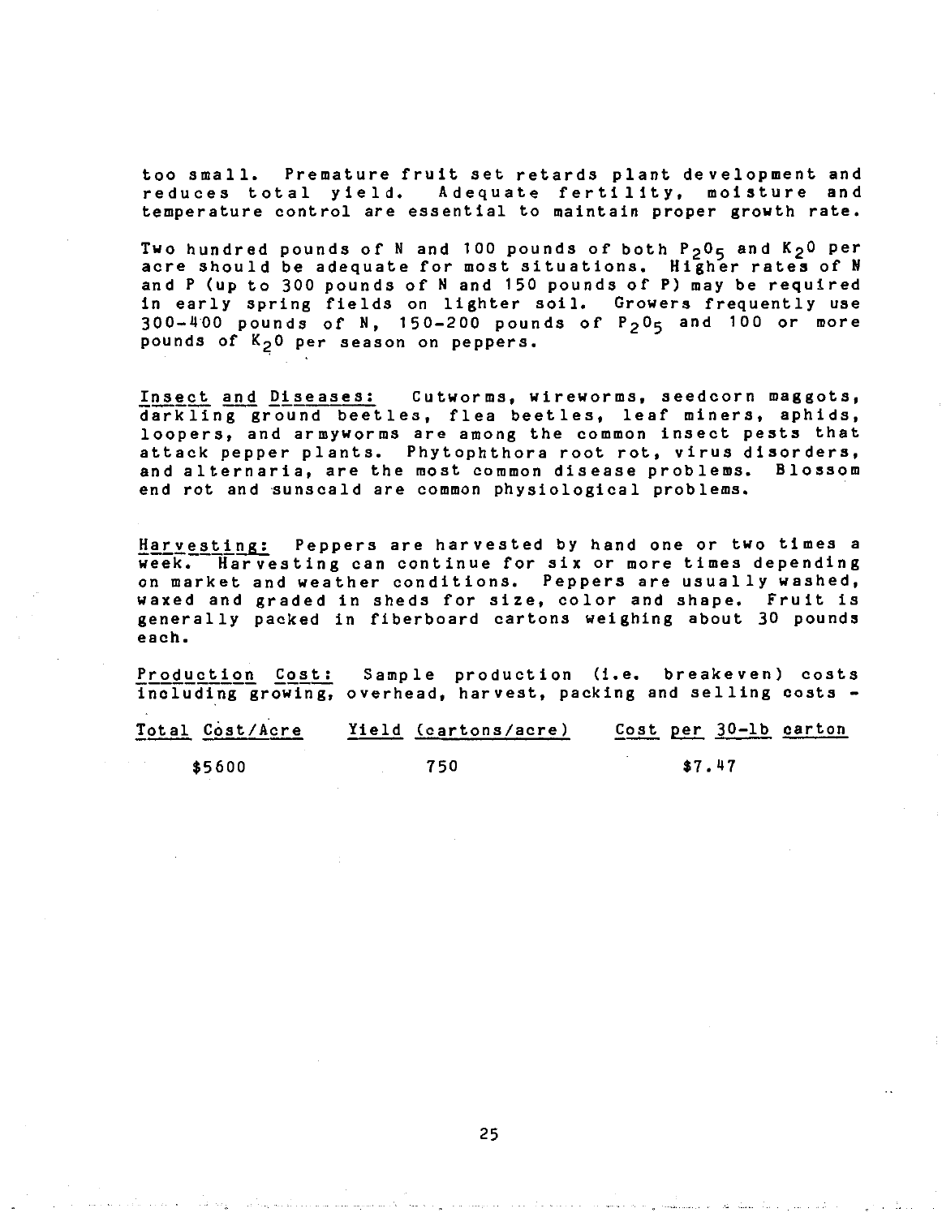too small. Premature fruit set retards plant development and reduces total yield. Adequate fertility, moisture and temperature control are essential to maintain proper growth rate.

Two hundred pounds of N and 100 pounds of both $P_2O_5$ and $K_2O$ per acre should be adequate for most situations. Higher rates of N and P (up to 300 pounds of N and 150 pounds of P) may be required in early spring fields on lighter soil. Growers frequently use 300-400 pounds of N, 150-200 pounds of $P_2O_5$ and 100 or more pounds of $K_2O$ per season on peppers.

Insect and Diseases: Cutworms, wireworms, seedcorn maggots, darkling ground beetles, flea beetles, leaf miners, aphids, loopers, and armyworms are among the common insect pests that attack pepper plants. Phytophthora root rot, virus disorders, and alternaria, are the most common disease problems. Blossom end rot and sunscald are common physiological problems.

Harvesting: Peppers are harvested by hand one or two times a week. Harvesting can continue for six or more times depending on market and weather conditions. Peppers are usually washed, waxed and graded in sheds for size, color and shape. Fruit is generally packed in fiberboard cartons weighing about 30 pounds each.

Production Cost: Sample production (i.e. breakeven) costs including growing, overhead, harvest, packing and selling costs -

| Total Cost/Acre | Yield (cartons/acre) | Cost per 30-lb carton |
|---|---|---|
| $5600 | 750 | $7.47 |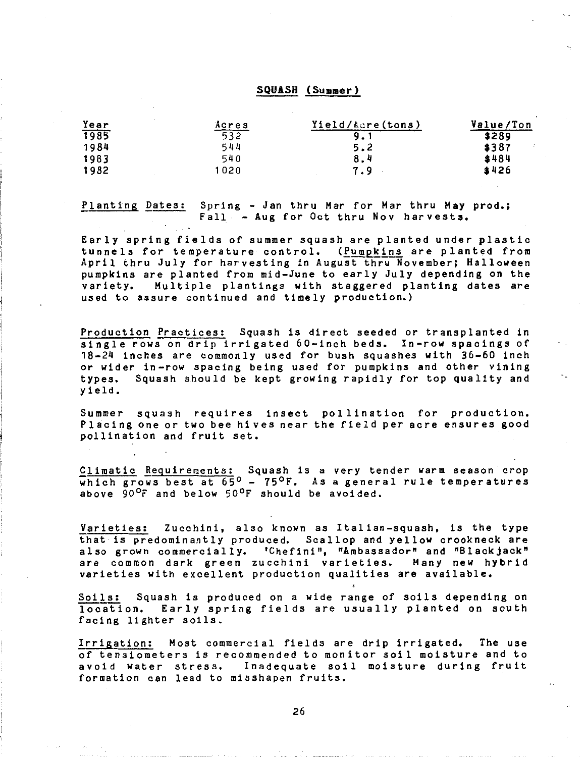## SQUASH (Summer)

| Year | Acres | Yield/Acre(tons) | Value/Ton |
|---|---|---|---|
| 1985 | 532 | 9.1 | $289 |
| 1984 | 544 | 5.2 | $387 |
| 1983 | 540 | 8.4 | $484 |
| 1982 | 1020 | 7.9 | $426 |

Planting Dates: Spring - Jan thru Mar for Mar thru May prod.; Fall - Aug for Oct thru Nov harvests.

Early spring fields of summer squash are planted under plastic tunnels for temperature control. (Pumpkins are planted from April thru July for harvesting in August thru November; Halloween pumpkins are planted from mid-June to early July depending on the variety. Multiple plantings with staggered planting dates are used to assure continued and timely production.)

Production Practices: Squash is direct seeded or transplanted in single rows on drip irrigated 60-inch beds. In-row spacings of 18-24 inches are commonly used for bush squashes with 36-60 inch or wider in-row spacing being used for pumpkins and other vining types. Squash should be kept growing rapidly for top quality and yield.

Summer squash requires insect pollination for production. Placing one or two bee hives near the field per acre ensures good pollination and fruit set.

Climatic Requirements: Squash is a very tender warm season crop which grows best at 65° - 75°F. As a general rule temperatures above 90°F and below 50°F should be avoided.

Varieties: Zucchini, also known as Italian-squash, is the type that is predominantly produced. Scallop and yellow crookneck are also grown commercially. 'Chefini", "Ambassador" and "Blackjack" are common dark green zucchini varieties. Many new hybrid varieties with excellent production qualities are available.

Soils: Squash is produced on a wide range of soils depending on location. Early spring fields are usually planted on south facing lighter soils.

Irrigation: Most commercial fields are drip irrigated. The use of tensiometers is recommended to monitor soil moisture and to avoid water stress. Inadequate soil moisture during fruit formation can lead to misshapen fruits.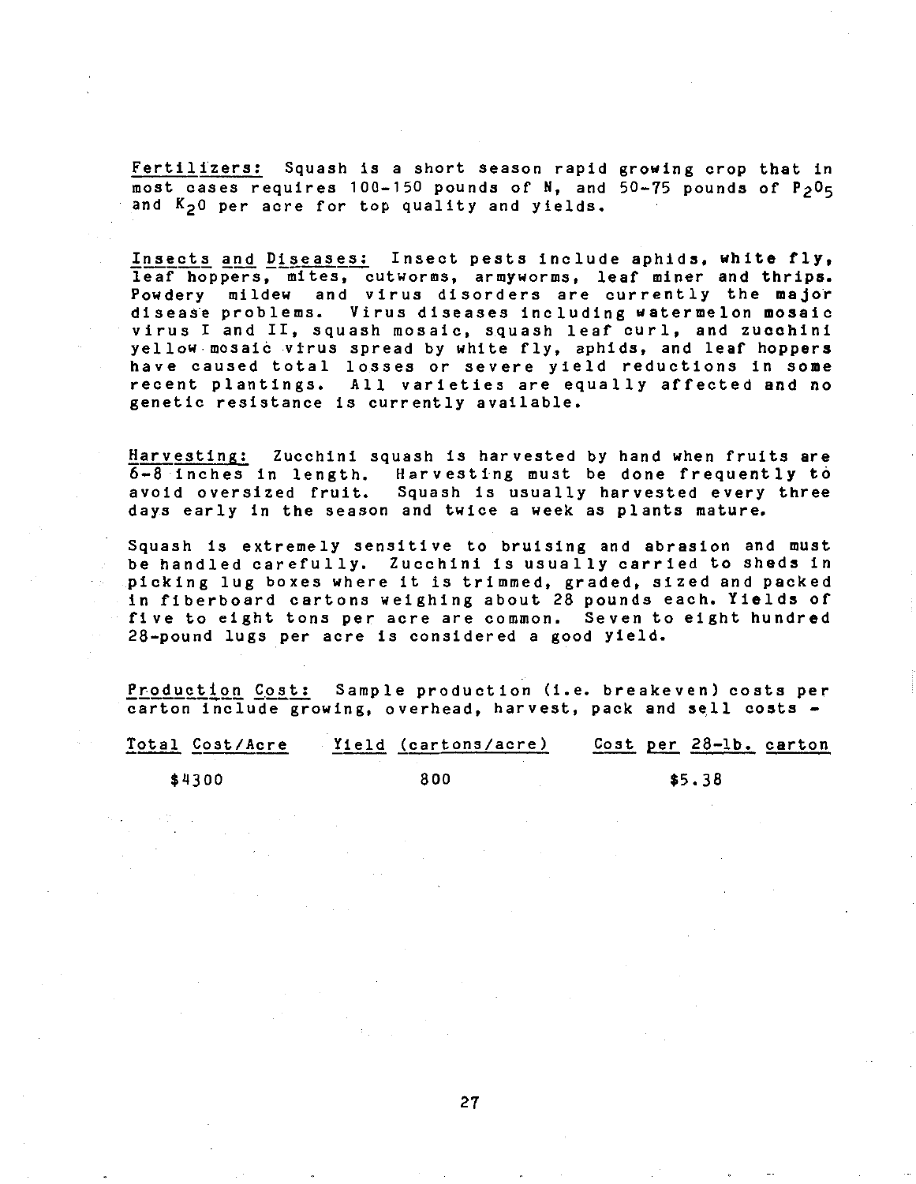Fertilizers: Squash is a short season rapid growing crop that in most cases requires 100-150 pounds of N, and 50-75 pounds of $P_2O_5$ and $K_2O$ per acre for top quality and yields.

Insects and Diseases: Insect pests include aphids, white fly, leaf hoppers, mites, cutworms, armyworms, leaf miner and thrips. Powdery mildew and virus disorders are currently the major disease problems. Virus diseases including watermelon mosaic virus I and II, squash mosaic, squash leaf curl, and zucchini yellow mosaic virus spread by white fly, aphids, and leaf hoppers have caused total losses or severe yield reductions in some recent plantings. All varieties are equally affected and no genetic resistance is currently available.

Harvesting: Zucchini squash is harvested by hand when fruits are 6-8 inches in length. Harvesting must be done frequently to avoid oversized fruit. Squash is usually harvested every three days early in the season and twice a week as plants mature.

Squash is extremely sensitive to bruising and abrasion and must be handled carefully. Zucchini is usually carried to sheds in picking lug boxes where it is trimmed, graded, sized and packed in fiberboard cartons weighing about 28 pounds each. Yields of five to eight tons per acre are common. Seven to eight hundred 28-pound lugs per acre is considered a good yield.

Production Cost: Sample production (i.e. breakeven) costs per carton include growing, overhead, harvest, pack and sell costs -

| Total Cost/Acre | Yield (cartons/acre) | Cost per 28-lb. carton |
|---|---|---|
| $4300 | 800 | $5.38 |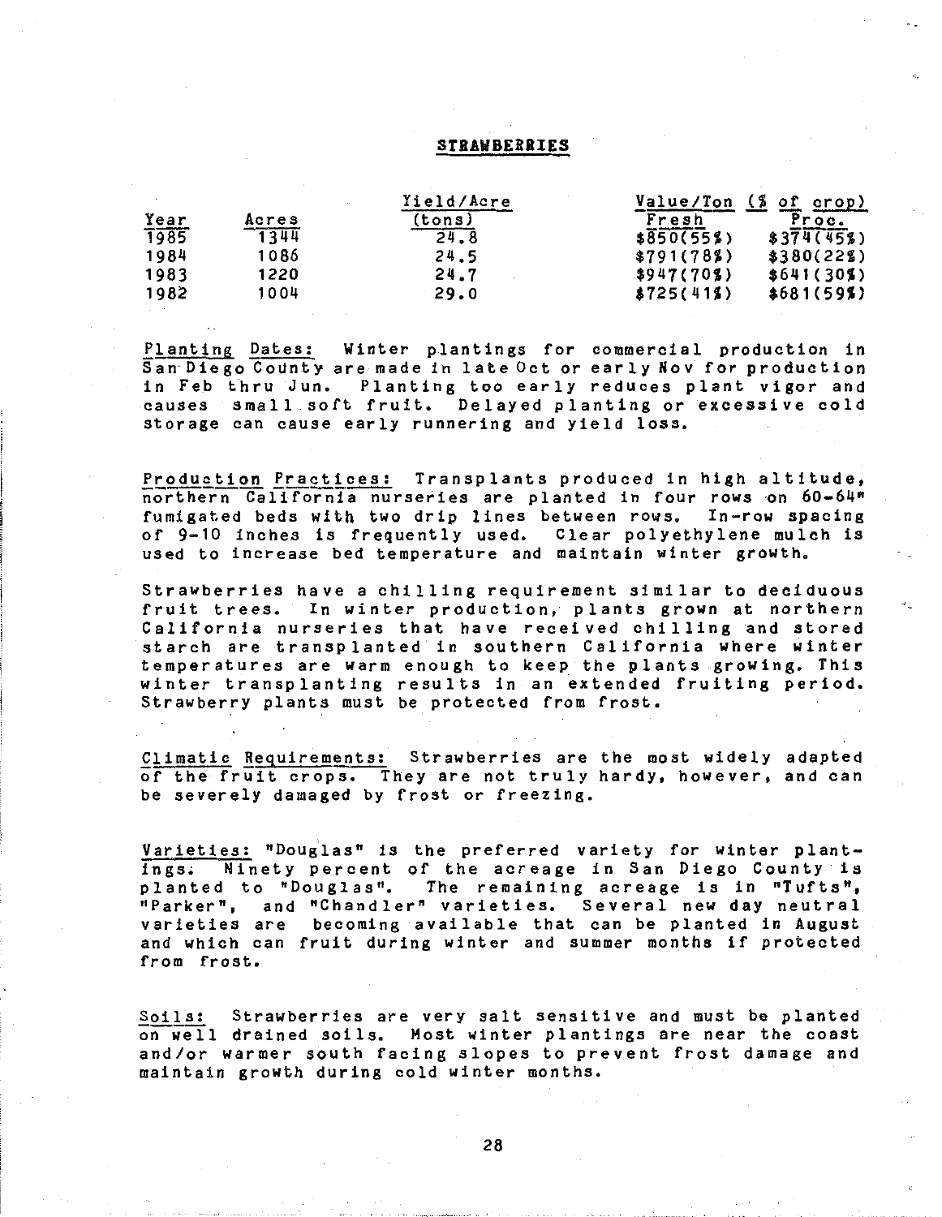## STRAWBERRIES

| Year | Acres | Yield/Acre (tons) | Value/Ton (% of crop) Fresh | Proc. |
|---|---|---|---|---|
| 1985 | 1344 | 24.8 | $850(55%) | $374(45%) |
| 1984 | 1086 | 24.5 | $791(78%) | $380(22%) |
| 1983 | 1220 | 24.7 | $947(70%) | $641(30%) |
| 1982 | 1004 | 29.0 | $725(41%) | $681(59%) |

Planting Dates: Winter plantings for commercial production in San Diego County are made in late Oct or early Nov for production in Feb thru Jun. Planting too early reduces plant vigor and causes small soft fruit. Delayed planting or excessive cold storage can cause early runnering and yield loss.

Production Practices: Transplants produced in high altitude, northern California nurseries are planted in four rows on 60-64" fumigated beds with two drip lines between rows. In-row spacing of 9-10 inches is frequently used. Clear polyethylene mulch is used to increase bed temperature and maintain winter growth.

Strawberries have a chilling requirement similar to deciduous fruit trees. In winter production, plants grown at northern California nurseries that have received chilling and stored starch are transplanted in southern California where winter temperatures are warm enough to keep the plants growing. This winter transplanting results in an extended fruiting period. Strawberry plants must be protected from frost.

Climatic Requirements: Strawberries are the most widely adapted of the fruit crops. They are not truly hardy, however, and can be severely damaged by frost or freezing.

Varieties: "Douglas" is the preferred variety for winter plantings. Ninety percent of the acreage in San Diego County is planted to "Douglas". The remaining acreage is in "Tufts", "Parker", and "Chandler" varieties. Several new day neutral varieties are becoming available that can be planted in August and which can fruit during winter and summer months if protected from frost.

Soils: Strawberries are very salt sensitive and must be planted on well drained soils. Most winter plantings are near the coast and/or warmer south facing slopes to prevent frost damage and maintain growth during cold winter months.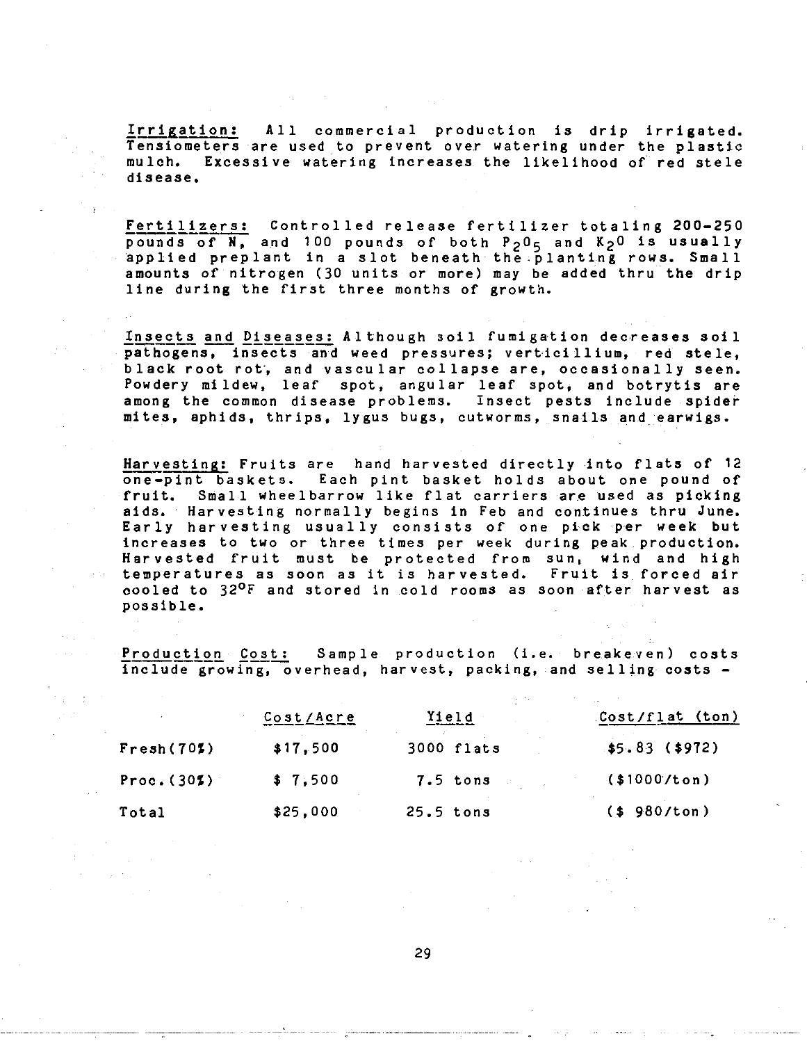<u>Irrigation:</u> All commercial production is drip irrigated. Tensiometers are used to prevent over watering under the plastic mulch. Excessive watering increases the likelihood of red stele disease.

<u>Fertilizers:</u> Controlled release fertilizer totaling 200-250 pounds of N, and 100 pounds of both $P_2O_5$ and $K_2O$ is usually applied preplant in a slot beneath the planting rows. Small amounts of nitrogen (30 units or more) may be added thru the drip line during the first three months of growth.

<u>Insects and Diseases:</u> Although soil fumigation decreases soil pathogens, insects and weed pressures; verticillium, red stele, black root rot, and vascular collapse are, occasionally seen. Powdery mildew, leaf spot, angular leaf spot, and botrytis are among the common disease problems. Insect pests include spider mites, aphids, thrips, lygus bugs, cutworms, snails and earwigs.

<u>Harvesting:</u> Fruits are hand harvested directly into flats of 12 one-pint baskets. Each pint basket holds about one pound of fruit. Small wheelbarrow like flat carriers are used as picking aids. Harvesting normally begins in Feb and continues thru June. Early harvesting usually consists of one pick per week but increases to two or three times per week during peak production. Harvested fruit must be protected from sun, wind and high temperatures as soon as it is harvested. Fruit is forced air cooled to 32°F and stored in cold rooms as soon after harvest as possible.

<u>Production Cost:</u> Sample production (i.e. breakeven) costs include growing, overhead, harvest, packing, and selling costs -

| | Cost/Acre | Yield | Cost/flat (ton) |
|---|---|---|---|
| Fresh(70%) | $17,500 | 3000 flats | $5.83 ($972) |
| Proc.(30%) | $ 7,500 | 7.5 tons | ($1000/ton) |
| Total | $25,000 | 25.5 tons | ($ 980/ton) |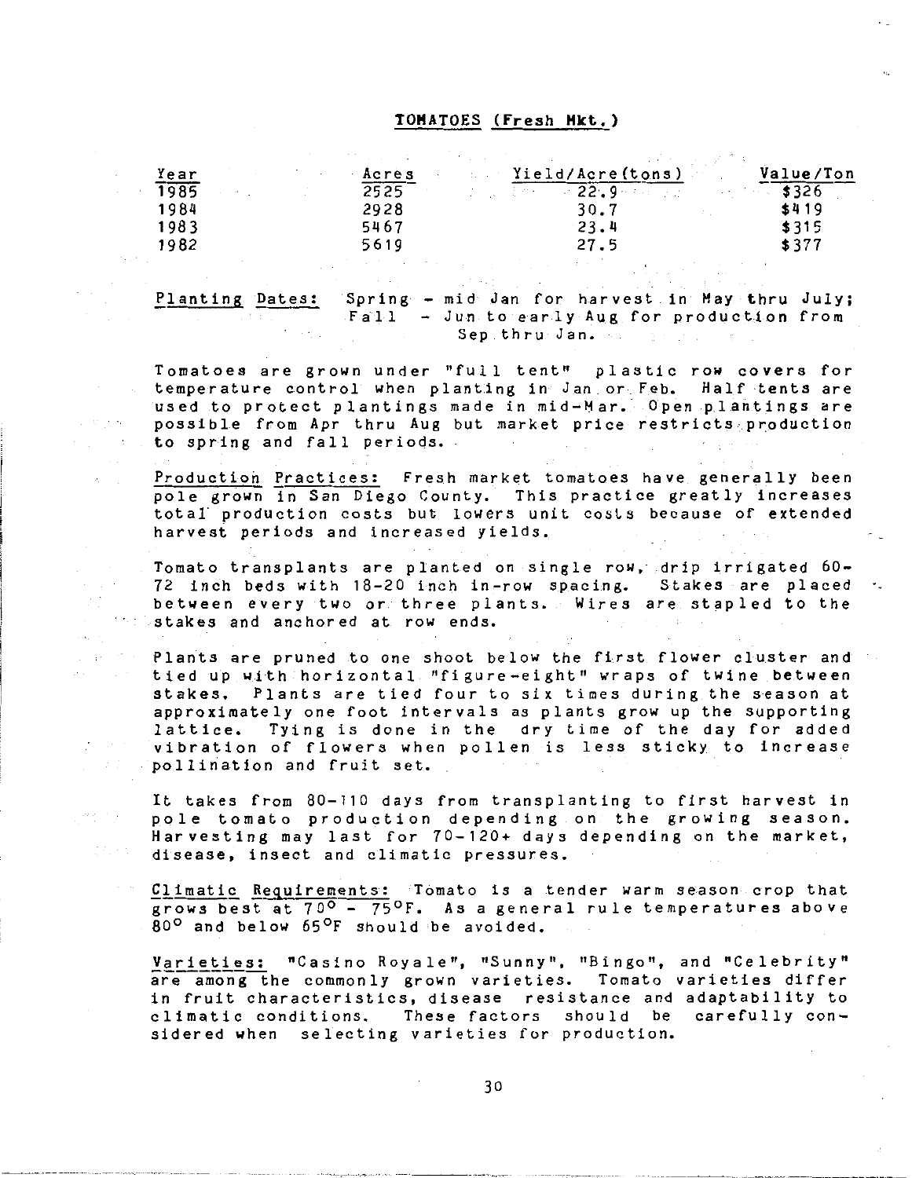## TOMATOES (Fresh Mkt.)

| Year | Acres | Yield/Acre(tons) | Value/Ton |
|---|---|---|---|
| 1985 | 2525 | 22.9 | $326 |
| 1984 | 2928 | 30.7 | $419 |
| 1983 | 5467 | 23.4 | $315 |
| 1982 | 5619 | 27.5 | $377 |

<u>Planting Dates:</u> Spring - mid Jan for harvest in May thru July; Fall - Jun to early Aug for production from Sep thru Jan.

Tomatoes are grown under "full tent" plastic row covers for temperature control when planting in Jan or Feb. Half tents are used to protect plantings made in mid-Mar. Open plantings are possible from Apr thru Aug but market price restricts production to spring and fall periods.

<u>Production Practices:</u> Fresh market tomatoes have generally been pole grown in San Diego County. This practice greatly increases total production costs but lowers unit costs because of extended harvest periods and increased yields.

Tomato transplants are planted on single row, drip irrigated 60-72 inch beds with 18-20 inch in-row spacing. Stakes are placed between every two or three plants. Wires are stapled to the stakes and anchored at row ends.

Plants are pruned to one shoot below the first flower cluster and tied up with horizontal "figure-eight" wraps of twine between stakes. Plants are tied four to six times during the season at approximately one foot intervals as plants grow up the supporting lattice. Tying is done in the dry time of the day for added vibration of flowers when pollen is less sticky to increase pollination and fruit set.

It takes from 80-110 days from transplanting to first harvest in pole tomato production depending on the growing season. Harvesting may last for 70-120+ days depending on the market, disease, insect and climatic pressures.

<u>Climatic Requirements:</u> Tomato is a tender warm season crop that grows best at 70° - 75°F. As a general rule temperatures above 80° and below 65°F should be avoided.

<u>Varieties:</u> "Casino Royale", "Sunny", "Bingo", and "Celebrity" are among the commonly grown varieties. Tomato varieties differ in fruit characteristics, disease resistance and adaptability to climatic conditions. These factors should be carefully considered when selecting varieties for production.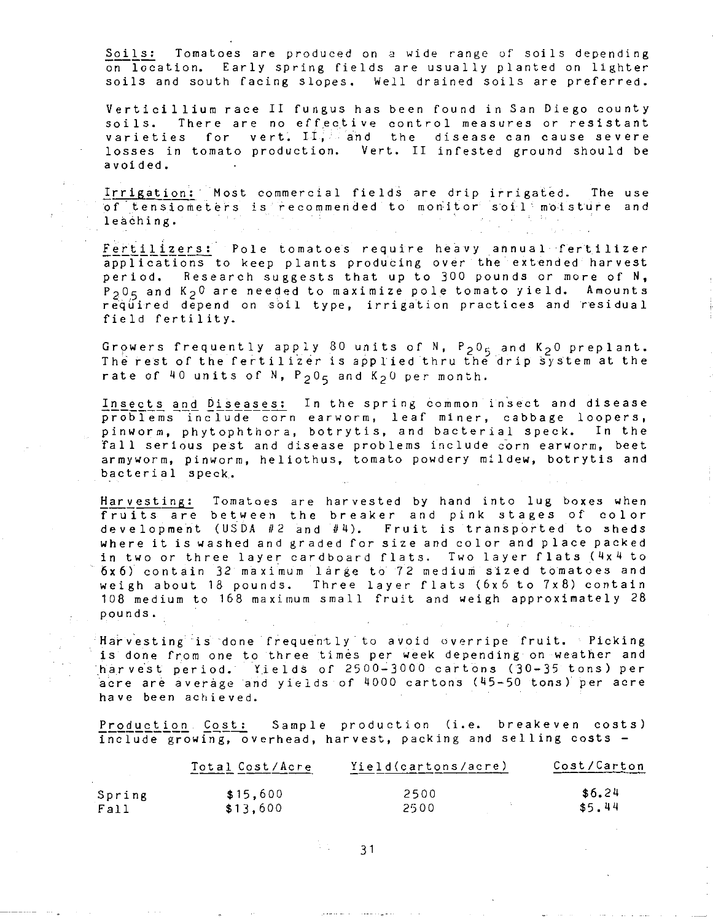Soils: Tomatoes are produced on a wide range of soils depending on location. Early spring fields are usually planted on lighter soils and south facing slopes. Well drained soils are preferred.

Verticillium race II fungus has been found in San Diego county soils. There are no effective control measures or resistant varieties for vert. II, and the disease can cause severe losses in tomato production. Vert. II infested ground should be avoided.

Irrigation: Most commercial fields are drip irrigated. The use of tensiometers is recommended to monitor soil moisture and leaching.

Fertilizers: Pole tomatoes require heavy annual fertilizer applications to keep plants producing over the extended harvest period. Research suggests that up to 300 pounds or more of N, $P_2O_5$ and $K_2O$ are needed to maximize pole tomato yield. Amounts required depend on soil type, irrigation practices and residual field fertility.

Growers frequently apply 80 units of N, $P_2O_5$ and $K_2O$ preplant. The rest of the fertilizer is applied thru the drip system at the rate of 40 units of N, $P_2O_5$ and $K_2O$ per month.

Insects and Diseases: In the spring common insect and disease problems include corn earworm, leaf miner, cabbage loopers, pinworm, phytophthora, botrytis, and bacterial speck. In the fall serious pest and disease problems include corn earworm, beet armyworm, pinworm, heliothus, tomato powdery mildew, botrytis and bacterial speck.

Harvesting: Tomatoes are harvested by hand into lug boxes when fruits are between the breaker and pink stages of color development (USDA #2 and #4). Fruit is transported to sheds where it is washed and graded for size and color and place packed in two or three layer cardboard flats. Two layer flats (4x4 to 6x6) contain 32 maximum large to 72 medium sized tomatoes and weigh about 18 pounds. Three layer flats (6x6 to 7x8) contain 108 medium to 168 maximum small fruit and weigh approximately 28 pounds.

Harvesting is done frequently to avoid overripe fruit. Picking is done from one to three times per week depending on weather and harvest period. Yields of 2500-3000 cartons (30-35 tons) per acre are average and yields of 4000 cartons (45-50 tons) per acre have been achieved.

Production Cost: Sample production (i.e. breakeven costs) include growing, overhead, harvest, packing and selling costs -

| | Total Cost/Acre | Yield(cartons/acre) | Cost/Carton |
|---|---|---|---|
| Spring | $15,600 | 2500 | $6.24 |
| Fall | $13,600 | 2500 | $5.44 |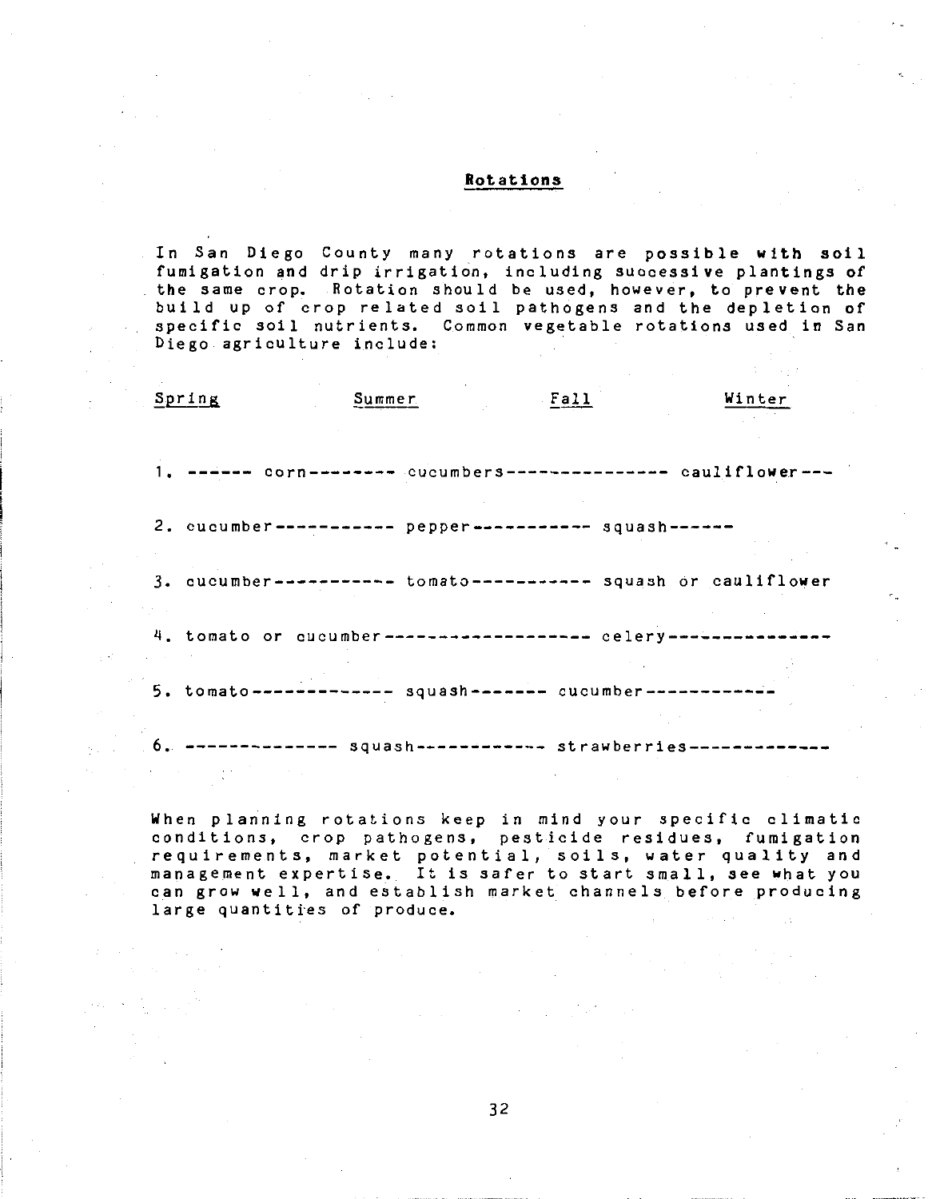## Rotations

In San Diego County many rotations are possible with soil fumigation and drip irrigation, including successive plantings of the same crop. Rotation should be used, however, to prevent the build up of crop related soil pathogens and the depletion of specific soil nutrients. Common vegetable rotations used in San Diego agriculture include:

| | Spring | Summer | Fall | Winter |
|---|---|---|---|---|
| 1. | ------ corn-------- | cucumbers--------------- | | cauliflower--- |
| 2. | cucumber----------- | pepper----------- | squash------ | |
| 3. | cucumber----------- | tomato----------- | squash or cauliflower | |
| 4. | tomato or cucumber------------------- | | celery--------------- | |
| 5. | tomato------------- | squash------- | cucumber------------ | |
| 6. | -------------- | squash------------ | strawberries------------- | |

When planning rotations keep in mind your specific climatic conditions, crop pathogens, pesticide residues, fumigation requirements, market potential, soils, water quality and management expertise. It is safer to start small, see what you can grow well, and establish market channels before producing large quantities of produce.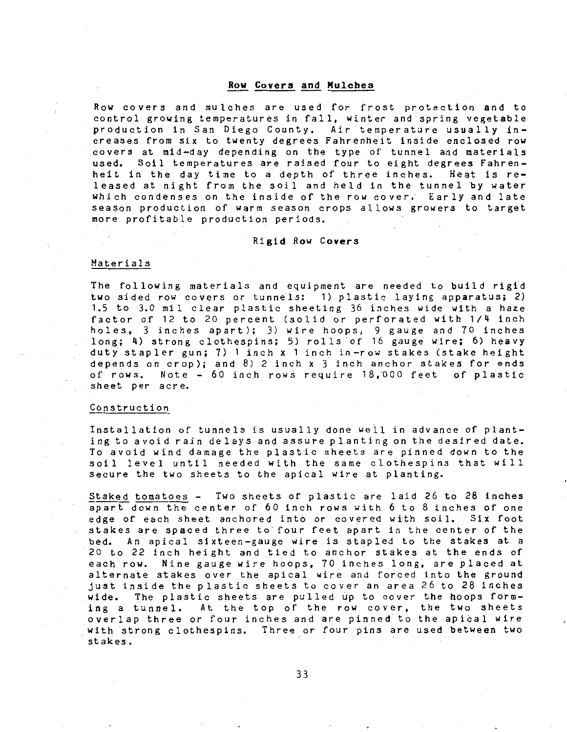## Row Covers and Mulches

Row covers and mulches are used for frost protection and to control growing temperatures in fall, winter and spring vegetable production in San Diego County. Air temperature usually increases from six to twenty degrees Fahrenheit inside enclosed row covers at mid-day depending on the type of tunnel and materials used. Soil temperatures are raised four to eight degrees Fahrenheit in the day time to a depth of three inches. Heat is released at night from the soil and held in the tunnel by water which condenses on the inside of the row cover. Early and late season production of warm season crops allows growers to target more profitable production periods.

### Rigid Row Covers

#### Materials

The following materials and equipment are needed to build rigid two sided row covers or tunnels: 1) plastic laying apparatus; 2) 1.5 to 3.0 mil clear plastic sheeting 36 inches wide with a haze factor of 12 to 20 percent (solid or perforated with 1/4 inch holes, 3 inches apart); 3) wire hoops, 9 gauge and 70 inches long; 4) strong clothespins; 5) rolls of 16 gauge wire; 6) heavy duty stapler gun; 7) 1 inch x 1 inch in-row stakes (stake height depends on crop); and 8) 2 inch x 3 inch anchor stakes for ends of rows. Note - 60 inch rows require 18,000 feet of plastic sheet per acre.

#### Construction

Installation of tunnels is usually done well in advance of planting to avoid rain delays and assure planting on the desired date. To avoid wind damage the plastic sheets are pinned down to the soil level until needed with the same clothespins that will secure the two sheets to the apical wire at planting.

Staked tomatoes - Two sheets of plastic are laid 26 to 28 inches apart down the center of 60 inch rows with 6 to 8 inches of one edge of each sheet anchored into or covered with soil. Six foot stakes are spaced three to four feet apart in the center of the bed. An apical sixteen-gauge wire is stapled to the stakes at a 20 to 22 inch height and tied to anchor stakes at the ends of each row. Nine gauge wire hoops, 70 inches long, are placed at alternate stakes over the apical wire and forced into the ground just inside the plastic sheets to cover an area 26 to 28 inches wide. The plastic sheets are pulled up to cover the hoops forming a tunnel. At the top of the row cover, the two sheets overlap three or four inches and are pinned to the apical wire with strong clothespins. Three or four pins are used between two stakes.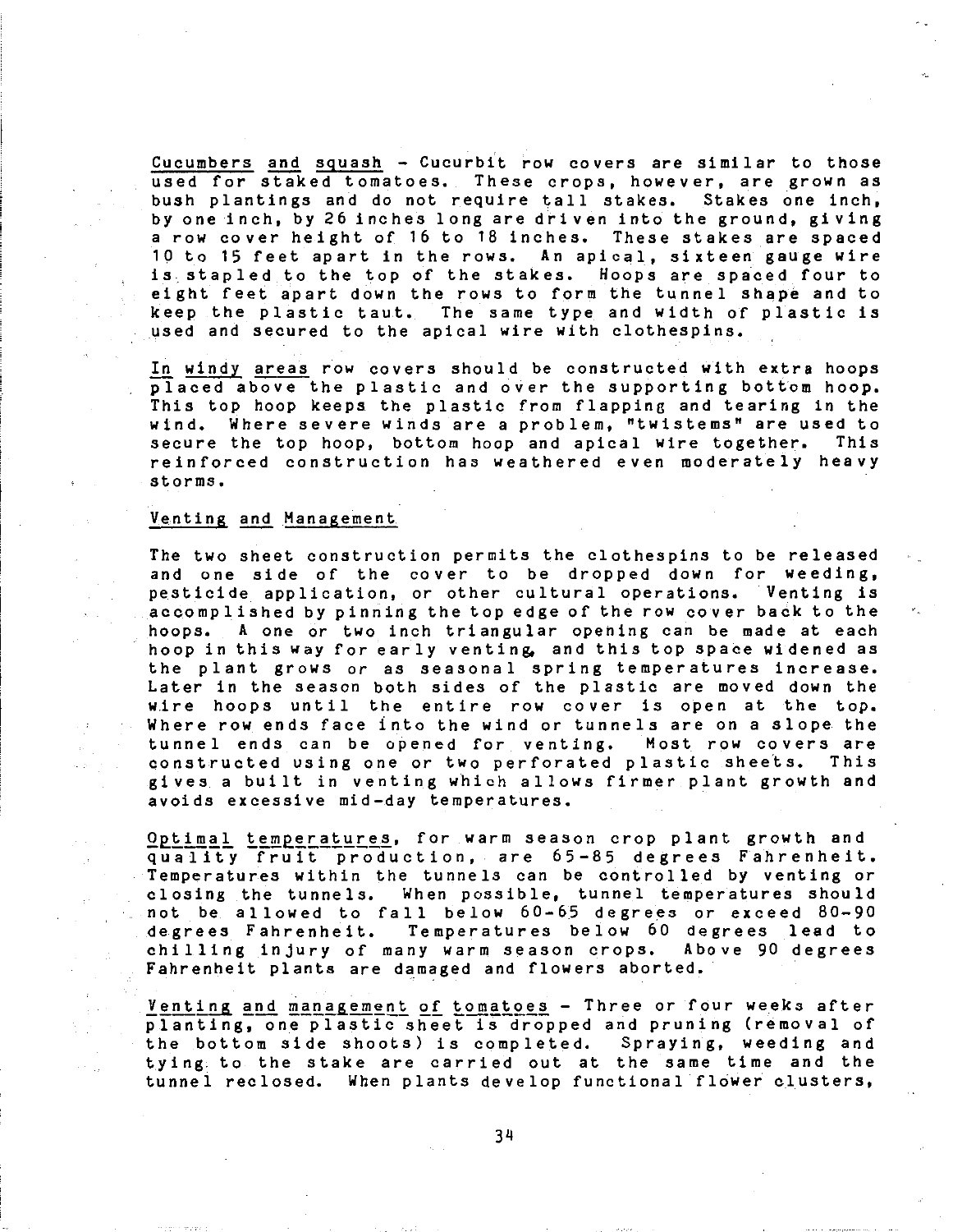Cucumbers and squash - Cucurbit row covers are similar to those used for staked tomatoes. These crops, however, are grown as bush plantings and do not require tall stakes. Stakes one inch, by one inch, by 26 inches long are driven into the ground, giving a row cover height of 16 to 18 inches. These stakes are spaced 10 to 15 feet apart in the rows. An apical, sixteen gauge wire is stapled to the top of the stakes. Hoops are spaced four to eight feet apart down the rows to form the tunnel shape and to keep the plastic taut. The same type and width of plastic is used and secured to the apical wire with clothespins.

In windy areas row covers should be constructed with extra hoops placed above the plastic and over the supporting bottom hoop. This top hoop keeps the plastic from flapping and tearing in the wind. Where severe winds are a problem, "twistems" are used to secure the top hoop, bottom hoop and apical wire together. This reinforced construction has weathered even moderately heavy storms.

## Venting and Management

The two sheet construction permits the clothespins to be released and one side of the cover to be dropped down for weeding, pesticide application, or other cultural operations. Venting is accomplished by pinning the top edge of the row cover back to the hoops. A one or two inch triangular opening can be made at each hoop in this way for early venting, and this top space widened as the plant grows or as seasonal spring temperatures increase. Later in the season both sides of the plastic are moved down the wire hoops until the entire row cover is open at the top. Where row ends face into the wind or tunnels are on a slope the tunnel ends can be opened for venting. Most row covers are constructed using one or two perforated plastic sheets. This gives a built in venting which allows firmer plant growth and avoids excessive mid-day temperatures.

Optimal temperatures, for warm season crop plant growth and quality fruit production, are 65-85 degrees Fahrenheit. Temperatures within the tunnels can be controlled by venting or closing the tunnels. When possible, tunnel temperatures should not be allowed to fall below 60-65 degrees or exceed 80-90 degrees Fahrenheit. Temperatures below 60 degrees lead to chilling injury of many warm season crops. Above 90 degrees Fahrenheit plants are damaged and flowers aborted.

Venting and management of tomatoes - Three or four weeks after planting, one plastic sheet is dropped and pruning (removal of the bottom side shoots) is completed. Spraying, weeding and tying to the stake are carried out at the same time and the tunnel reclosed. When plants develop functional flower clusters,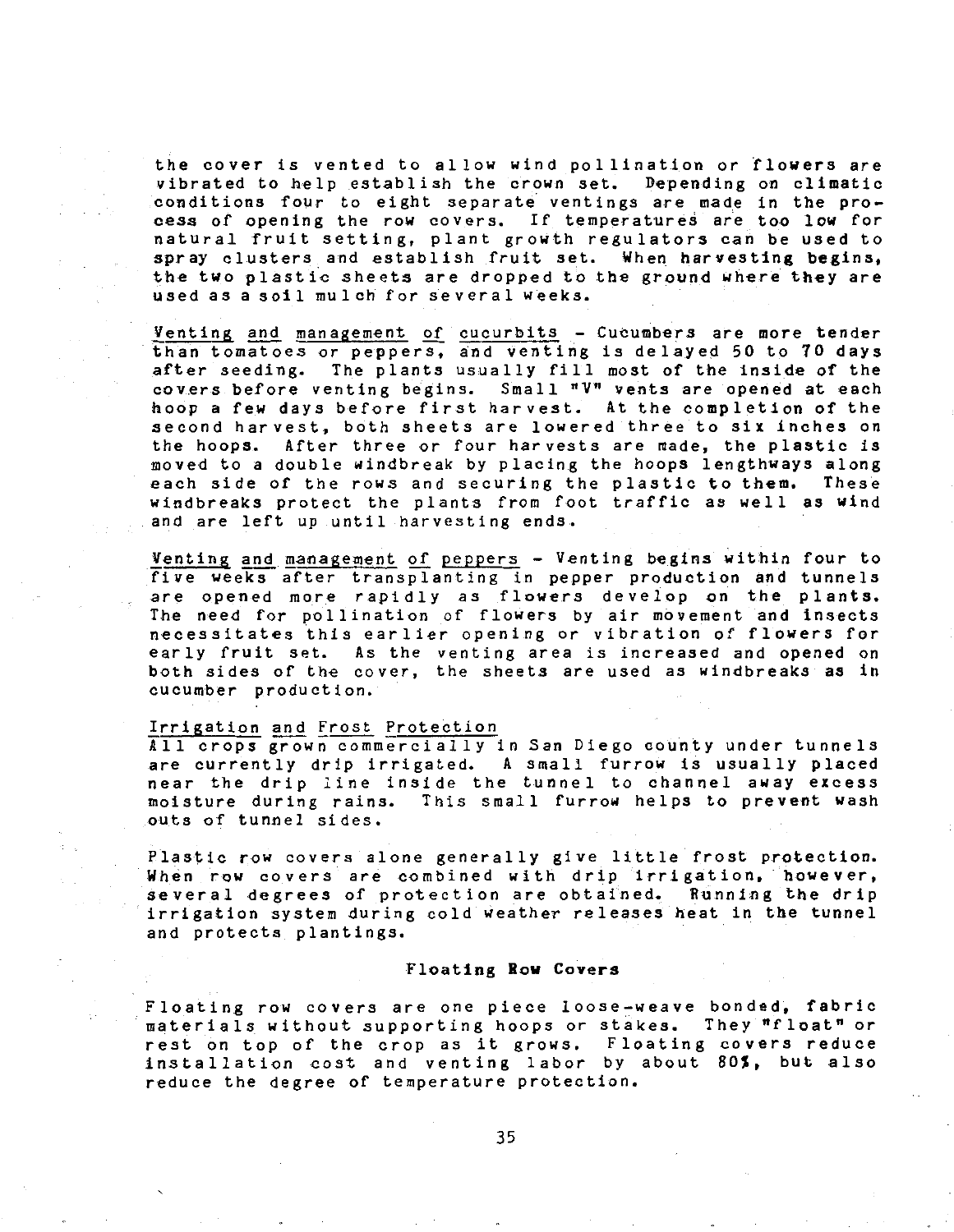the cover is vented to allow wind pollination or flowers are vibrated to help establish the crown set. Depending on climatic conditions four to eight separate ventings are made in the process of opening the row covers. If temperatures are too low for natural fruit setting, plant growth regulators can be used to spray clusters and establish fruit set. When harvesting begins, the two plastic sheets are dropped to the ground where they are used as a soil mulch for several weeks.

Venting and management of cucurbits - Cucumbers are more tender than tomatoes or peppers, and venting is delayed 50 to 70 days after seeding. The plants usually fill most of the inside of the covers before venting begins. Small "V" vents are opened at each hoop a few days before first harvest. At the completion of the second harvest, both sheets are lowered three to six inches on the hoops. After three or four harvests are made, the plastic is moved to a double windbreak by placing the hoops lengthways along each side of the rows and securing the plastic to them. These windbreaks protect the plants from foot traffic as well as wind and are left up until harvesting ends.

Venting and management of peppers - Venting begins within four to five weeks after transplanting in pepper production and tunnels are opened more rapidly as flowers develop on the plants. The need for pollination of flowers by air movement and insects necessitates this earlier opening or vibration of flowers for early fruit set. As the venting area is increased and opened on both sides of the cover, the sheets are used as windbreaks as in cucumber production.

Irrigation and Frost Protection

All crops grown commercially in San Diego county under tunnels are currently drip irrigated. A small furrow is usually placed near the drip line inside the tunnel to channel away excess moisture during rains. This small furrow helps to prevent wash outs of tunnel sides.

Plastic row covers alone generally give little frost protection. When row covers are combined with drip irrigation, however, several degrees of protection are obtained. Running the drip irrigation system during cold weather releases heat in the tunnel and protects plantings.

### Floating Row Covers

Floating row covers are one piece loose-weave bonded, fabric materials without supporting hoops or stakes. They "float" or rest on top of the crop as it grows. Floating covers reduce installation cost and venting labor by about 80%, but also reduce the degree of temperature protection.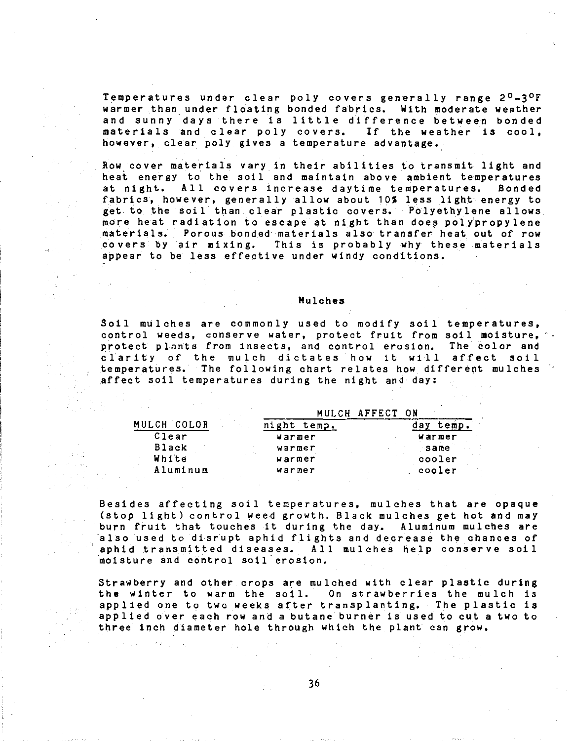Temperatures under clear poly covers generally range 2°-3°F warmer than under floating bonded fabrics. With moderate weather and sunny days there is little difference between bonded materials and clear poly covers. If the weather is cool, however, clear poly gives a temperature advantage.

Row cover materials vary in their abilities to transmit light and heat energy to the soil and maintain above ambient temperatures at night. All covers increase daytime temperatures. Bonded fabrics, however, generally allow about 10% less light energy to get to the soil than clear plastic covers. Polyethylene allows more heat radiation to escape at night than does polypropylene materials. Porous bonded materials also transfer heat out of row covers by air mixing. This is probably why these materials appear to be less effective under windy conditions.

## Mulches

Soil mulches are commonly used to modify soil temperatures, control weeds, conserve water, protect fruit from soil moisture, protect plants from insects, and control erosion. The color and clarity of the mulch dictates how it will affect soil temperatures. The following chart relates how different mulches affect soil temperatures during the night and day:

| | MULCH AFFECT ON | |
|---|---|---|
| MULCH COLOR | night temp. | day temp. |
| Clear | warmer | warmer |
| Black | warmer | same |
| White | warmer | cooler |
| Aluminum | warmer | cooler |

Besides affecting soil temperatures, mulches that are opaque (stop light) control weed growth. Black mulches get hot and may burn fruit that touches it during the day. Aluminum mulches are also used to disrupt aphid flights and decrease the chances of aphid transmitted diseases. All mulches help conserve soil moisture and control soil erosion.

Strawberry and other crops are mulched with clear plastic during the winter to warm the soil. On strawberries the mulch is applied one to two weeks after transplanting. The plastic is applied over each row and a butane burner is used to cut a two to three inch diameter hole through which the plant can grow.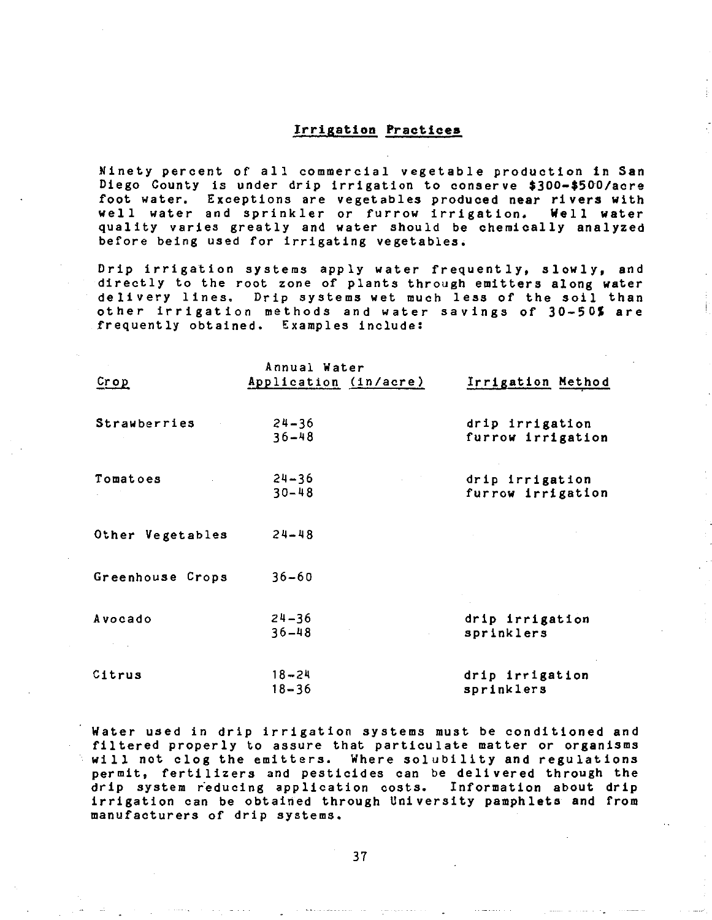## Irrigation Practices

Ninety percent of all commercial vegetable production in San Diego County is under drip irrigation to conserve $300-$500/acre foot water. Exceptions are vegetables produced near rivers with well water and sprinkler or furrow irrigation. Well water quality varies greatly and water should be chemically analyzed before being used for irrigating vegetables.

Drip irrigation systems apply water frequently, slowly, and directly to the root zone of plants through emitters along water delivery lines. Drip systems wet much less of the soil than other irrigation methods and water savings of 30-50% are frequently obtained. Examples include:

| Crop | Annual Water Application (in/acre) | Irrigation Method |
|---|---|---|
| Strawberries | 24-36 | drip irrigation |
| | 36-48 | furrow irrigation |
| Tomatoes | 24-36 | drip irrigation |
| | 30-48 | furrow irrigation |
| Other Vegetables | 24-48 | |
| Greenhouse Crops | 36-60 | |
| Avocado | 24-36 | drip irrigation |
| | 36-48 | sprinklers |
| Citrus | 18-24 | drip irrigation |
| | 18-36 | sprinklers |

Water used in drip irrigation systems must be conditioned and filtered properly to assure that particulate matter or organisms will not clog the emitters. Where solubility and regulations permit, fertilizers and pesticides can be delivered through the drip system reducing application costs. Information about drip irrigation can be obtained through University pamphlets and from manufacturers of drip systems.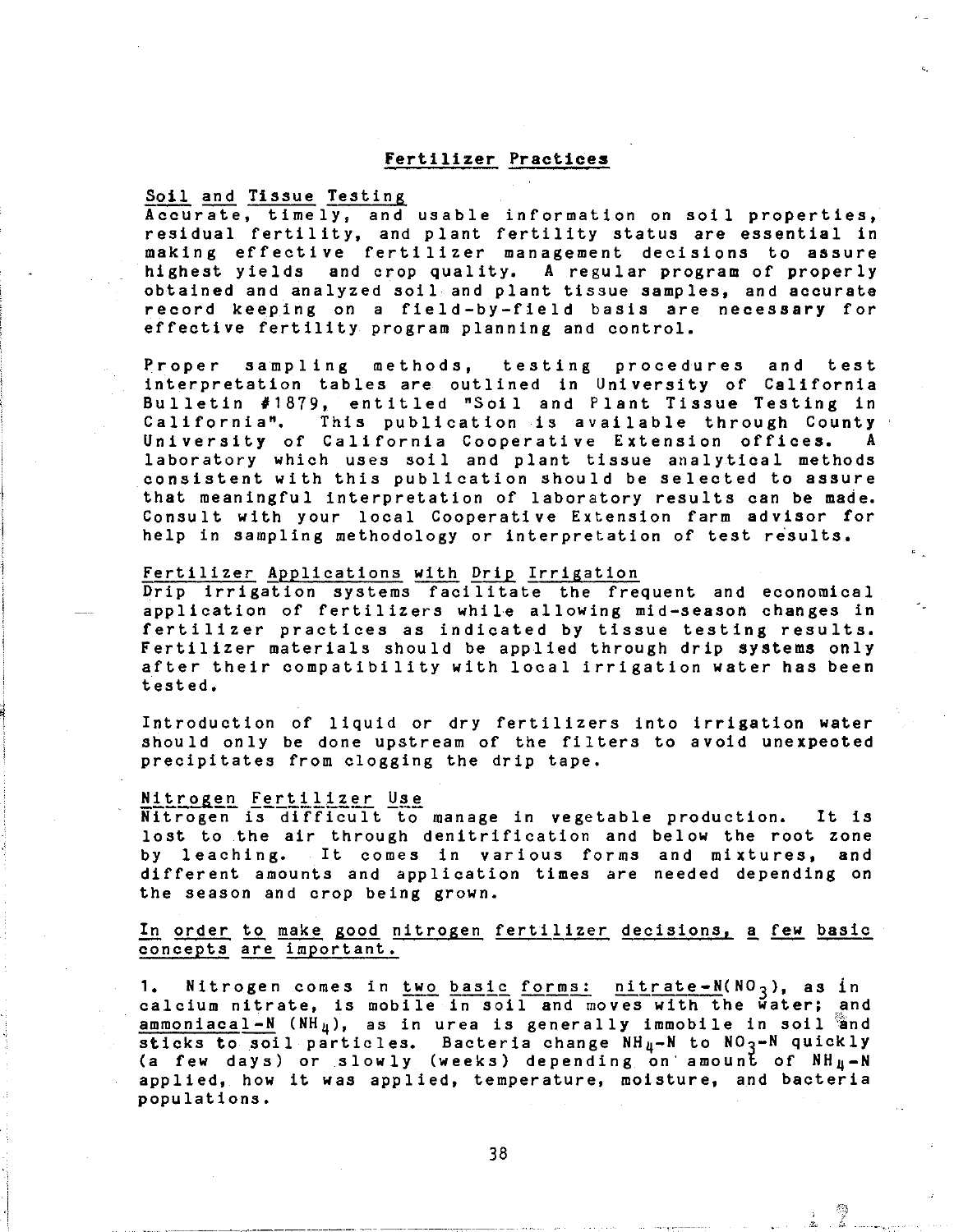## Fertilizer Practices

### Soil and Tissue Testing

Accurate, timely, and usable information on soil properties, residual fertility, and plant fertility status are essential in making effective fertilizer management decisions to assure highest yields and crop quality. A regular program of properly obtained and analyzed soil and plant tissue samples, and accurate record keeping on a field-by-field basis are necessary for effective fertility program planning and control.

Proper sampling methods, testing procedures and test interpretation tables are outlined in University of California Bulletin #1879, entitled "Soil and Plant Tissue Testing in California". This publication is available through County University of California Cooperative Extension offices. A laboratory which uses soil and plant tissue analytical methods consistent with this publication should be selected to assure that meaningful interpretation of laboratory results can be made. Consult with your local Cooperative Extension farm advisor for help in sampling methodology or interpretation of test results.

### Fertilizer Applications with Drip Irrigation

Drip irrigation systems facilitate the frequent and economical application of fertilizers while allowing mid-season changes in fertilizer practices as indicated by tissue testing results. Fertilizer materials should be applied through drip systems only after their compatibility with local irrigation water has been tested.

Introduction of liquid or dry fertilizers into irrigation water should only be done upstream of the filters to avoid unexpected precipitates from clogging the drip tape.

### Nitrogen Fertilizer Use

Nitrogen is difficult to manage in vegetable production. It is lost to the air through denitrification and below the root zone by leaching. It comes in various forms and mixtures, and different amounts and application times are needed depending on the season and crop being grown.

In order to make good nitrogen fertilizer decisions, a few basic concepts are important.

1. Nitrogen comes in two basic forms: nitrate-N($NO_3$), as in calcium nitrate, is mobile in soil and moves with the water; and ammoniacal-N ($NH_4$), as in urea is generally immobile in soil and sticks to soil particles. Bacteria change $NH_4$-N to $NO_3$-N quickly (a few days) or slowly (weeks) depending on amount of $NH_4$-N applied, how it was applied, temperature, moisture, and bacteria populations.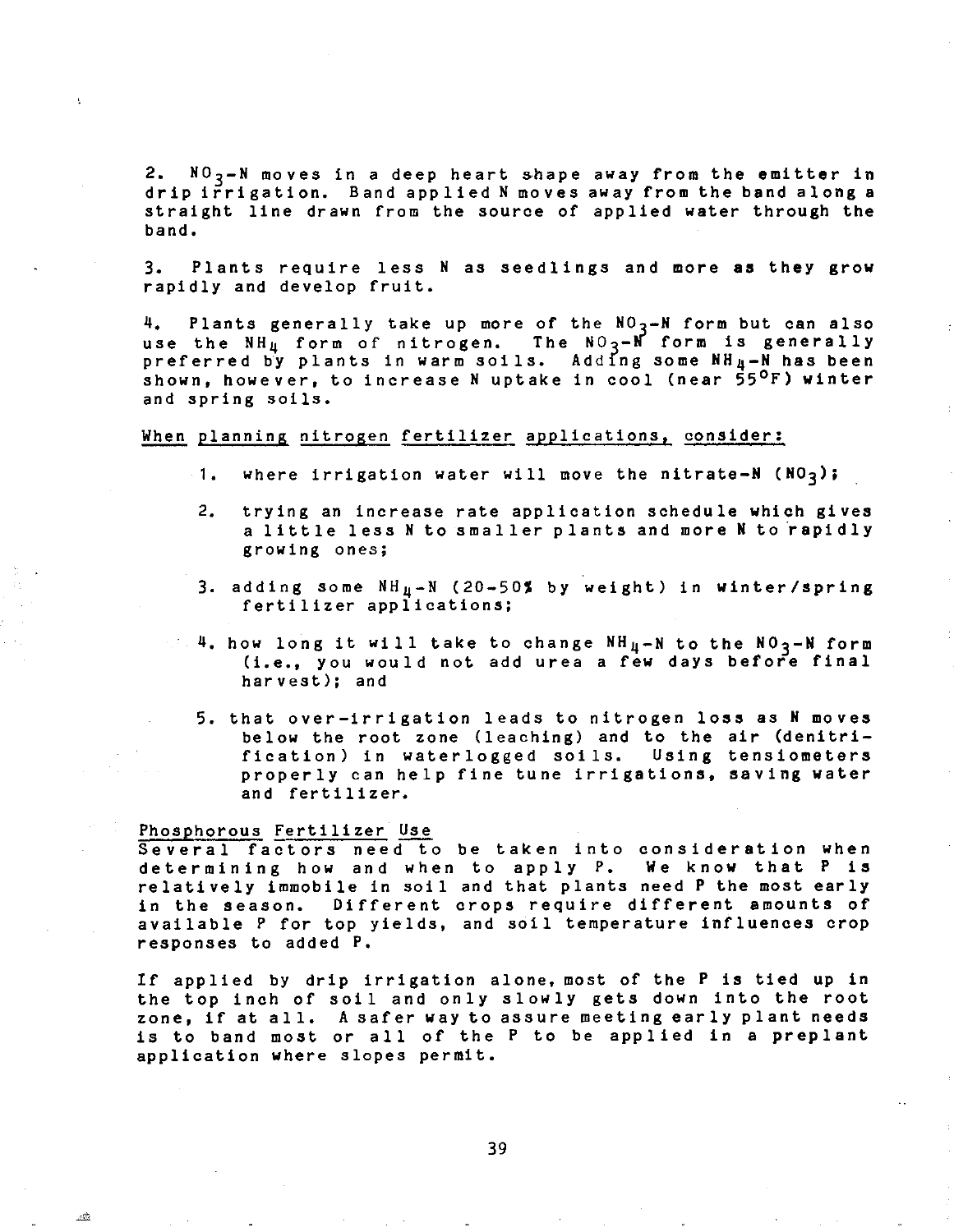2. $NO_3$-N moves in a deep heart shape away from the emitter in drip irrigation. Band applied N moves away from the band along a straight line drawn from the source of applied water through the band.

3. Plants require less N as seedlings and more as they grow rapidly and develop fruit.

4. Plants generally take up more of the $NO_3$-N form but can also use the $NH_4$ form of nitrogen. The $NO_3$-N form is generally preferred by plants in warm soils. Adding some $NH_4$-N has been shown, however, to increase N uptake in cool (near 55°F) winter and spring soils.

<u>When planning nitrogen fertilizer applications, consider:</u>

1. where irrigation water will move the nitrate-N ($NO_3$);

2. trying an increase rate application schedule which gives a little less N to smaller plants and more N to rapidly growing ones;

3. adding some $NH_4$-N (20-50% by weight) in winter/spring fertilizer applications;

4. how long it will take to change $NH_4$-N to the $NO_3$-N form (i.e., you would not add urea a few days before final harvest); and

5. that over-irrigation leads to nitrogen loss as N moves below the root zone (leaching) and to the air (denitrification) in waterlogged soils. Using tensiometers properly can help fine tune irrigations, saving water and fertilizer.

<u>Phosphorous Fertilizer Use</u>

Several factors need to be taken into consideration when determining how and when to apply P. We know that P is relatively immobile in soil and that plants need P the most early in the season. Different crops require different amounts of available P for top yields, and soil temperature influences crop responses to added P.

If applied by drip irrigation alone, most of the P is tied up in the top inch of soil and only slowly gets down into the root zone, if at all. A safer way to assure meeting early plant needs is to band most or all of the P to be applied in a preplant application where slopes permit.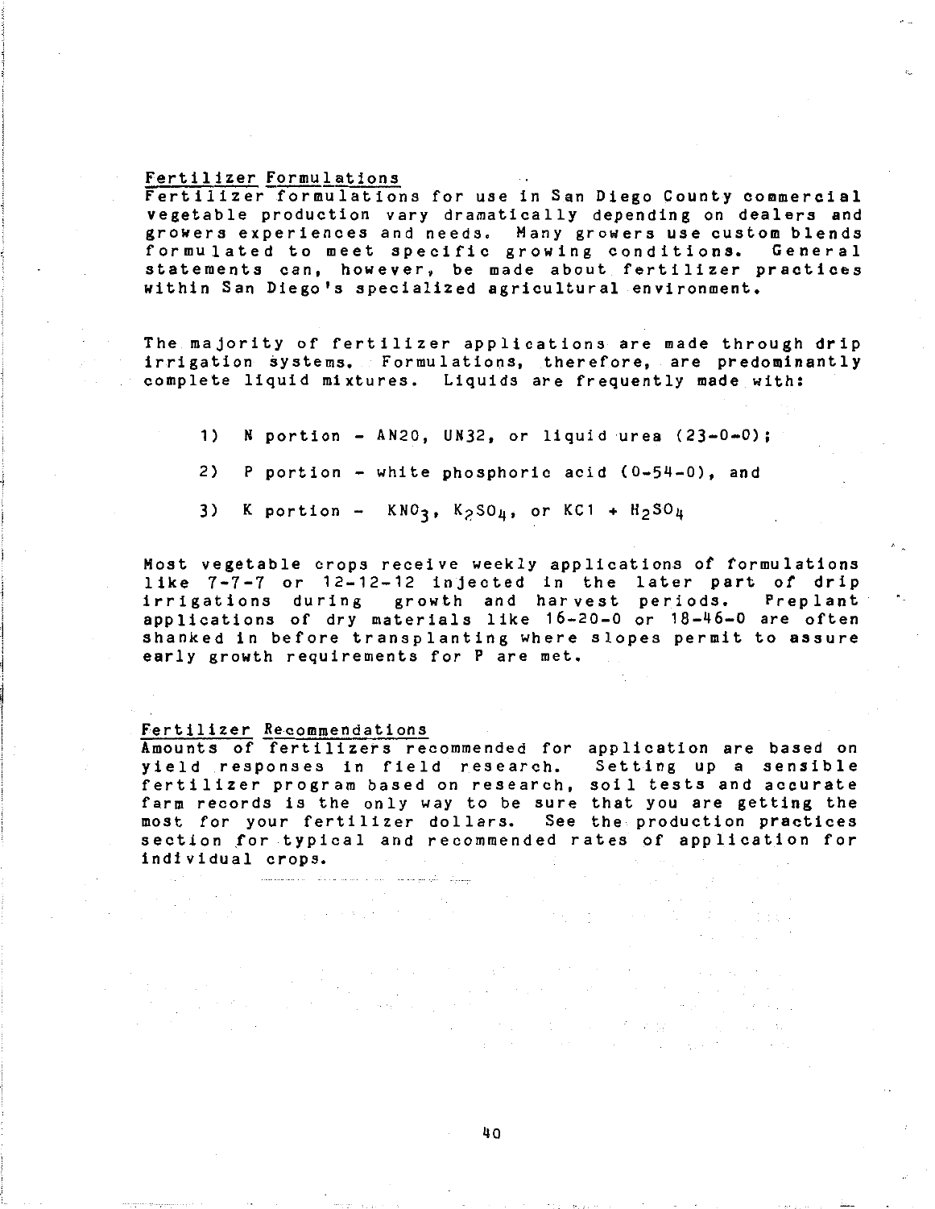## Fertilizer Formulations

Fertilizer formulations for use in San Diego County commercial vegetable production vary dramatically depending on dealers and growers experiences and needs. Many growers use custom blends formulated to meet specific growing conditions. General statements can, however, be made about fertilizer practices within San Diego's specialized agricultural environment.

The majority of fertilizer applications are made through drip irrigation systems. Formulations, therefore, are predominantly complete liquid mixtures. Liquids are frequently made with:

1) N portion - AN20, UN32, or liquid urea (23-0-0);

2) P portion - white phosphoric acid (0-54-0), and

3) K portion - $KNO_3$, $K_2SO_4$, or KCl + $H_2SO_4$

Most vegetable crops receive weekly applications of formulations like 7-7-7 or 12-12-12 injected in the later part of drip irrigations during growth and harvest periods. Preplant applications of dry materials like 16-20-0 or 18-46-0 are often shanked in before transplanting where slopes permit to assure early growth requirements for P are met.

## Fertilizer Recommendations

Amounts of fertilizers recommended for application are based on yield responses in field research. Setting up a sensible fertilizer program based on research, soil tests and accurate farm records is the only way to be sure that you are getting the most for your fertilizer dollars. See the production practices section for typical and recommended rates of application for individual crops.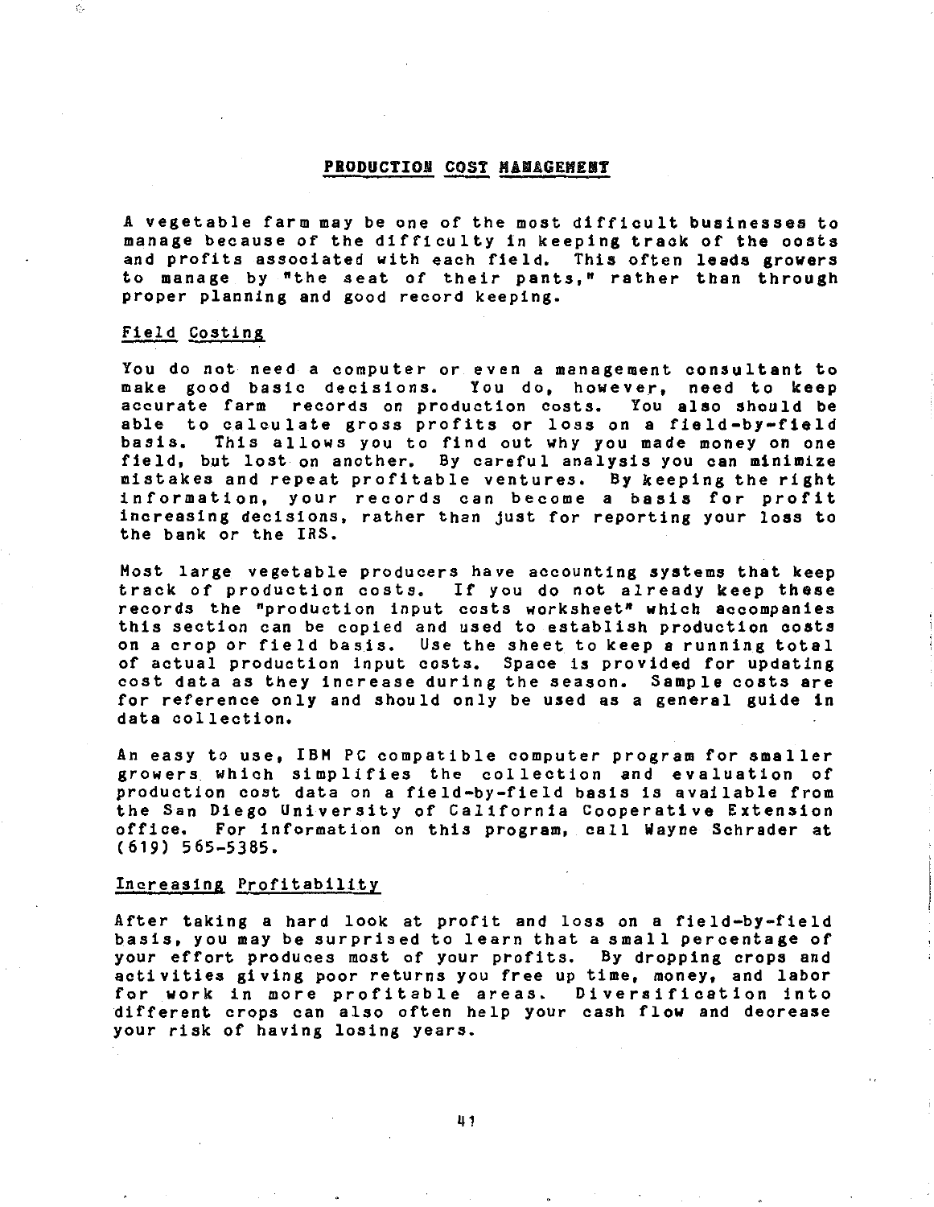## PRODUCTION COST MANAGEMENT

A vegetable farm may be one of the most difficult businesses to manage because of the difficulty in keeping track of the costs and profits associated with each field. This often leads growers to manage by "the seat of their pants," rather than through proper planning and good record keeping.

### Field Costing

You do not need a computer or even a management consultant to make good basic decisions. You do, however, need to keep accurate farm records on production costs. You also should be able to calculate gross profits or loss on a field-by-field basis. This allows you to find out why you made money on one field, but lost on another. By careful analysis you can minimize mistakes and repeat profitable ventures. By keeping the right information, your records can become a basis for profit increasing decisions, rather than just for reporting your loss to the bank or the IRS.

Most large vegetable producers have accounting systems that keep track of production costs. If you do not already keep these records the "production input costs worksheet" which accompanies this section can be copied and used to establish production costs on a crop or field basis. Use the sheet to keep a running total of actual production input costs. Space is provided for updating cost data as they increase during the season. Sample costs are for reference only and should only be used as a general guide in data collection.

An easy to use, IBM PC compatible computer program for smaller growers which simplifies the collection and evaluation of production cost data on a field-by-field basis is available from the San Diego University of California Cooperative Extension office. For information on this program, call Wayne Schrader at (619) 565-5385.

### Increasing Profitability

After taking a hard look at profit and loss on a field-by-field basis, you may be surprised to learn that a small percentage of your effort produces most of your profits. By dropping crops and activities giving poor returns you free up time, money, and labor for work in more profitable areas. Diversification into different crops can also often help your cash flow and decrease your risk of having losing years.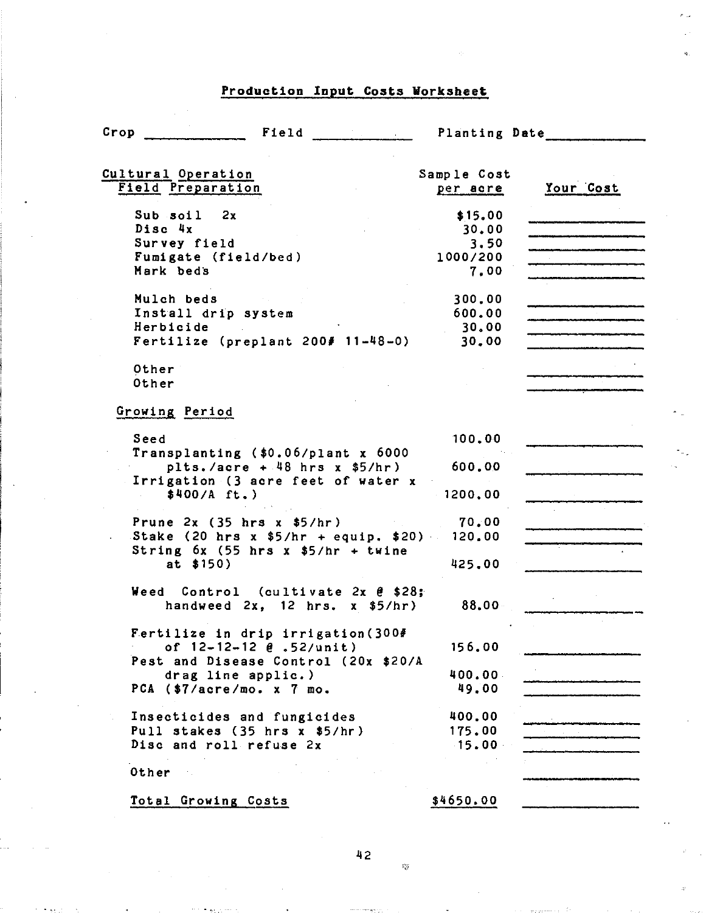## Production Input Costs Worksheet

Crop ____________ Field ____________ Planting Date ____________

| Cultural Operation | Sample Cost per acre | Your Cost |
|---|---|---|
| **Field Preparation** | | |
| Sub soil 2x | $15.00 | |
| Disc 4x | 30.00 | |
| Survey field | 3.50 | |
| Fumigate (field/bed) | 1000/200 | |
| Mark beds | 7.00 | |
| Mulch beds | 300.00 | |
| Install drip system | 600.00 | |
| Herbicide | 30.00 | |
| Fertilize (preplant 200# 11-48-0) | 30.00 | |
| Other | | |
| Other | | |
| **Growing Period** | | |
| Seed | 100.00 | |
| Transplanting ($0.06/plant x 6000 plts./acre + 48 hrs x $5/hr) | 600.00 | |
| Irrigation (3 acre feet of water x $400/A ft.) | 1200.00 | |
| Prune 2x (35 hrs x $5/hr) | 70.00 | |
| Stake (20 hrs x $5/hr + equip. $20) | 120.00 | |
| String 6x (55 hrs x $5/hr + twine at $150) | 425.00 | |
| Weed Control (cultivate 2x @ $28; handweed 2x, 12 hrs. x $5/hr) | 88.00 | |
| Fertilize in drip irrigation(300# of 12-12-12 @ .52/unit) | 156.00 | |
| Pest and Disease Control (20x $20/A drag line applic.) | 400.00 | |
| PCA ($7/acre/mo. x 7 mo. | 49.00 | |
| Insecticides and fungicides | 400.00 | |
| Pull stakes (35 hrs x $5/hr) | 175.00 | |
| Disc and roll refuse 2x | 15.00 | |
| Other | | |
| **Total Growing Costs** | $4650.00 | |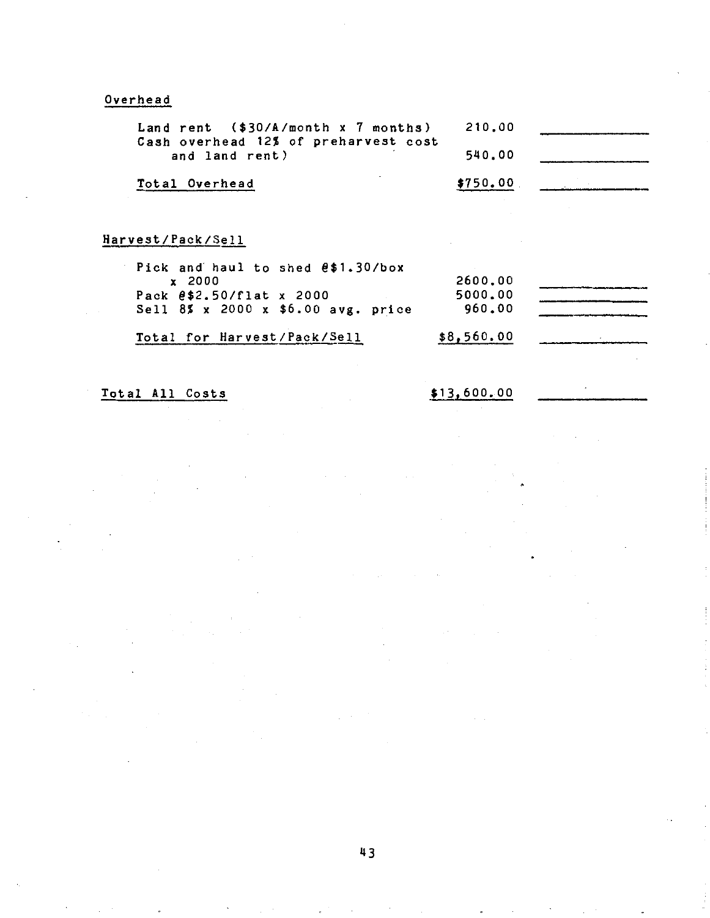## Overhead

| Item | Cost | |
|---|---|---|
| Land rent ($30/A/month x 7 months) | 210.00 | ______ |
| Cash overhead 12% of preharvest cost and land rent) | 540.00 | ______ |
| Total Overhead | $750.00 | ______ |

## Harvest/Pack/Sell

| Item | Cost | |
|---|---|---|
| Pick and haul to shed @$1.30/box x 2000 | 2600.00 | ______ |
| Pack @$2.50/flat x 2000 | 5000.00 | ______ |
| Sell 8% x 2000 x $6.00 avg. price | 960.00 | ______ |
| Total for Harvest/Pack/Sell | $8,560.00 | ______ |

| | | |
|---|---|---|
| Total All Costs | $13,600.00 | ______ |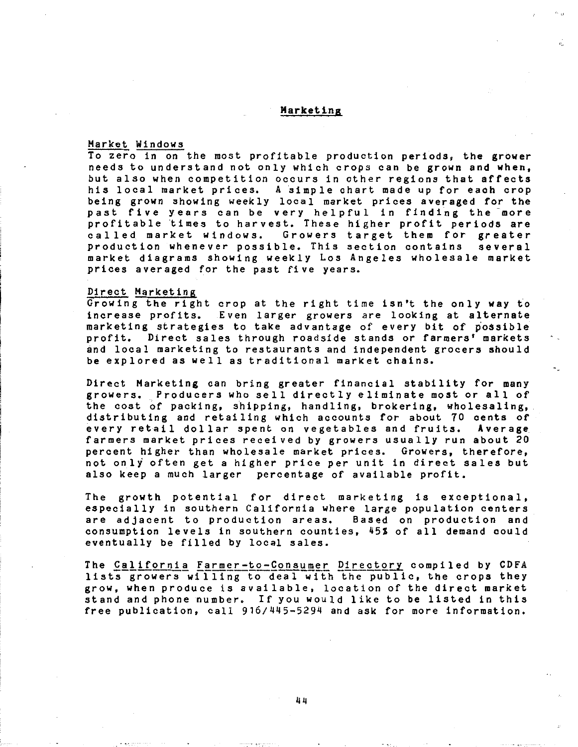# Marketing

## Market Windows

To zero in on the most profitable production periods, the grower needs to understand not only which crops can be grown and when, but also when competition occurs in other regions that affects his local market prices. A simple chart made up for each crop being grown showing weekly local market prices averaged for the past five years can be very helpful in finding the more profitable times to harvest. These higher profit periods are called market windows. Growers target them for greater production whenever possible. This section contains several market diagrams showing weekly Los Angeles wholesale market prices averaged for the past five years.

## Direct Marketing

Growing the right crop at the right time isn't the only way to increase profits. Even larger growers are looking at alternate marketing strategies to take advantage of every bit of possible profit. Direct sales through roadside stands or farmers' markets and local marketing to restaurants and independent grocers should be explored as well as traditional market chains.

Direct Marketing can bring greater financial stability for many growers. Producers who sell directly eliminate most or all of the cost of packing, shipping, handling, brokering, wholesaling, distributing and retailing which accounts for about 70 cents of every retail dollar spent on vegetables and fruits. Average farmers market prices received by growers usually run about 20 percent higher than wholesale market prices. Growers, therefore, not only often get a higher price per unit in direct sales but also keep a much larger percentage of available profit.

The growth potential for direct marketing is exceptional, especially in southern California where large population centers are adjacent to production areas. Based on production and consumption levels in southern counties, 45% of all demand could eventually be filled by local sales.

The California Farmer-to-Consumer Directory compiled by CDFA lists growers willing to deal with the public, the crops they grow, when produce is available, location of the direct market stand and phone number. If you would like to be listed in this free publication, call 916/445-5294 and ask for more information.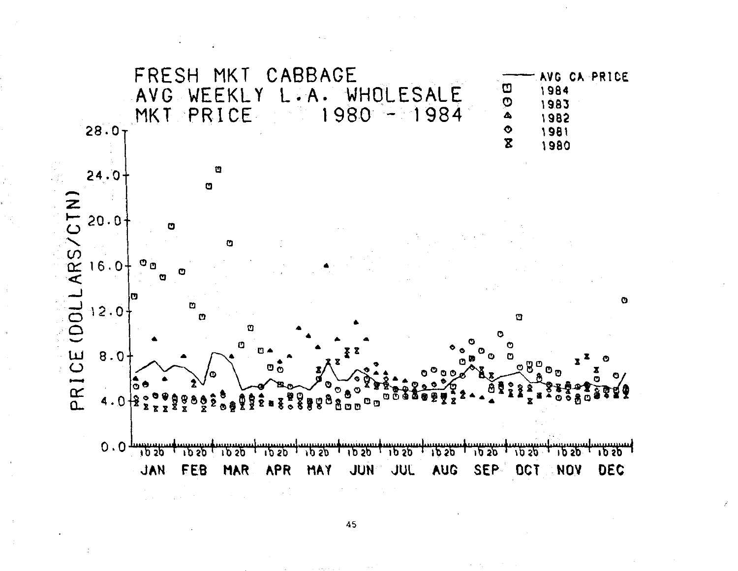FRESH MKT CABBAGE
AVG WEEKLY L.A. WHOLESALE
MKT PRICE 1980 - 1984

AVG CA PRICE
1984
1983
1982
1981
1980

PRICE (DOLLARS/CTN)

28.0
24.0
20.0
16.0
12.0
8.0
4.0
0.0

JAN FEB MAR APR MAY JUN JUL AUG SEP OCT NOV DEC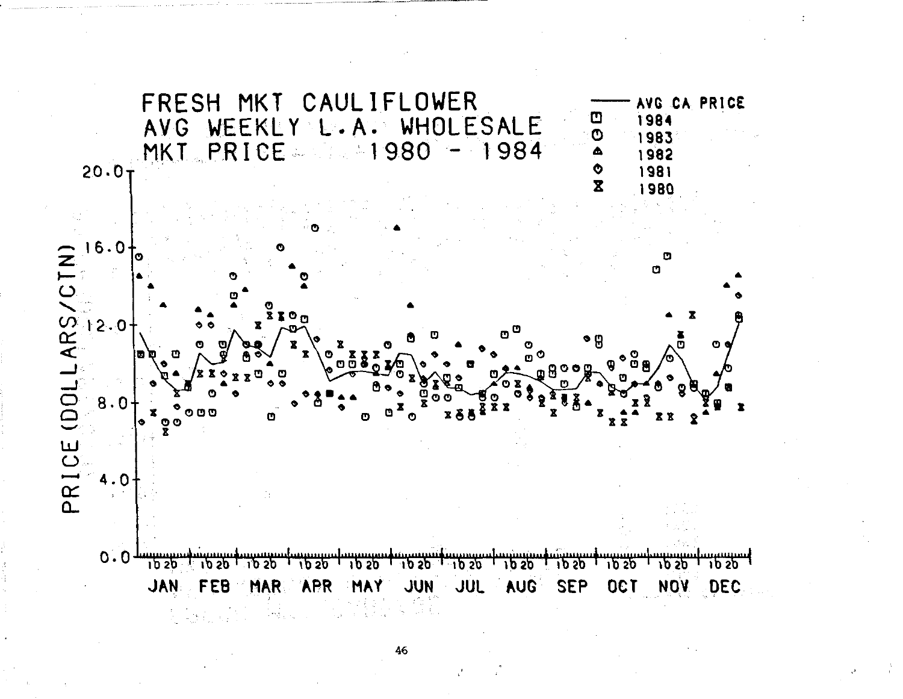# FRESH MKT CAULIFLOWER AVG WEEKLY L.A. WHOLESALE MKT PRICE 1980 - 1984

Legend: AVG CA PRICE (line); 1984; 1983; 1982; 1981; 1980

PRICE (DOLLARS/CTN): 0.0, 4.0, 8.0, 12.0, 16.0, 20.0

JAN FEB MAR APR MAY JUN JUL AUG SEP OCT NOV DEC (10 20 weekly ticks per month)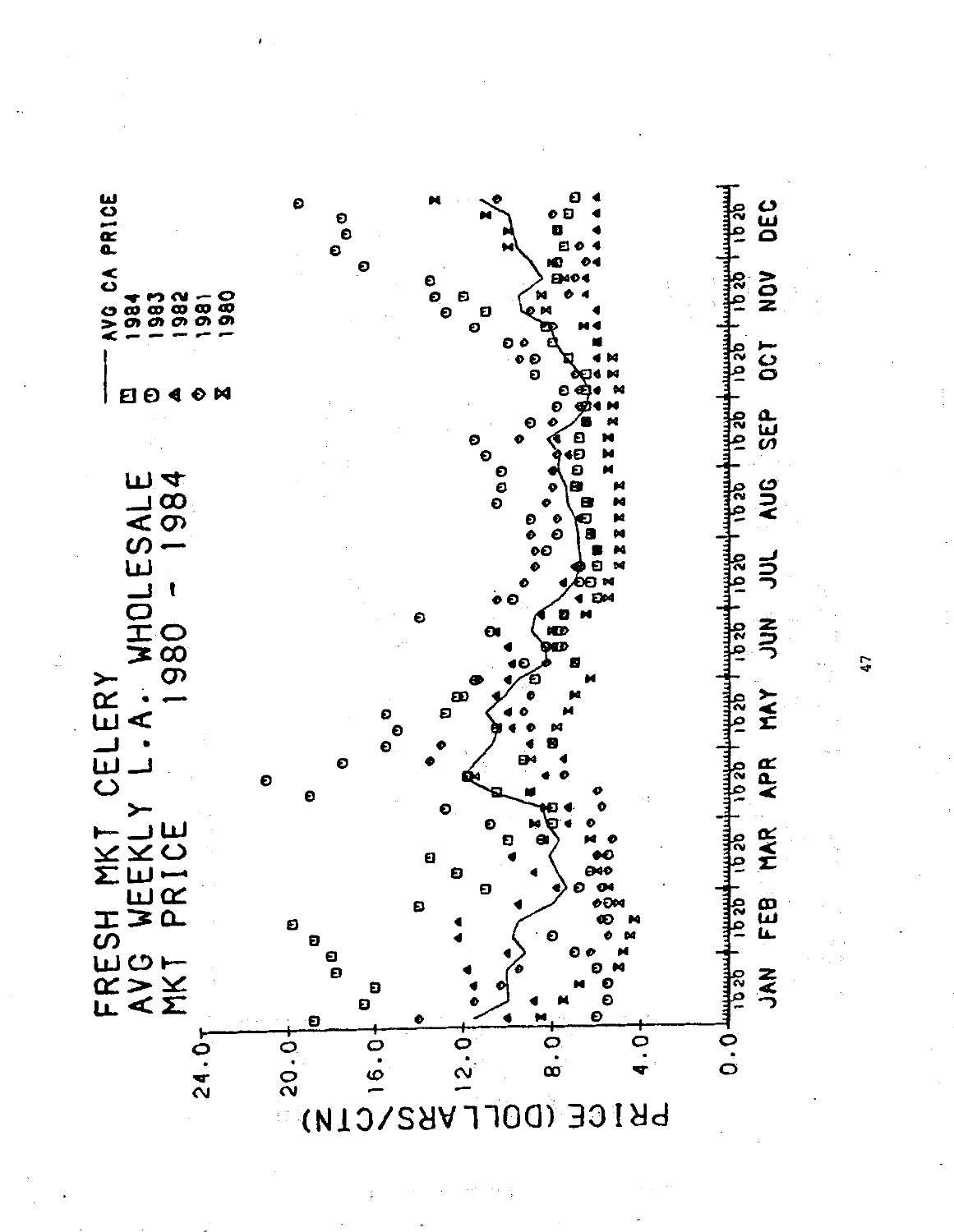# FRESH MKT CELERY
## AVG WEEKLY L.A. WHOLESALE
## MKT PRICE 1980 - 1984

Legend:

- —— AVG CA PRICE
- ⊡ 1984
- ⊙ 1983
- ▲ 1982
- ◇ 1981
- ⧖ 1980

PRICE (DOLLARS/CTN)

0.0, 4.0, 8.0, 12.0, 16.0, 20.0, 24.0

JAN FEB MAR APR MAY JUN JUL AUG SEP OCT NOV DEC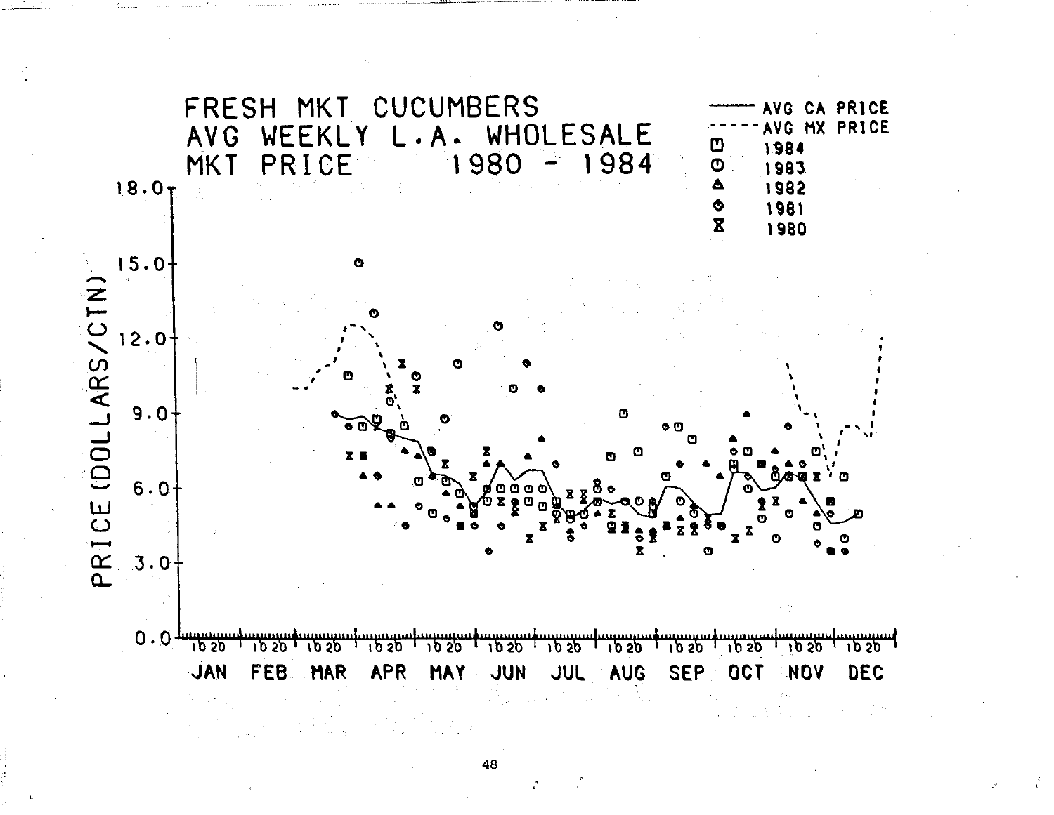FRESH MKT CUCUMBERS
AVG WEEKLY L.A. WHOLESALE
MKT PRICE 1980 - 1984

AVG CA PRICE
AVG MX PRICE
1984
1983
1982
1981
1980

PRICE (DOLLARS/CTN)

18.0
15.0
12.0
9.0
6.0
3.0
0.0

JAN FEB MAR APR MAY JUN JUL AUG SEP OCT NOV DEC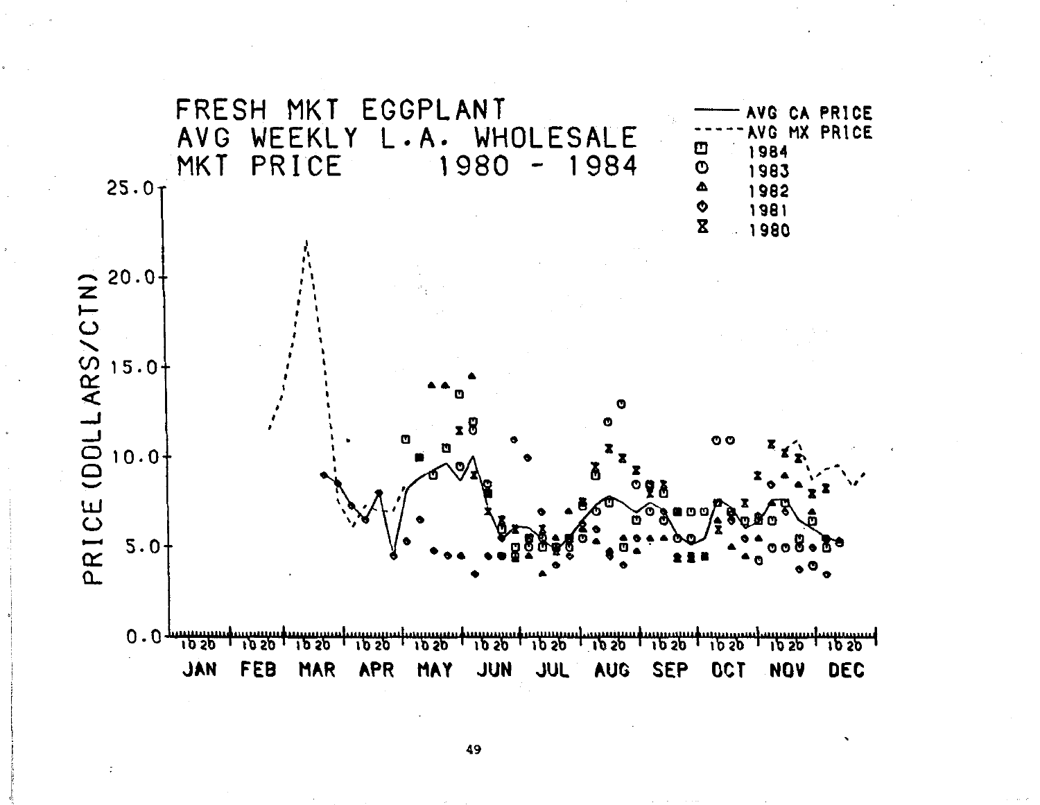FRESH MKT EGGPLANT
AVG WEEKLY L.A. WHOLESALE
MKT PRICE 1980 - 1984

——— AVG CA PRICE
- - - - AVG MX PRICE
□ 1984
ʘ 1983
▲ 1982
◇ 1981
⧗ 1980

PRICE (DOLLARS/CTN)

25.0
20.0
15.0
10.0
5.0
0.0

10 20 10 20 10 20 10 20 10 20 10 20 10 20 10 20 10 20 10 20 10 20 10 20

JAN FEB MAR APR MAY JUN JUL AUG SEP OCT NOV DEC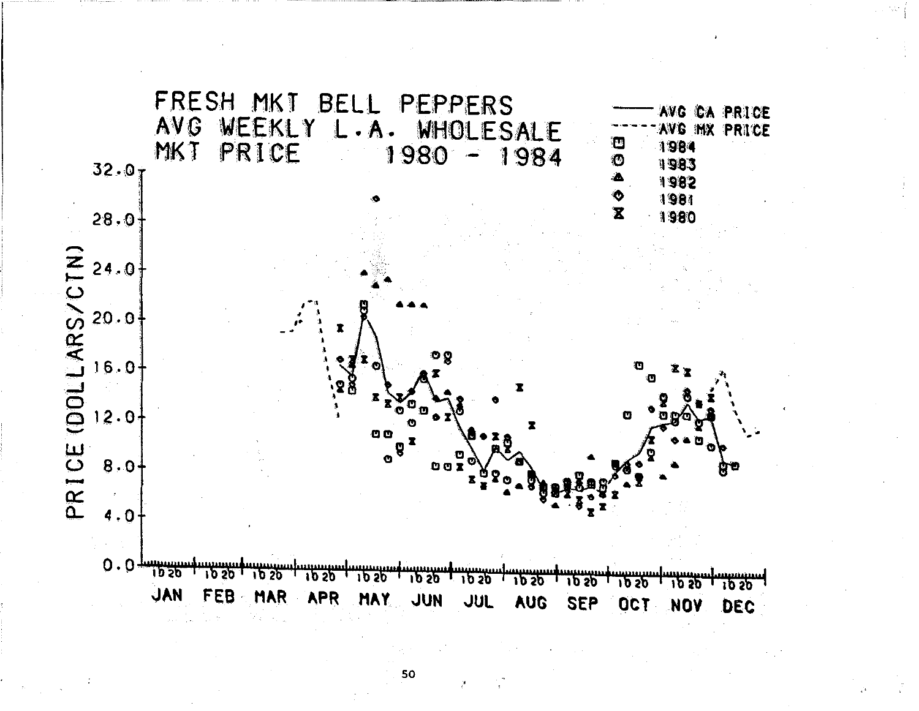FRESH MKT BELL PEPPERS
AVG WEEKLY L.A. WHOLESALE
MKT PRICE 1980 - 1984

— AVG CA PRICE
- - - AVG MX PRICE
□ 1984
○ 1983
▲ 1982
◇ 1981
⧗ 1980

PRICE (DOLLARS/CTN)

0.0, 4.0, 8.0, 12.0, 16.0, 20.0, 24.0, 28.0, 32.0

JAN FEB MAR APR MAY JUN JUL AUG SEP OCT NOV DEC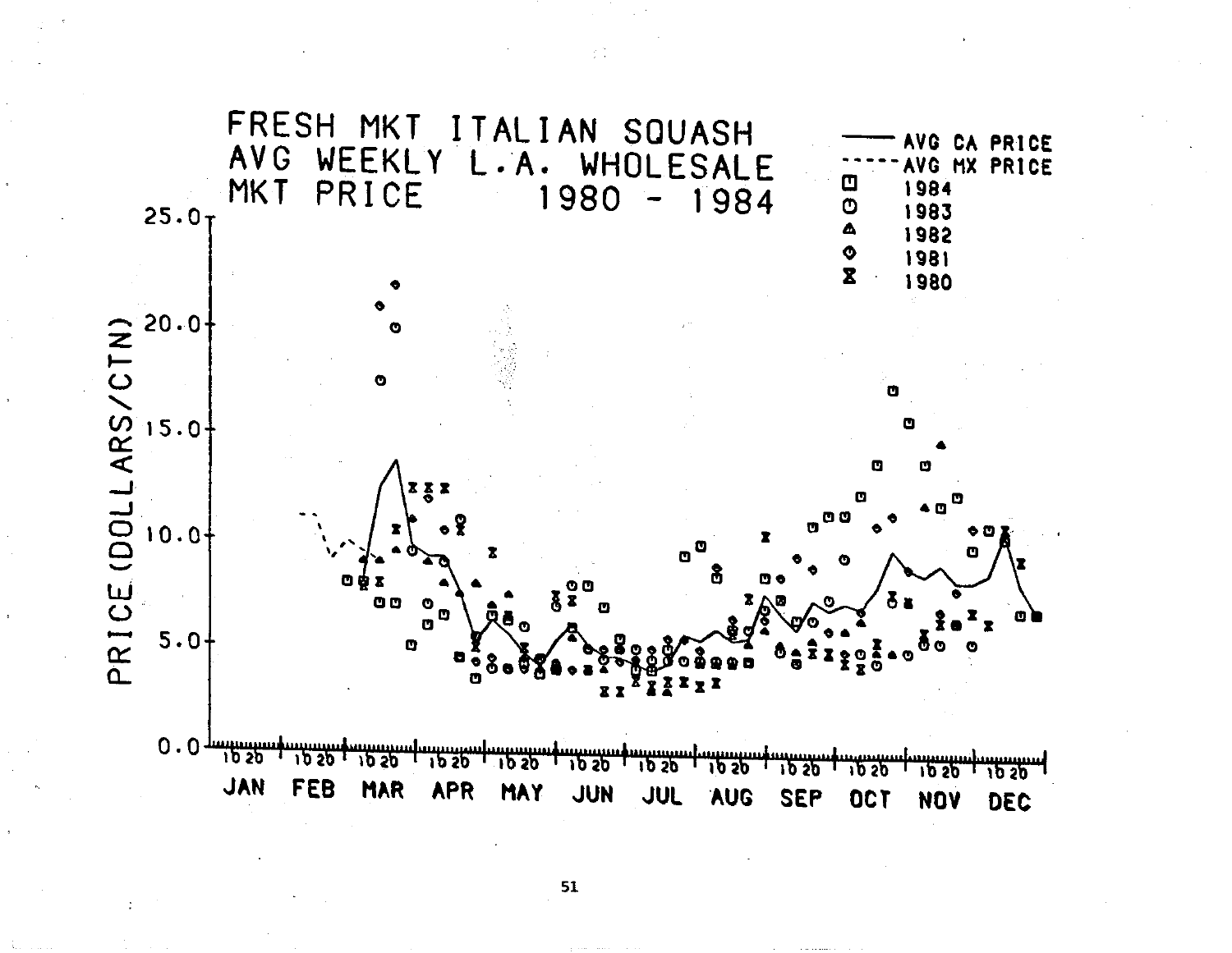FRESH MKT ITALIAN SQUASH
AVG WEEKLY L.A. WHOLESALE
MKT PRICE 1980 - 1984

— AVG CA PRICE
----- AVG MX PRICE
□ 1984
○ 1983
△ 1982
◇ 1981
⧗ 1980

PRICE (DOLLARS/CTN)

25.0
20.0
15.0
10.0
5.0
0.0

10 20 10 20 10 20 10 20 10 20 10 20 10 20 10 20 10 20 10 20 10 20 10 20

JAN FEB MAR APR MAY JUN JUL AUG SEP OCT NOV DEC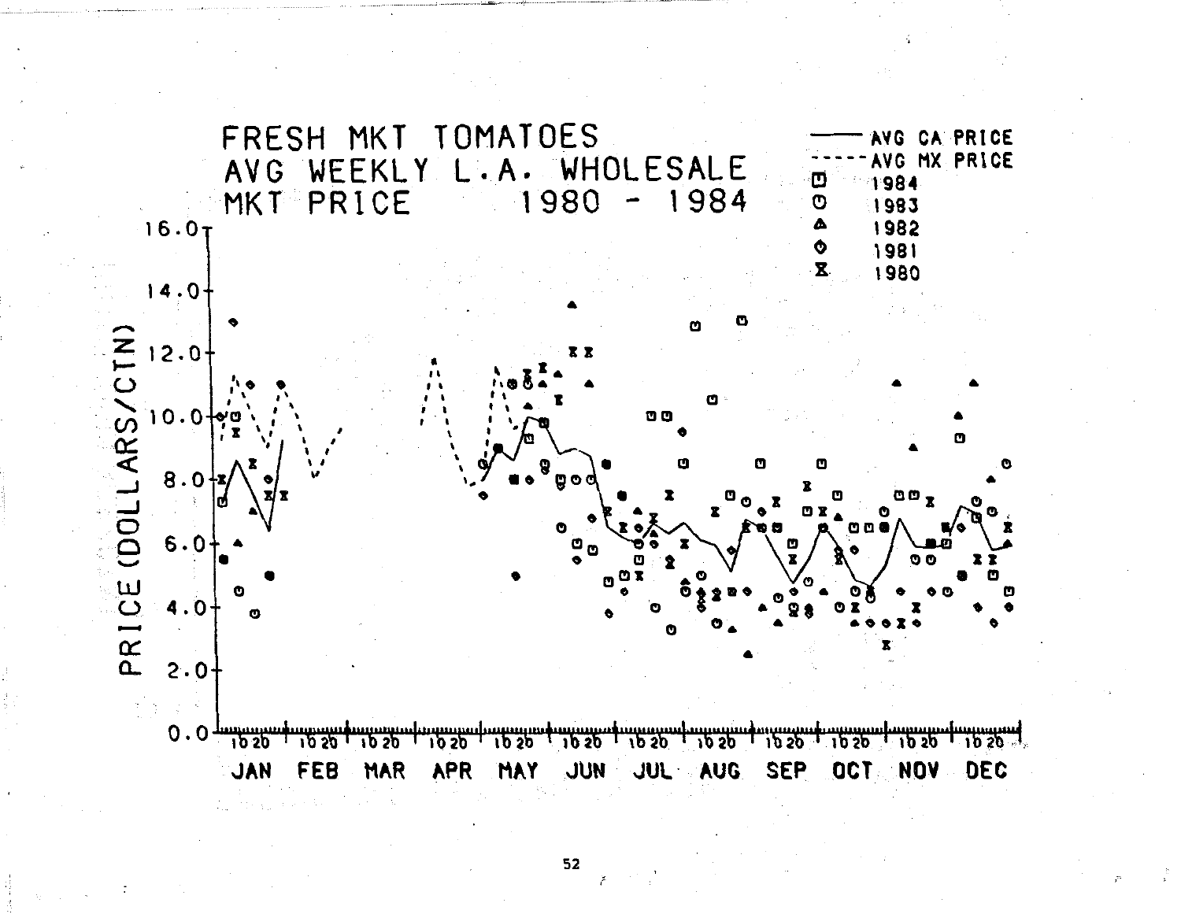# FRESH MKT TOMATOES AVG WEEKLY L.A. WHOLESALE MKT PRICE 1980 - 1984

Legend:

- AVG CA PRICE (solid line)
- AVG MX PRICE (dashed line)
- 1984 (⊡)
- 1983 (ʘ)
- 1982 (▲)
- 1981 (◆)
- 1980 (⧗)

PRICE (DOLLARS/CTN)

16.0, 14.0, 12.0, 10.0, 8.0, 6.0, 4.0, 2.0, 0.0

JAN FEB MAR APR MAY JUN JUL AUG SEP OCT NOV DEC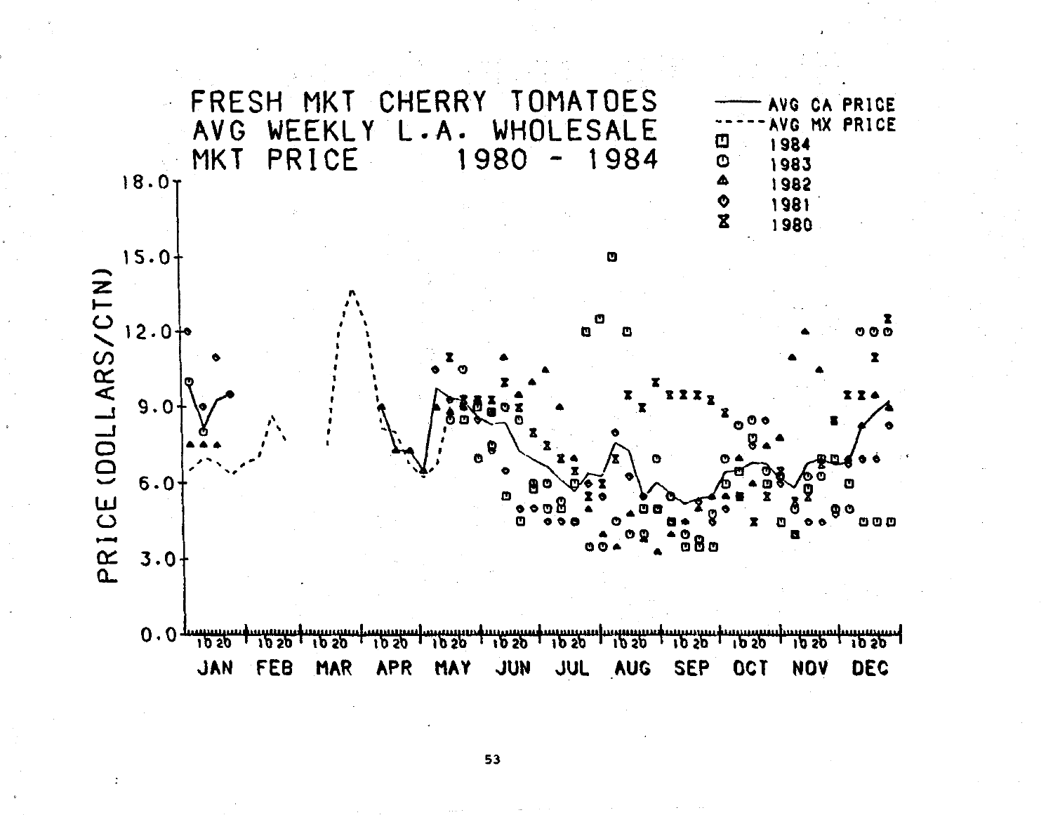FRESH MKT CHERRY TOMATOES
AVG WEEKLY L.A. WHOLESALE
MKT PRICE 1980 - 1984

— AVG CA PRICE
---- AVG MX PRICE
□ 1984
○ 1983
△ 1982
◇ 1981
⧗ 1980

PRICE (DOLLARS/CTN)

18.0
15.0
12.0
9.0
6.0
3.0
0.0

10 20 10 20 10 20 10 20 10 20 10 20 10 20 10 20 10 20 10 20 10 20 10 20

JAN FEB MAR APR MAY JUN JUL AUG SEP OCT NOV DEC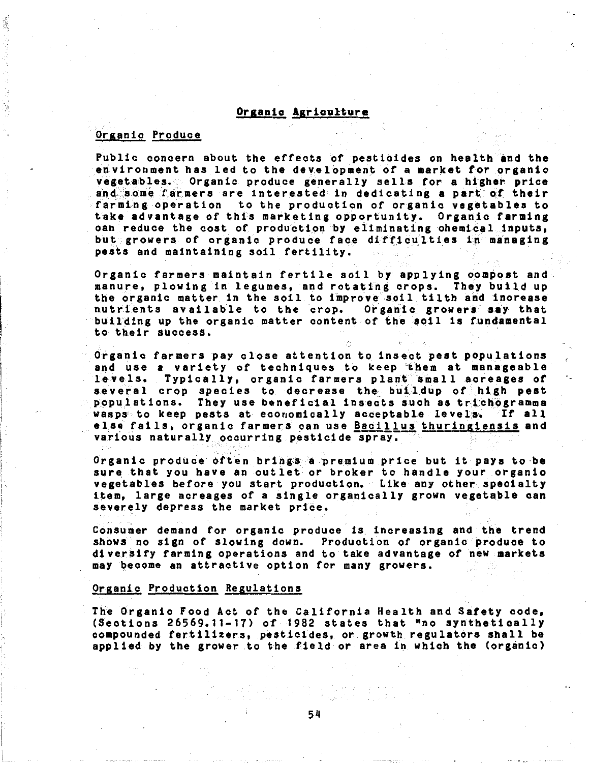## Organic Agriculture

### Organic Produce

Public concern about the effects of pesticides on health and the environment has led to the development of a market for organic vegetables. Organic produce generally sells for a higher price and some farmers are interested in dedicating a part of their farming operation to the production of organic vegetables to take advantage of this marketing opportunity. Organic farming can reduce the cost of production by eliminating chemical inputs, but growers of organic produce face difficulties in managing pests and maintaining soil fertility.

Organic farmers maintain fertile soil by applying compost and manure, plowing in legumes, and rotating crops. They build up the organic matter in the soil to improve soil tilth and increase nutrients available to the crop. Organic growers say that building up the organic matter content of the soil is fundamental to their success.

Organic farmers pay close attention to insect pest populations and use a variety of techniques to keep them at manageable levels. Typically, organic farmers plant small acreages of several crop species to decrease the buildup of high pest populations. They use beneficial insects such as trichogramma wasps to keep pests at economically acceptable levels. If all else fails, organic farmers can use *Bacillus thuringiensis* and various naturally occurring pesticide spray.

Organic produce often brings a premium price but it pays to be sure that you have an outlet or broker to handle your organic vegetables before you start production. Like any other specialty item, large acreages of a single organically grown vegetable can severely depress the market price.

Consumer demand for organic produce is increasing and the trend shows no sign of slowing down. Production of organic produce to diversify farming operations and to take advantage of new markets may become an attractive option for many growers.

### Organic Production Regulations

The Organic Food Act of the California Health and Safety code, (Sections 26569.11-17) of 1982 states that "no synthetically compounded fertilizers, pesticides, or growth regulators shall be applied by the grower to the field or area in which the (organic)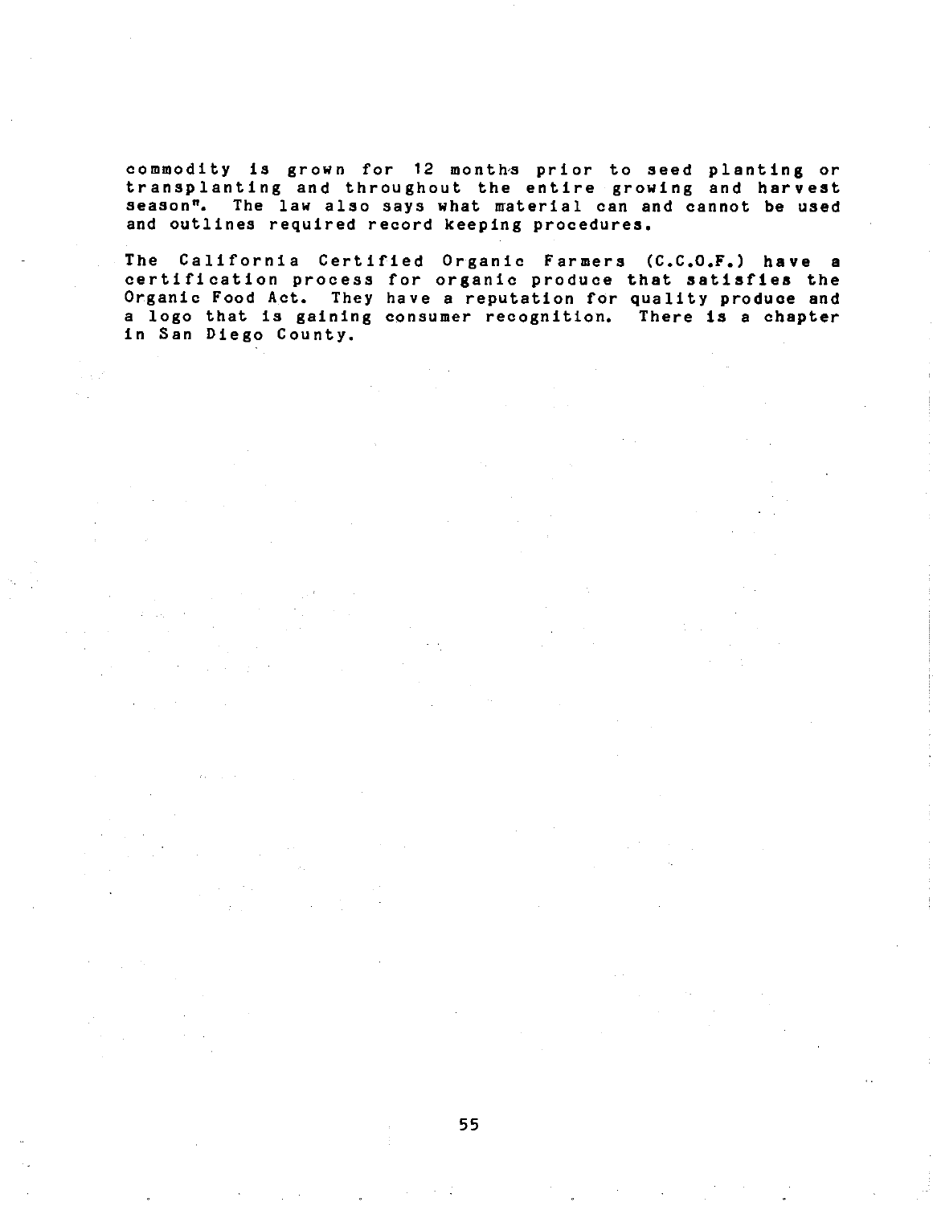commodity is grown for 12 months prior to seed planting or transplanting and throughout the entire growing and harvest season". The law also says what material can and cannot be used and outlines required record keeping procedures.

The California Certified Organic Farmers (C.C.O.F.) have a certification process for organic produce that satisfies the Organic Food Act. They have a reputation for quality produce and a logo that is gaining consumer recognition. There is a chapter in San Diego County.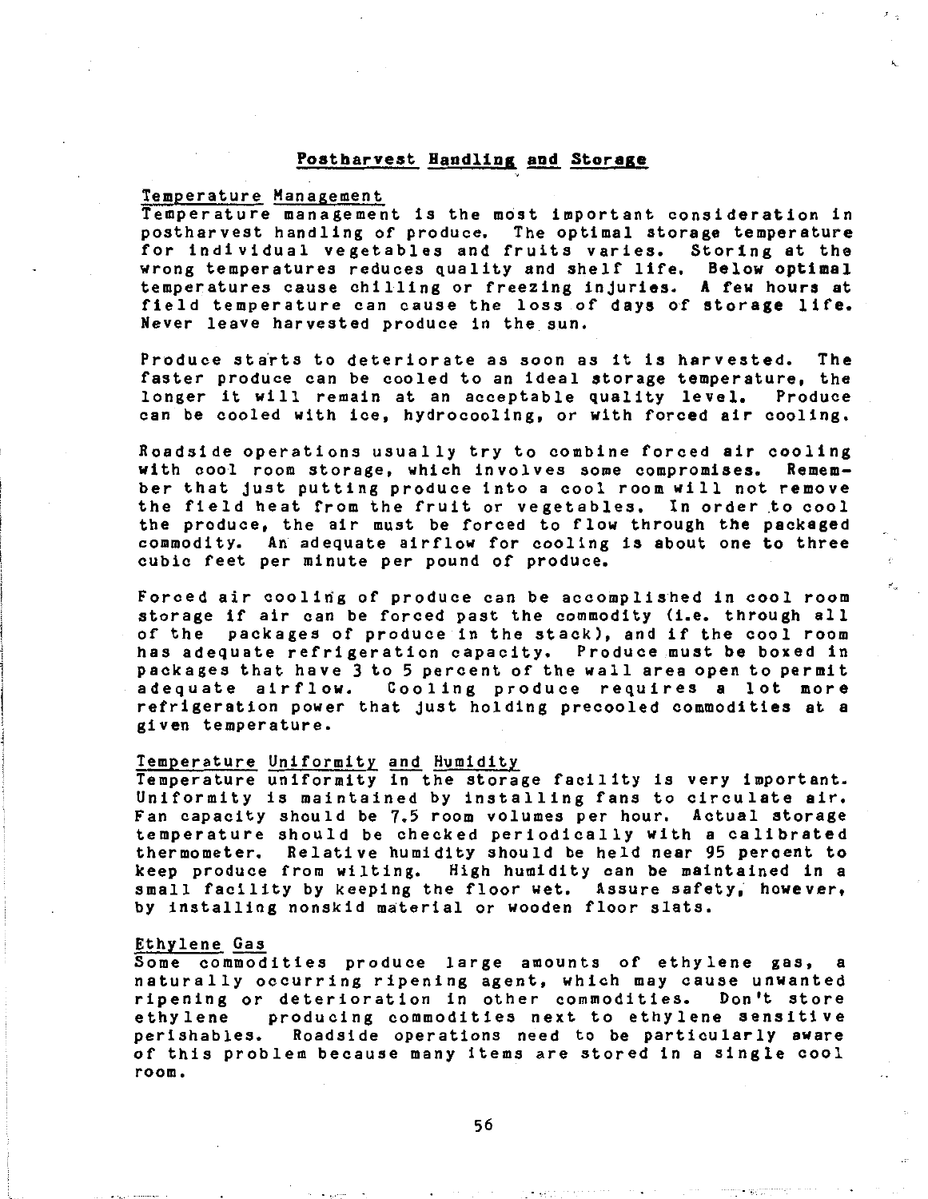## Postharvest Handling and Storage

### Temperature Management

Temperature management is the most important consideration in postharvest handling of produce. The optimal storage temperature for individual vegetables and fruits varies. Storing at the wrong temperatures reduces quality and shelf life. Below optimal temperatures cause chilling or freezing injuries. A few hours at field temperature can cause the loss of days of storage life. Never leave harvested produce in the sun.

Produce starts to deteriorate as soon as it is harvested. The faster produce can be cooled to an ideal storage temperature, the longer it will remain at an acceptable quality level. Produce can be cooled with ice, hydrocooling, or with forced air cooling.

Roadside operations usually try to combine forced air cooling with cool room storage, which involves some compromises. Remember that just putting produce into a cool room will not remove the field heat from the fruit or vegetables. In order to cool the produce, the air must be forced to flow through the packaged commodity. An adequate airflow for cooling is about one to three cubic feet per minute per pound of produce.

Forced air cooling of produce can be accomplished in cool room storage if air can be forced past the commodity (i.e. through all of the packages of produce in the stack), and if the cool room has adequate refrigeration capacity. Produce must be boxed in packages that have 3 to 5 percent of the wall area open to permit adequate airflow. Cooling produce requires a lot more refrigeration power that just holding precooled commodities at a given temperature.

### Temperature Uniformity and Humidity

Temperature uniformity in the storage facility is very important. Uniformity is maintained by installing fans to circulate air. Fan capacity should be 7.5 room volumes per hour. Actual storage temperature should be checked periodically with a calibrated thermometer. Relative humidity should be held near 95 percent to keep produce from wilting. High humidity can be maintained in a small facility by keeping the floor wet. Assure safety, however, by installing nonskid material or wooden floor slats.

### Ethylene Gas

Some commodities produce large amounts of ethylene gas, a naturally occurring ripening agent, which may cause unwanted ripening or deterioration in other commodities. Don't store ethylene producing commodities next to ethylene sensitive perishables. Roadside operations need to be particularly aware of this problem because many items are stored in a single cool room.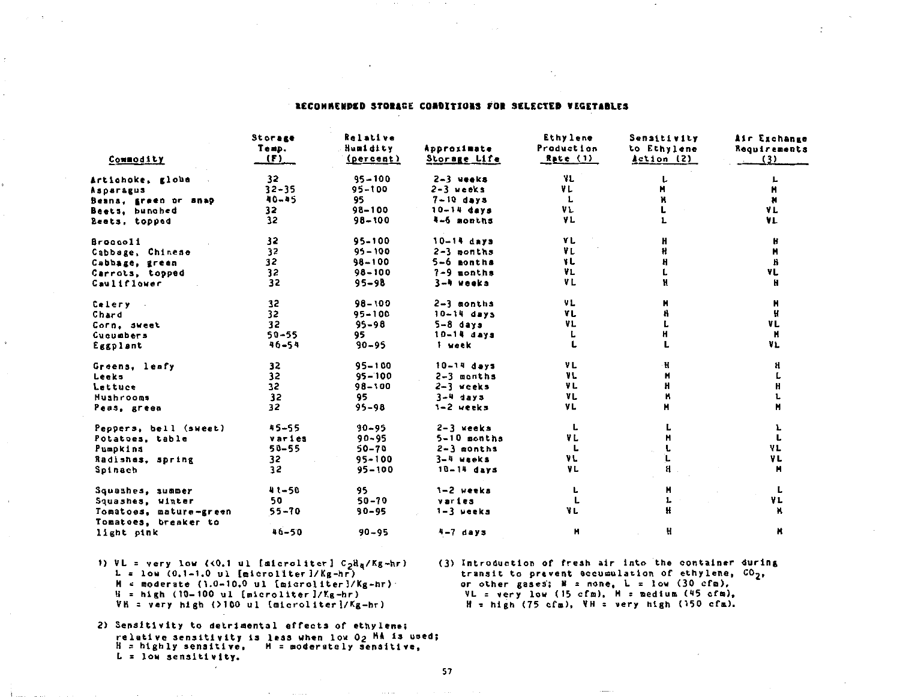## RECOMMENDED STORAGE CONDITIONS FOR SELECTED VEGETABLES

| Commodity | Storage Temp. (F) | Relative Humidity (percent) | Approximate Storage Life | Ethylene Production Rate (1) | Sensitivity to Ethylene Action (2) | Air Exchange Requirements (3) |
|---|---|---|---|---|---|---|
| Artichoke, globe | 32 | 95-100 | 2-3 weeks | VL | L | L |
| Asparagus | 32-35 | 95-100 | 2-3 weeks | VL | M | M |
| Beans, green or snap | 40-45 | 95 | 7-10 days | L | M | M |
| Beets, bunched | 32 | 98-100 | 10-14 days | VL | L | VL |
| Beets, topped | 32 | 98-100 | 4-6 months | VL | L | VL |
| Broccoli | 32 | 95-100 | 10-14 days | VL | H | H |
| Cabbage, Chinese | 32 | 95-100 | 2-3 months | VL | H | M |
| Cabbage, green | 32 | 98-100 | 5-6 months | VL | H | H |
| Carrots, topped | 32 | 98-100 | 7-9 months | VL | L | VL |
| Cauliflower | 32 | 95-98 | 3-4 weeks | VL | H | H |
| Celery | 32 | 98-100 | 2-3 months | VL | M | M |
| Chard | 32 | 95-100 | 10-14 days | VL | H | H |
| Corn, sweet | 32 | 95-98 | 5-8 days | VL | L | VL |
| Cucumbers | 50-55 | 95 | 10-14 days | L | H | M |
| Eggplant | 46-54 | 90-95 | 1 week | L | L | VL |
| Greens, leafy | 32 | 95-100 | 10-14 days | VL | H | H |
| Leeks | 32 | 95-100 | 2-3 months | VL | M | L |
| Lettuce | 32 | 98-100 | 2-3 weeks | VL | H | H |
| Mushrooms | 32 | 95 | 3-4 days | VL | M | L |
| Peas, green | 32 | 95-98 | 1-2 weeks | VL | M | M |
| Peppers, bell (sweet) | 45-55 | 90-95 | 2-3 weeks | L | L | L |
| Potatoes, table | varies | 90-95 | 5-10 months | VL | M | L |
| Pumpkins | 50-55 | 50-70 | 2-3 months | L | L | VL |
| Radishes, spring | 32 | 95-100 | 3-4 weeks | VL | L | VL |
| Spinach | 32 | 95-100 | 10-14 days | VL | H | M |
| Squashes, summer | 41-50 | 95 | 1-2 weeks | L | M | L |
| Squashes, winter | 50 | 50-70 | varies | L | L | VL |
| Tomatoes, mature-green | 55-70 | 90-95 | 1-3 weeks | VL | H | M |
| Tomatoes, breaker to light pink | 46-50 | 90-95 | 4-7 days | M | H | M |

1) VL = very low (<0.1 ul [microliter] $C_2H_4$/Kg-hr)
   L = low (0.1-1.0 ul [microliter]/Kg-hr)
   M = moderate (1.0-10.0 ul [microliter]/Kg-hr)
   H = high (10-100 ul [microliter]/Kg-hr)
   VH = very high (>100 ul [microliter]/Kg-hr)

2) Sensitivity to detrimental effects of ethylene; relative sensitivity is less when low $O_2$ MA is used;
   H = highly sensitive, M = moderately sensitive,
   L = low sensitivity.

(3) Introduction of fresh air into the container during transit to prevent accumulation of ethylene, $CO_2$, or other gases; N = none, L = low (30 cfm), VL = very low (15 cfm), M = medium (45 cfm), H = high (75 cfm), VH = very high (150 cfm).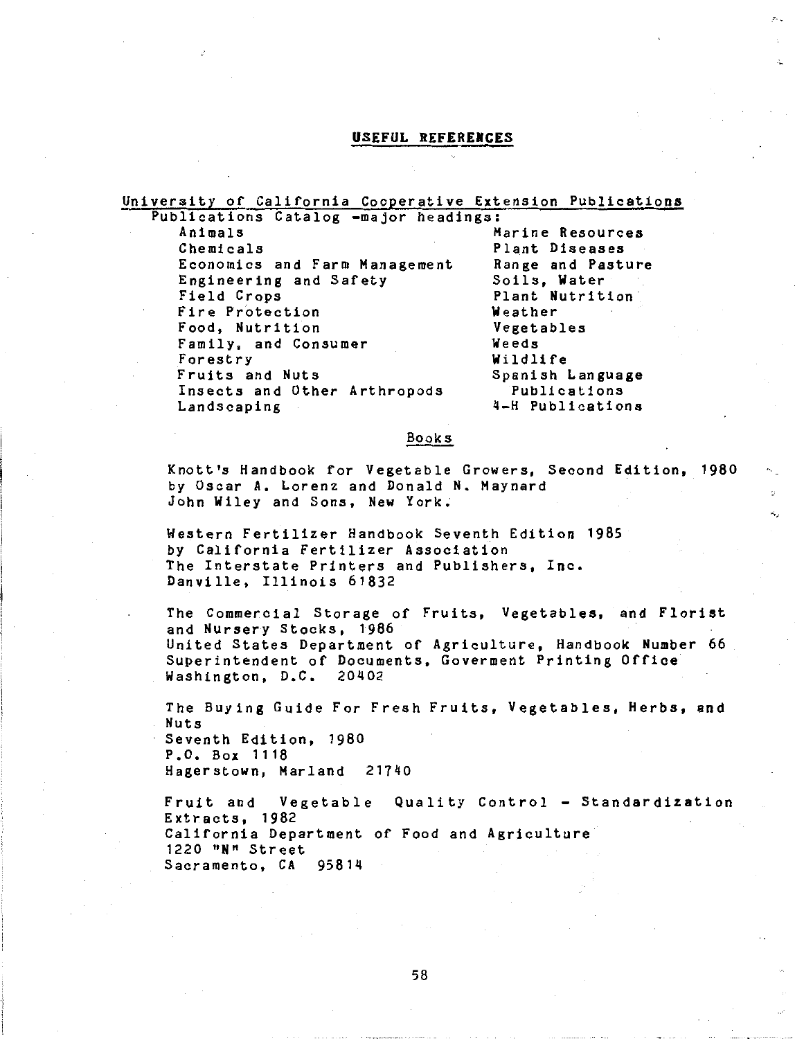## USEFUL REFERENCES

### University of California Cooperative Extension Publications

Publications Catalog -major headings:

- Animals
- Chemicals
- Economics and Farm Management
- Engineering and Safety
- Field Crops
- Fire Protection
- Food, Nutrition
- Family, and Consumer
- Forestry
- Fruits and Nuts
- Insects and Other Arthropods
- Landscaping
- Marine Resources
- Plant Diseases
- Range and Pasture
- Soils, Water
- Plant Nutrition
- Weather
- Vegetables
- Weeds
- Wildlife
- Spanish Language Publications
- 4-H Publications

### Books

Knott's Handbook for Vegetable Growers, Second Edition, 1980
by Oscar A. Lorenz and Donald N. Maynard
John Wiley and Sons, New York.

Western Fertilizer Handbook Seventh Edition 1985
by California Fertilizer Association
The Interstate Printers and Publishers, Inc.
Danville, Illinois 61832

The Commercial Storage of Fruits, Vegetables, and Florist and Nursery Stocks, 1986
United States Department of Agriculture, Handbook Number 66
Superintendent of Documents, Goverment Printing Office
Washington, D.C. 20402

The Buying Guide For Fresh Fruits, Vegetables, Herbs, and Nuts
Seventh Edition, 1980
P.O. Box 1118
Hagerstown, Marland 21740

Fruit and Vegetable Quality Control - Standardization Extracts, 1982
California Department of Food and Agriculture
1220 "N" Street
Sacramento, CA 95814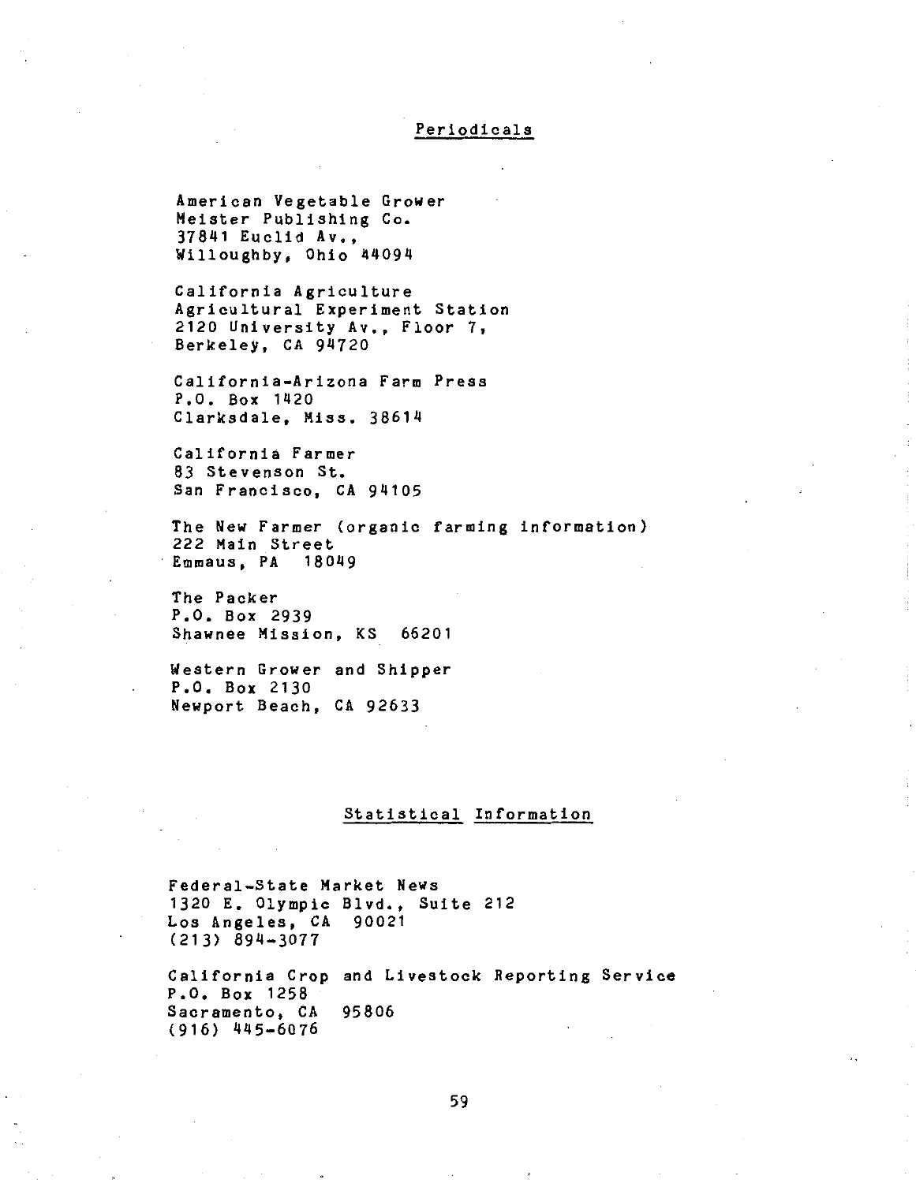## Periodicals

American Vegetable Grower  
Meister Publishing Co.  
37841 Euclid Av.,  
Willoughby, Ohio 44094

California Agriculture  
Agricultural Experiment Station  
2120 University Av., Floor 7,  
Berkeley, CA 94720

California-Arizona Farm Press  
P.O. Box 1420  
Clarksdale, Miss. 38614

California Farmer  
83 Stevenson St.  
San Francisco, CA 94105

The New Farmer (organic farming information)  
222 Main Street  
Emmaus, PA 18049

The Packer  
P.O. Box 2939  
Shawnee Mission, KS 66201

Western Grower and Shipper  
P.O. Box 2130  
Newport Beach, CA 92633

## Statistical Information

Federal-State Market News  
1320 E. Olympic Blvd., Suite 212  
Los Angeles, CA 90021  
(213) 894-3077

California Crop and Livestock Reporting Service  
P.O. Box 1258  
Sacramento, CA 95806  
(916) 445-6076